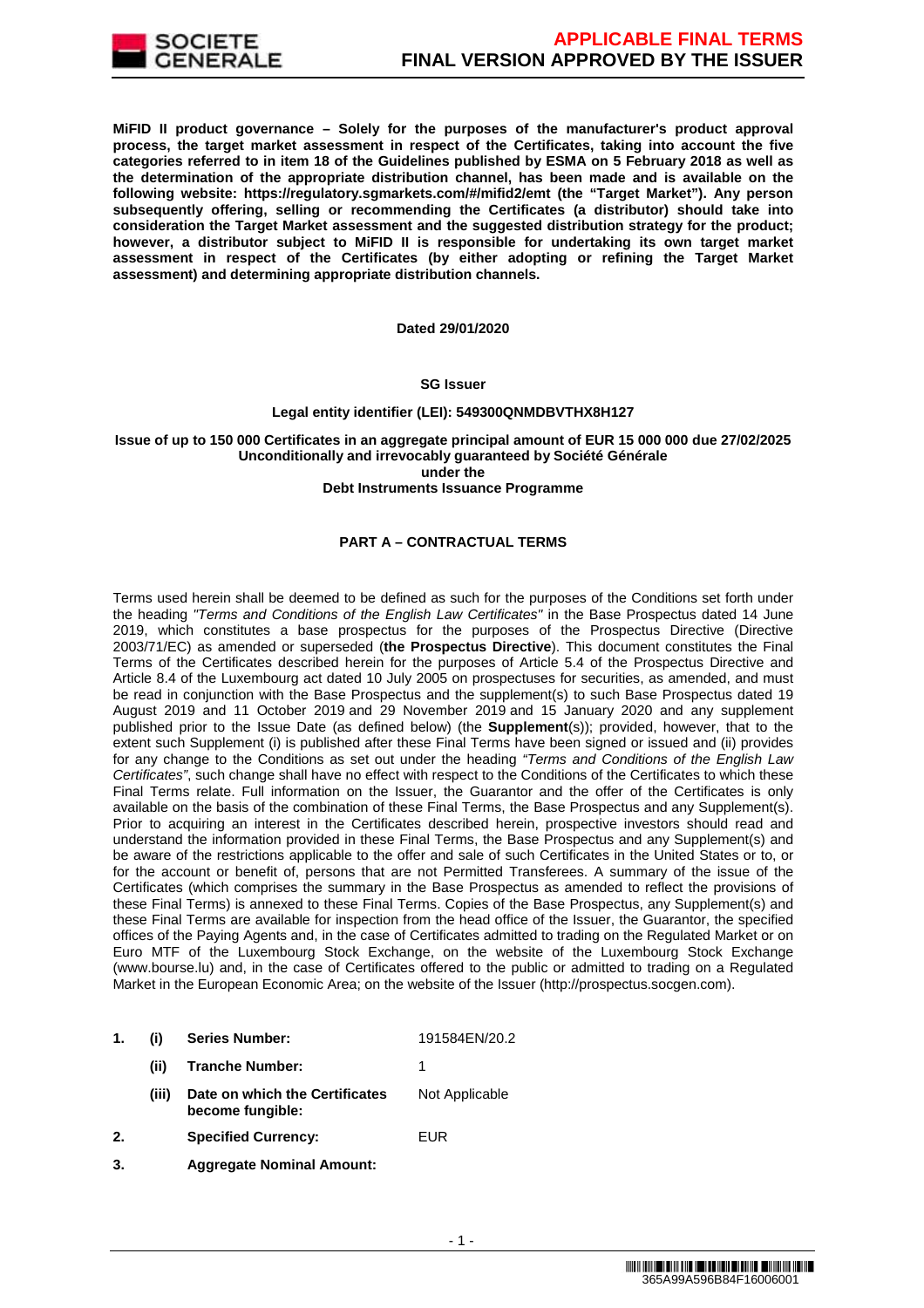**MiFID II product governance – Solely for the purposes of the manufacturer's product approval process, the target market assessment in respect of the Certificates, taking into account the five categories referred to in item 18 of the Guidelines published by ESMA on 5 February 2018 as well as the determination of the appropriate distribution channel, has been made and is available on the following website: https://regulatory.sgmarkets.com/#/mifid2/emt (the "Target Market"). Any person subsequently offering, selling or recommending the Certificates (a distributor) should take into consideration the Target Market assessment and the suggested distribution strategy for the product; however, a distributor subject to MiFID II is responsible for undertaking its own target market assessment in respect of the Certificates (by either adopting or refining the Target Market assessment) and determining appropriate distribution channels.**

**Dated 29/01/2020**

**SG Issuer**

**Legal entity identifier (LEI): 549300QNMDBVTHX8H127**

**Issue of up to 150 000 Certificates in an aggregate principal amount of EUR 15 000 000 due 27/02/2025**
**Unconditionally and irrevocably guaranteed by Société Générale**
**under the**
**Debt Instruments Issuance Programme**

## PART A – CONTRACTUAL TERMS

Terms used herein shall be deemed to be defined as such for the purposes of the Conditions set forth under the heading *"Terms and Conditions of the English Law Certificates"* in the Base Prospectus dated 14 June 2019, which constitutes a base prospectus for the purposes of the Prospectus Directive (Directive 2003/71/EC) as amended or superseded (**the Prospectus Directive**). This document constitutes the Final Terms of the Certificates described herein for the purposes of Article 5.4 of the Prospectus Directive and Article 8.4 of the Luxembourg act dated 10 July 2005 on prospectuses for securities, as amended, and must be read in conjunction with the Base Prospectus and the supplement(s) to such Base Prospectus dated 19 August 2019 and 11 October 2019 and 29 November 2019 and 15 January 2020 and any supplement published prior to the Issue Date (as defined below) (the **Supplement**(s)); provided, however, that to the extent such Supplement (i) is published after these Final Terms have been signed or issued and (ii) provides for any change to the Conditions as set out under the heading *"Terms and Conditions of the English Law Certificates"*, such change shall have no effect with respect to the Conditions of the Certificates to which these Final Terms relate. Full information on the Issuer, the Guarantor and the offer of the Certificates is only available on the basis of the combination of these Final Terms, the Base Prospectus and any Supplement(s). Prior to acquiring an interest in the Certificates described herein, prospective investors should read and understand the information provided in these Final Terms, the Base Prospectus and any Supplement(s) and be aware of the restrictions applicable to the offer and sale of such Certificates in the United States or to, or for the account or benefit of, persons that are not Permitted Transferees. A summary of the issue of the Certificates (which comprises the summary in the Base Prospectus as amended to reflect the provisions of these Final Terms) is annexed to these Final Terms. Copies of the Base Prospectus, any Supplement(s) and these Final Terms are available for inspection from the head office of the Issuer, the Guarantor, the specified offices of the Paying Agents and, in the case of Certificates admitted to trading on the Regulated Market or on Euro MTF of the Luxembourg Stock Exchange, on the website of the Luxembourg Stock Exchange (www.bourse.lu) and, in the case of Certificates offered to the public or admitted to trading on a Regulated Market in the European Economic Area; on the website of the Issuer (http://prospectus.socgen.com).

| | | | |
|---|---|---|---|
| 1. | (i) | **Series Number:** | 191584EN/20.2 |
| | (ii) | **Tranche Number:** | 1 |
| | (iii) | **Date on which the Certificates become fungible:** | Not Applicable |
| 2. | | **Specified Currency:** | EUR |
| 3. | | **Aggregate Nominal Amount:** | |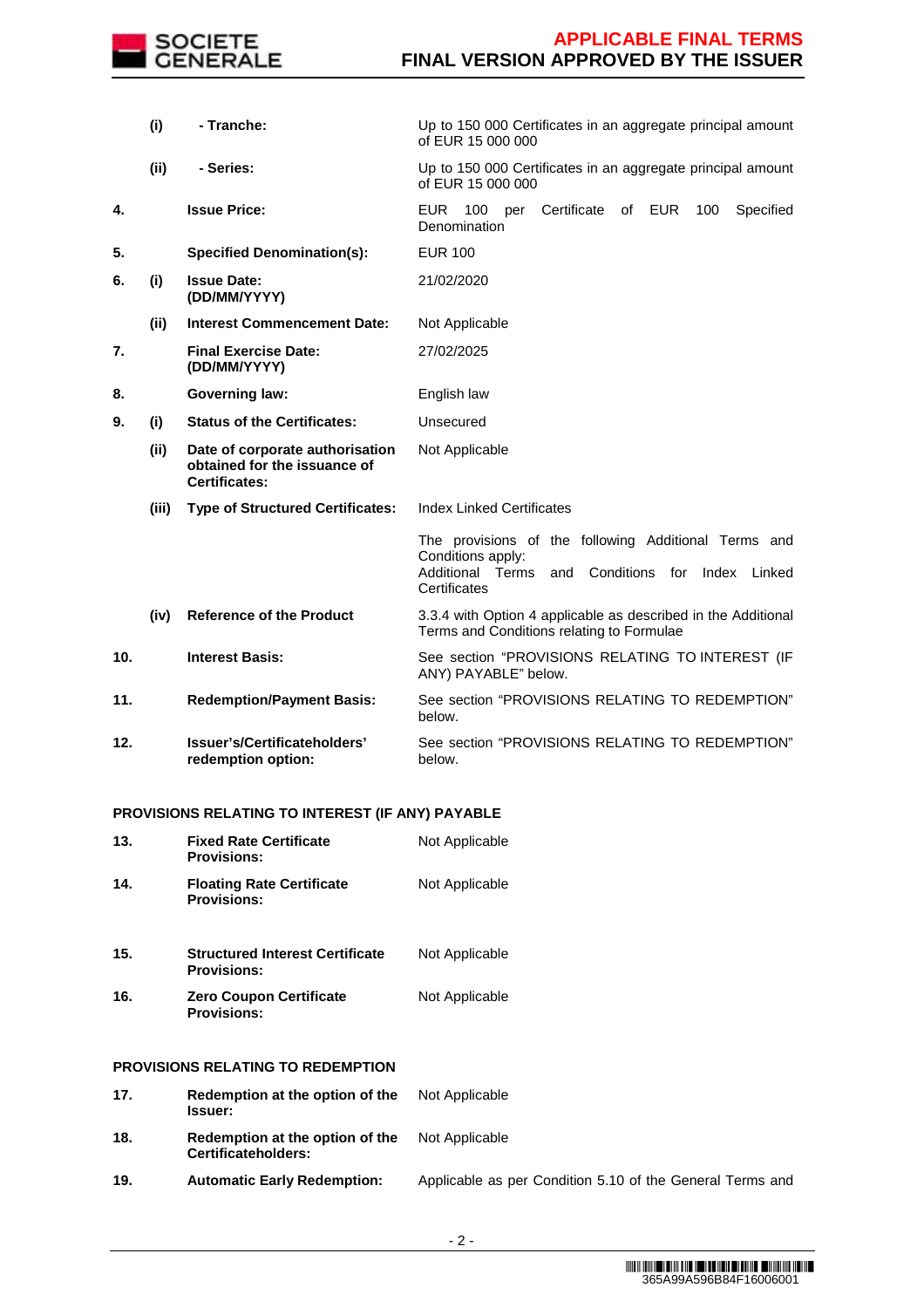| | | | |
|---|---|---|---|
| | **(i)** | **- Tranche:** | Up to 150 000 Certificates in an aggregate principal amount of EUR 15 000 000 |
| | **(ii)** | **- Series:** | Up to 150 000 Certificates in an aggregate principal amount of EUR 15 000 000 |
| **4.** | | **Issue Price:** | EUR 100 per Certificate of EUR 100 Specified Denomination |
| **5.** | | **Specified Denomination(s):** | EUR 100 |
| **6.** | **(i)** | **Issue Date: (DD/MM/YYYY)** | 21/02/2020 |
| | **(ii)** | **Interest Commencement Date:** | Not Applicable |
| **7.** | | **Final Exercise Date: (DD/MM/YYYY)** | 27/02/2025 |
| **8.** | | **Governing law:** | English law |
| **9.** | **(i)** | **Status of the Certificates:** | Unsecured |
| | **(ii)** | **Date of corporate authorisation obtained for the issuance of Certificates:** | Not Applicable |
| | **(iii)** | **Type of Structured Certificates:** | Index Linked Certificates |
| | | | The provisions of the following Additional Terms and Conditions apply: Additional Terms and Conditions for Index Linked Certificates |
| | **(iv)** | **Reference of the Product** | 3.3.4 with Option 4 applicable as described in the Additional Terms and Conditions relating to Formulae |
| **10.** | | **Interest Basis:** | See section "PROVISIONS RELATING TO INTEREST (IF ANY) PAYABLE" below. |
| **11.** | | **Redemption/Payment Basis:** | See section "PROVISIONS RELATING TO REDEMPTION" below. |
| **12.** | | **Issuer's/Certificateholders' redemption option:** | See section "PROVISIONS RELATING TO REDEMPTION" below. |

**PROVISIONS RELATING TO INTEREST (IF ANY) PAYABLE**

| | | |
|---|---|---|
| **13.** | **Fixed Rate Certificate Provisions:** | Not Applicable |
| **14.** | **Floating Rate Certificate Provisions:** | Not Applicable |
| **15.** | **Structured Interest Certificate Provisions:** | Not Applicable |
| **16.** | **Zero Coupon Certificate Provisions:** | Not Applicable |

**PROVISIONS RELATING TO REDEMPTION**

| | | |
|---|---|---|
| **17.** | **Redemption at the option of the Issuer:** | Not Applicable |
| **18.** | **Redemption at the option of the Certificateholders:** | Not Applicable |
| **19.** | **Automatic Early Redemption:** | Applicable as per Condition 5.10 of the General Terms and |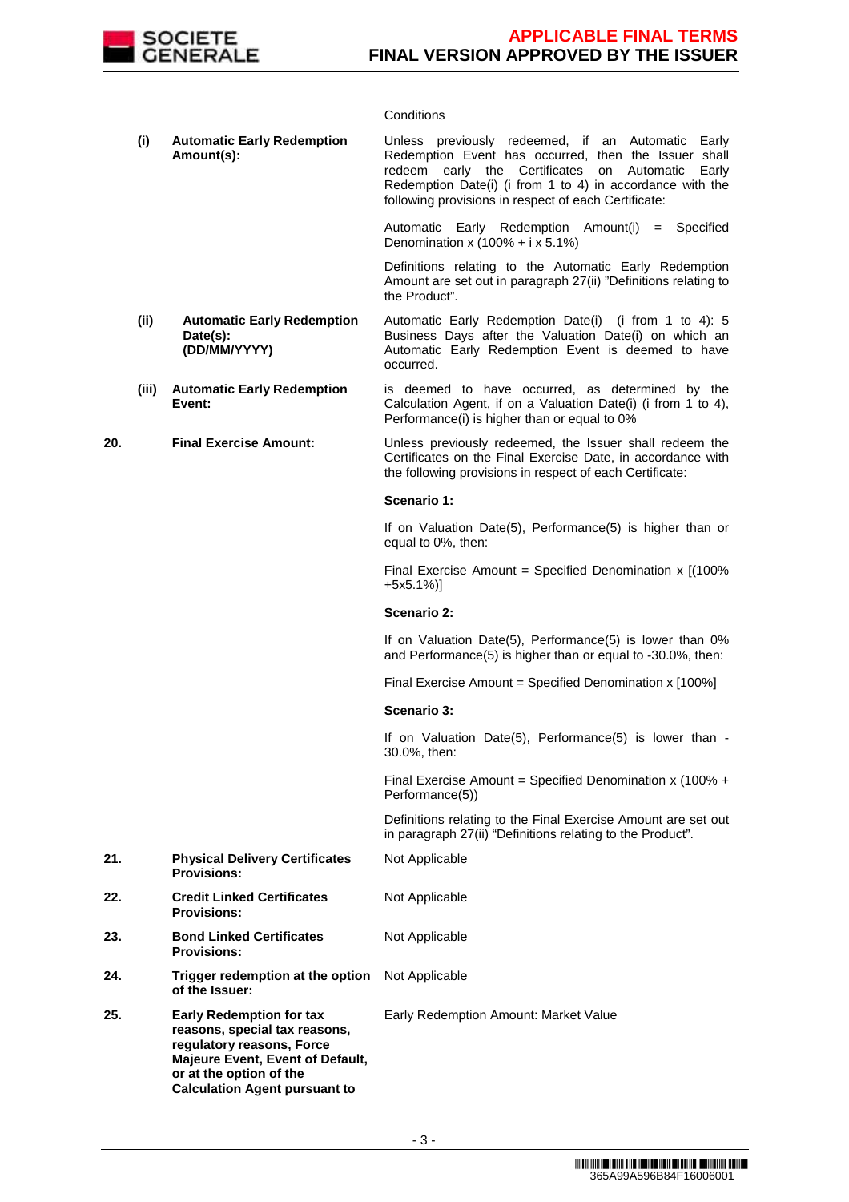| | | | |
|---|---|---|---|
| | | | Conditions |
| | (i) | **Automatic Early Redemption Amount(s):** | Unless previously redeemed, if an Automatic Early Redemption Event has occurred, then the Issuer shall redeem early the Certificates on Automatic Early Redemption Date(i) (i from 1 to 4) in accordance with the following provisions in respect of each Certificate:<br><br>Automatic Early Redemption Amount(i) = Specified Denomination x (100% + i x 5.1%)<br><br>Definitions relating to the Automatic Early Redemption Amount are set out in paragraph 27(ii) "Definitions relating to the Product". |
| | (ii) | **Automatic Early Redemption Date(s): (DD/MM/YYYY)** | Automatic Early Redemption Date(i) (i from 1 to 4): 5 Business Days after the Valuation Date(i) on which an Automatic Early Redemption Event is deemed to have occurred. |
| | (iii) | **Automatic Early Redemption Event:** | is deemed to have occurred, as determined by the Calculation Agent, if on a Valuation Date(i) (i from 1 to 4), Performance(i) is higher than or equal to 0% |
| 20. | | **Final Exercise Amount:** | Unless previously redeemed, the Issuer shall redeem the Certificates on the Final Exercise Date, in accordance with the following provisions in respect of each Certificate:<br><br>**Scenario 1:**<br><br>If on Valuation Date(5), Performance(5) is higher than or equal to 0%, then:<br><br>Final Exercise Amount = Specified Denomination x [(100% +5x5.1%)]<br><br>**Scenario 2:**<br><br>If on Valuation Date(5), Performance(5) is lower than 0% and Performance(5) is higher than or equal to -30.0%, then:<br><br>Final Exercise Amount = Specified Denomination x [100%]<br><br>**Scenario 3:**<br><br>If on Valuation Date(5), Performance(5) is lower than -30.0%, then:<br><br>Final Exercise Amount = Specified Denomination x (100% + Performance(5))<br><br>Definitions relating to the Final Exercise Amount are set out in paragraph 27(ii) "Definitions relating to the Product". |
| 21. | | **Physical Delivery Certificates Provisions:** | Not Applicable |
| 22. | | **Credit Linked Certificates Provisions:** | Not Applicable |
| 23. | | **Bond Linked Certificates Provisions:** | Not Applicable |
| 24. | | **Trigger redemption at the option of the Issuer:** | Not Applicable |
| 25. | | **Early Redemption for tax reasons, special tax reasons, regulatory reasons, Force Majeure Event, Event of Default, or at the option of the Calculation Agent pursuant to** | Early Redemption Amount: Market Value |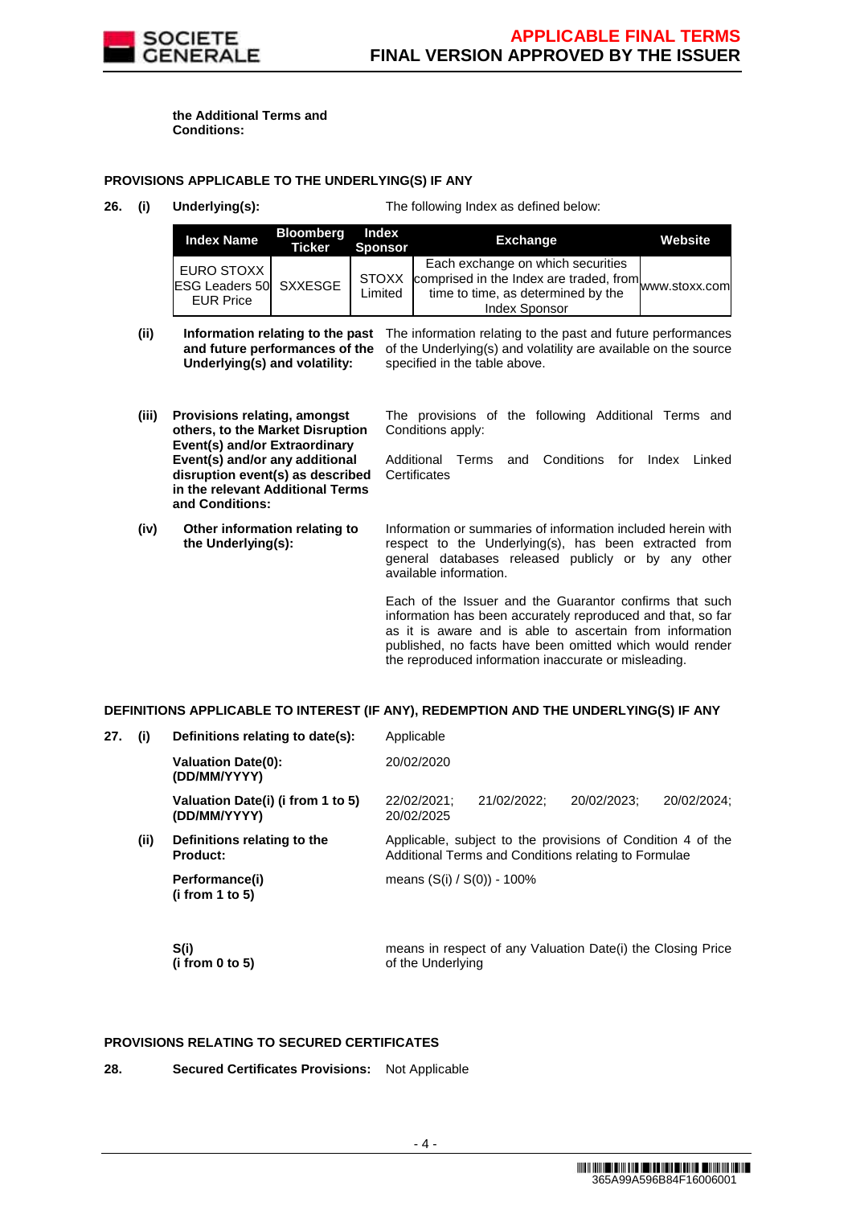**the Additional Terms and Conditions:**

**PROVISIONS APPLICABLE TO THE UNDERLYING(S) IF ANY**

**26. (i) Underlying(s):** The following Index as defined below:

| Index Name | Bloomberg Ticker | Index Sponsor | Exchange | Website |
|---|---|---|---|---|
| EURO STOXX ESG Leaders 50 EUR Price | SXXESGE | STOXX Limited | Each exchange on which securities comprised in the Index are traded, from time to time, as determined by the Index Sponsor | www.stoxx.com |

**(ii) Information relating to the past and future performances of the Underlying(s) and volatility:** The information relating to the past and future performances of the Underlying(s) and volatility are available on the source specified in the table above.

**(iii) Provisions relating, amongst others, to the Market Disruption Event(s) and/or Extraordinary Event(s) and/or any additional disruption event(s) as described in the relevant Additional Terms and Conditions:** The provisions of the following Additional Terms and Conditions apply:

Additional Terms and Conditions for Index Linked Certificates

**(iv) Other information relating to the Underlying(s):** Information or summaries of information included herein with respect to the Underlying(s), has been extracted from general databases released publicly or by any other available information.

Each of the Issuer and the Guarantor confirms that such information has been accurately reproduced and that, so far as it is aware and is able to ascertain from information published, no facts have been omitted which would render the reproduced information inaccurate or misleading.

**DEFINITIONS APPLICABLE TO INTEREST (IF ANY), REDEMPTION AND THE UNDERLYING(S) IF ANY**

**27. (i) Definitions relating to date(s):** Applicable

**Valuation Date(0): (DD/MM/YYYY)** 20/02/2020

**Valuation Date(i) (i from 1 to 5) (DD/MM/YYYY)** 22/02/2021; 21/02/2022; 20/02/2023; 20/02/2024; 20/02/2025

**(ii) Definitions relating to the Product:** Applicable, subject to the provisions of Condition 4 of the Additional Terms and Conditions relating to Formulae

**Performance(i) (i from 1 to 5)** means (S(i) / S(0)) - 100%

**S(i) (i from 0 to 5)** means in respect of any Valuation Date(i) the Closing Price of the Underlying

**PROVISIONS RELATING TO SECURED CERTIFICATES**

**28. Secured Certificates Provisions:** Not Applicable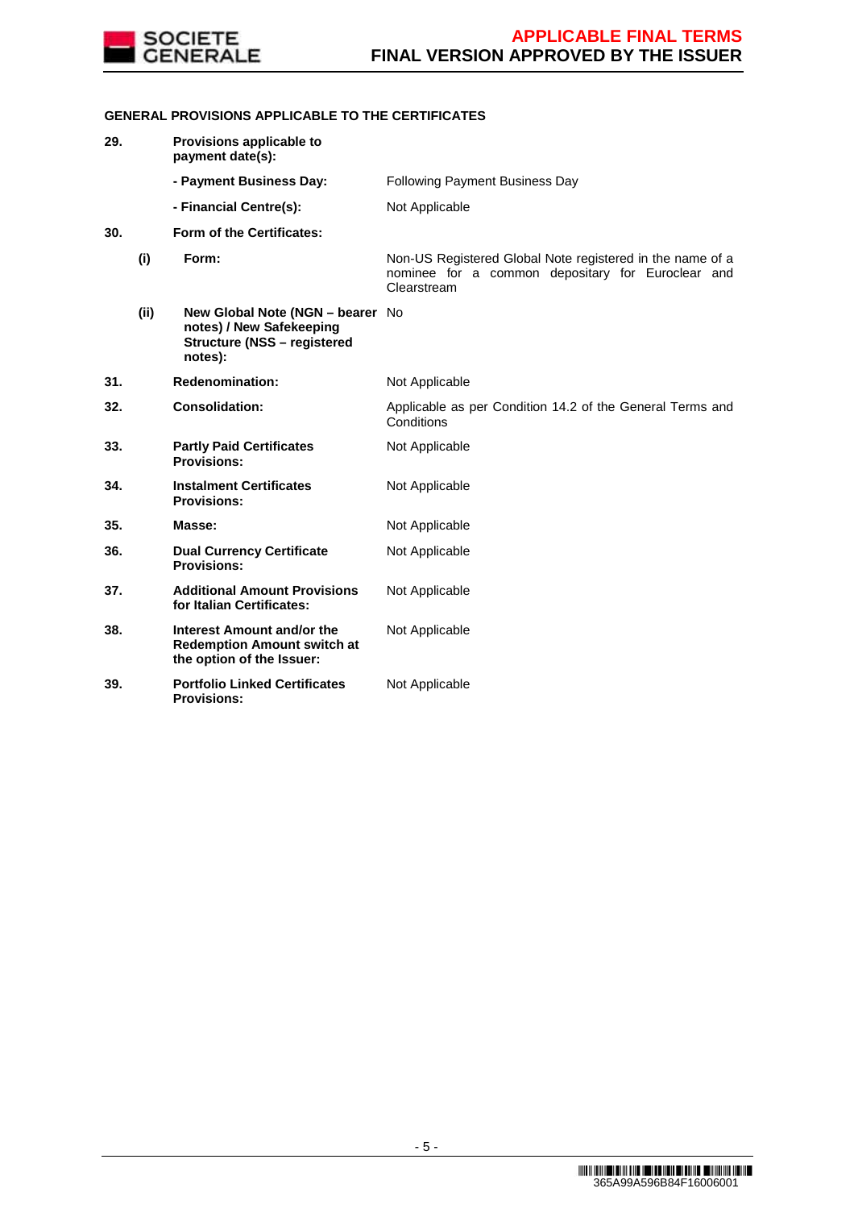**GENERAL PROVISIONS APPLICABLE TO THE CERTIFICATES**

| | | | |
|---|---|---|---|
| **29.** | | **Provisions applicable to payment date(s):** | |
| | | **- Payment Business Day:** | Following Payment Business Day |
| | | **- Financial Centre(s):** | Not Applicable |
| **30.** | | **Form of the Certificates:** | |
| | **(i)** | **Form:** | Non-US Registered Global Note registered in the name of a nominee for a common depositary for Euroclear and Clearstream |
| | **(ii)** | **New Global Note (NGN – bearer notes) / New Safekeeping Structure (NSS – registered notes):** | No |
| **31.** | | **Redenomination:** | Not Applicable |
| **32.** | | **Consolidation:** | Applicable as per Condition 14.2 of the General Terms and Conditions |
| **33.** | | **Partly Paid Certificates Provisions:** | Not Applicable |
| **34.** | | **Instalment Certificates Provisions:** | Not Applicable |
| **35.** | | **Masse:** | Not Applicable |
| **36.** | | **Dual Currency Certificate Provisions:** | Not Applicable |
| **37.** | | **Additional Amount Provisions for Italian Certificates:** | Not Applicable |
| **38.** | | **Interest Amount and/or the Redemption Amount switch at the option of the Issuer:** | Not Applicable |
| **39.** | | **Portfolio Linked Certificates Provisions:** | Not Applicable |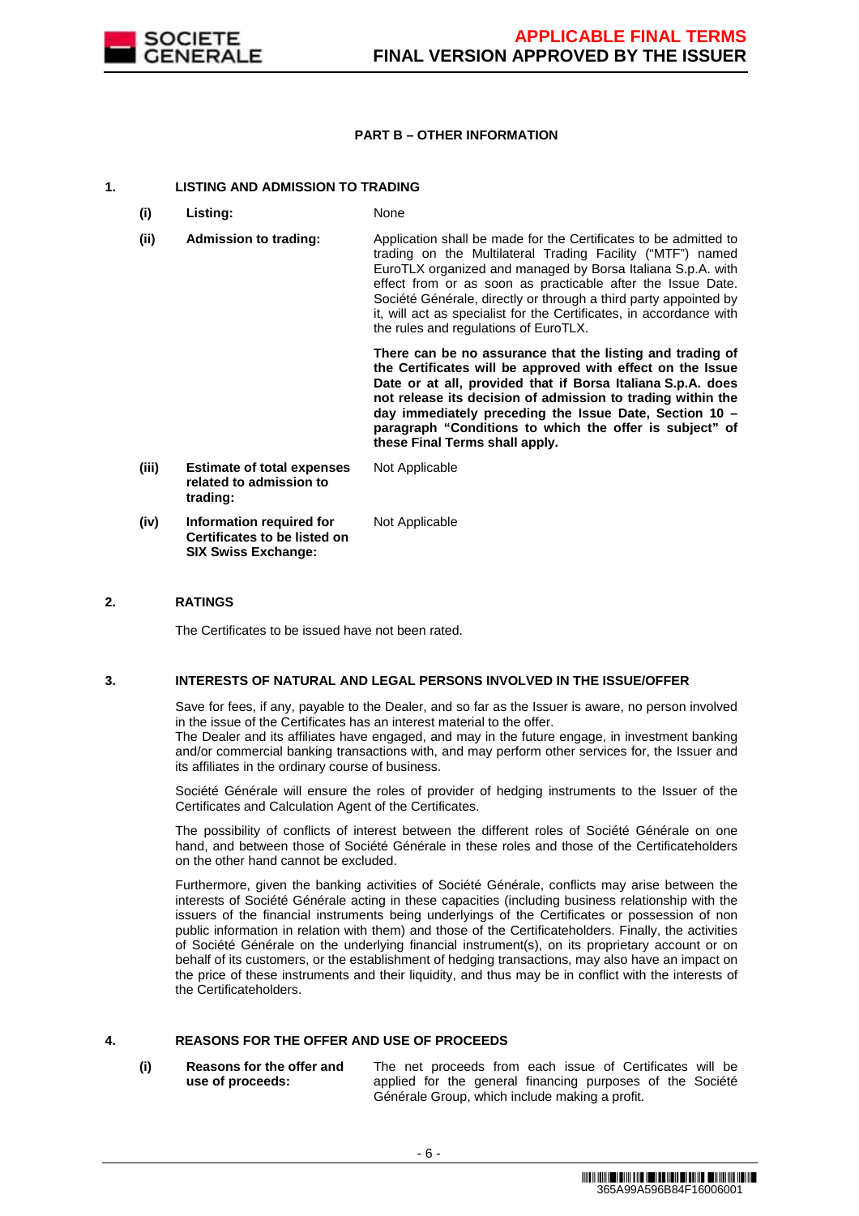**PART B – OTHER INFORMATION**

**1. LISTING AND ADMISSION TO TRADING**

| | | |
|---|---|---|
| **(i)** | **Listing:** | None |
| **(ii)** | **Admission to trading:** | Application shall be made for the Certificates to be admitted to trading on the Multilateral Trading Facility ("MTF") named EuroTLX organized and managed by Borsa Italiana S.p.A. with effect from or as soon as practicable after the Issue Date. Société Générale, directly or through a third party appointed by it, will act as specialist for the Certificates, in accordance with the rules and regulations of EuroTLX.<br><br>**There can be no assurance that the listing and trading of the Certificates will be approved with effect on the Issue Date or at all, provided that if Borsa Italiana S.p.A. does not release its decision of admission to trading within the day immediately preceding the Issue Date, Section 10 – paragraph "Conditions to which the offer is subject" of these Final Terms shall apply.** |
| **(iii)** | **Estimate of total expenses related to admission to trading:** | Not Applicable |
| **(iv)** | **Information required for Certificates to be listed on SIX Swiss Exchange:** | Not Applicable |

**2. RATINGS**

The Certificates to be issued have not been rated.

**3. INTERESTS OF NATURAL AND LEGAL PERSONS INVOLVED IN THE ISSUE/OFFER**

Save for fees, if any, payable to the Dealer, and so far as the Issuer is aware, no person involved in the issue of the Certificates has an interest material to the offer.
The Dealer and its affiliates have engaged, and may in the future engage, in investment banking and/or commercial banking transactions with, and may perform other services for, the Issuer and its affiliates in the ordinary course of business.

Société Générale will ensure the roles of provider of hedging instruments to the Issuer of the Certificates and Calculation Agent of the Certificates.

The possibility of conflicts of interest between the different roles of Société Générale on one hand, and between those of Société Générale in these roles and those of the Certificateholders on the other hand cannot be excluded.

Furthermore, given the banking activities of Société Générale, conflicts may arise between the interests of Société Générale acting in these capacities (including business relationship with the issuers of the financial instruments being underlyings of the Certificates or possession of non public information in relation with them) and those of the Certificateholders. Finally, the activities of Société Générale on the underlying financial instrument(s), on its proprietary account or on behalf of its customers, or the establishment of hedging transactions, may also have an impact on the price of these instruments and their liquidity, and thus may be in conflict with the interests of the Certificateholders.

**4. REASONS FOR THE OFFER AND USE OF PROCEEDS**

| | | |
|---|---|---|
| **(i)** | **Reasons for the offer and use of proceeds:** | The net proceeds from each issue of Certificates will be applied for the general financing purposes of the Société Générale Group, which include making a profit. |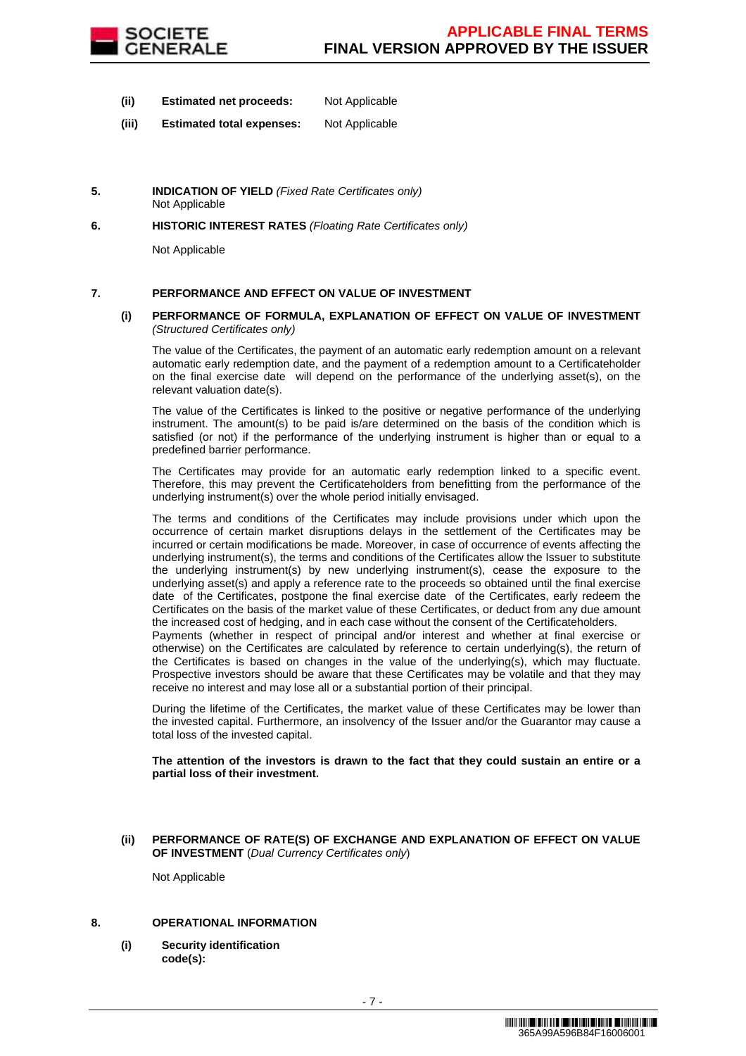**(ii) Estimated net proceeds:** Not Applicable

**(iii) Estimated total expenses:** Not Applicable

**5. INDICATION OF YIELD** *(Fixed Rate Certificates only)*

Not Applicable

**6. HISTORIC INTEREST RATES** *(Floating Rate Certificates only)*

Not Applicable

**7. PERFORMANCE AND EFFECT ON VALUE OF INVESTMENT**

**(i) PERFORMANCE OF FORMULA, EXPLANATION OF EFFECT ON VALUE OF INVESTMENT** *(Structured Certificates only)*

The value of the Certificates, the payment of an automatic early redemption amount on a relevant automatic early redemption date, and the payment of a redemption amount to a Certificateholder on the final exercise date will depend on the performance of the underlying asset(s), on the relevant valuation date(s).

The value of the Certificates is linked to the positive or negative performance of the underlying instrument. The amount(s) to be paid is/are determined on the basis of the condition which is satisfied (or not) if the performance of the underlying instrument is higher than or equal to a predefined barrier performance.

The Certificates may provide for an automatic early redemption linked to a specific event. Therefore, this may prevent the Certificateholders from benefitting from the performance of the underlying instrument(s) over the whole period initially envisaged.

The terms and conditions of the Certificates may include provisions under which upon the occurrence of certain market disruptions delays in the settlement of the Certificates may be incurred or certain modifications be made. Moreover, in case of occurrence of events affecting the underlying instrument(s), the terms and conditions of the Certificates allow the Issuer to substitute the underlying instrument(s) by new underlying instrument(s), cease the exposure to the underlying asset(s) and apply a reference rate to the proceeds so obtained until the final exercise date of the Certificates, postpone the final exercise date of the Certificates, early redeem the Certificates on the basis of the market value of these Certificates, or deduct from any due amount the increased cost of hedging, and in each case without the consent of the Certificateholders.
Payments (whether in respect of principal and/or interest and whether at final exercise or otherwise) on the Certificates are calculated by reference to certain underlying(s), the return of the Certificates is based on changes in the value of the underlying(s), which may fluctuate. Prospective investors should be aware that these Certificates may be volatile and that they may receive no interest and may lose all or a substantial portion of their principal.

During the lifetime of the Certificates, the market value of these Certificates may be lower than the invested capital. Furthermore, an insolvency of the Issuer and/or the Guarantor may cause a total loss of the invested capital.

**The attention of the investors is drawn to the fact that they could sustain an entire or a partial loss of their investment.**

**(ii) PERFORMANCE OF RATE(S) OF EXCHANGE AND EXPLANATION OF EFFECT ON VALUE OF INVESTMENT** (*Dual Currency Certificates only*)

Not Applicable

**8. OPERATIONAL INFORMATION**

**(i) Security identification code(s):**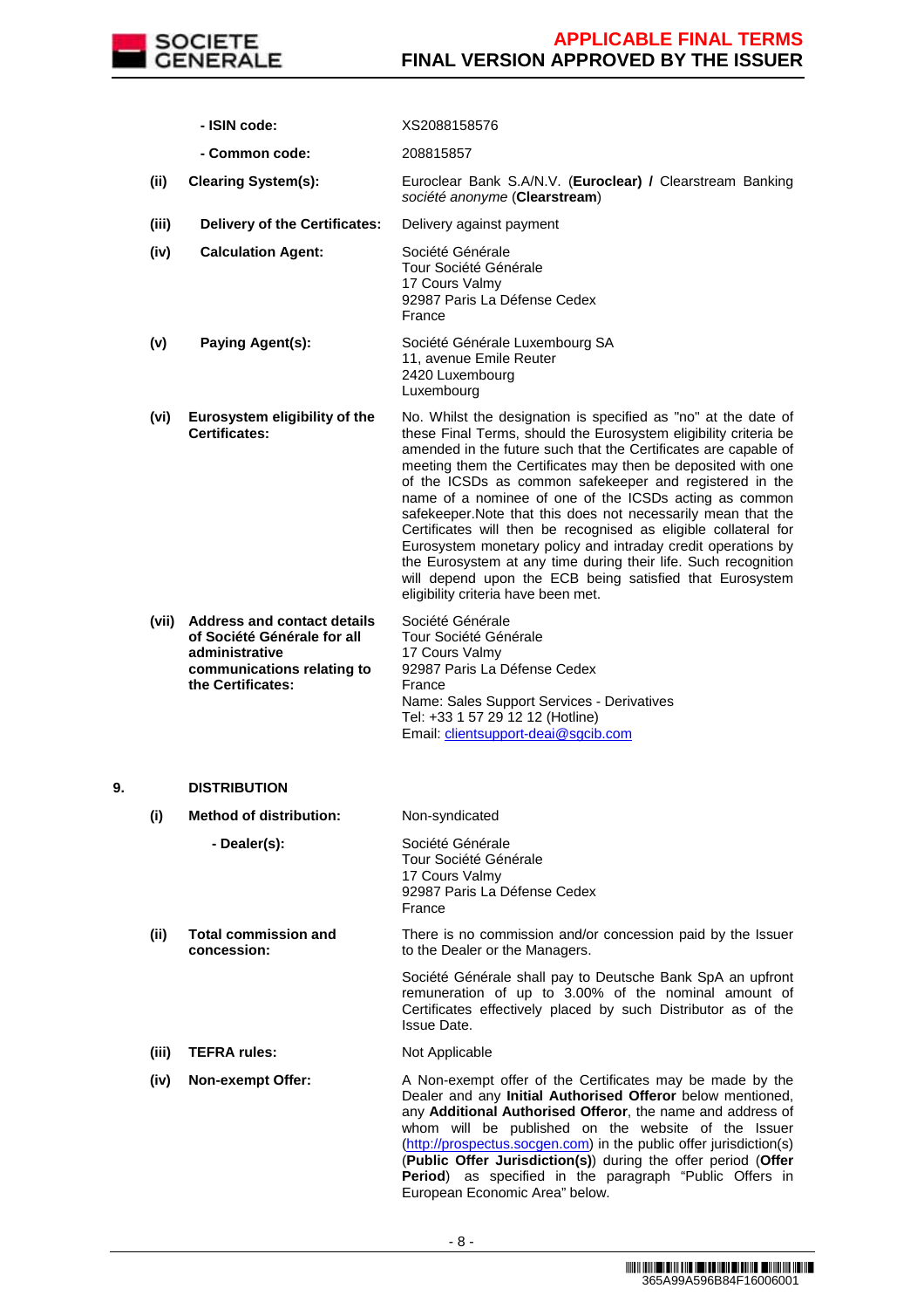| | | |
|---|---|---|
| | **- ISIN code:** | XS2088158576 |
| | **- Common code:** | 208815857 |
| **(ii)** | **Clearing System(s):** | Euroclear Bank S.A/N.V. (**Euroclear) /** Clearstream Banking *société anonyme* (**Clearstream**) |
| **(iii)** | **Delivery of the Certificates:** | Delivery against payment |
| **(iv)** | **Calculation Agent:** | Société Générale<br>Tour Société Générale<br>17 Cours Valmy<br>92987 Paris La Défense Cedex<br>France |
| **(v)** | **Paying Agent(s):** | Société Générale Luxembourg SA<br>11, avenue Emile Reuter<br>2420 Luxembourg<br>Luxembourg |
| **(vi)** | **Eurosystem eligibility of the Certificates:** | No. Whilst the designation is specified as "no" at the date of these Final Terms, should the Eurosystem eligibility criteria be amended in the future such that the Certificates are capable of meeting them the Certificates may then be deposited with one of the ICSDs as common safekeeper and registered in the name of a nominee of one of the ICSDs acting as common safekeeper.Note that this does not necessarily mean that the Certificates will then be recognised as eligible collateral for Eurosystem monetary policy and intraday credit operations by the Eurosystem at any time during their life. Such recognition will depend upon the ECB being satisfied that Eurosystem eligibility criteria have been met. |
| **(vii)** | **Address and contact details of Société Générale for all administrative communications relating to the Certificates:** | Société Générale<br>Tour Société Générale<br>17 Cours Valmy<br>92987 Paris La Défense Cedex<br>France<br>Name: Sales Support Services - Derivatives<br>Tel: +33 1 57 29 12 12 (Hotline)<br>Email: clientsupport-deai@sgcib.com |

## 9. DISTRIBUTION

| | | |
|---|---|---|
| **(i)** | **Method of distribution:** | Non-syndicated |
| | **- Dealer(s):** | Société Générale<br>Tour Société Générale<br>17 Cours Valmy<br>92987 Paris La Défense Cedex<br>France |
| **(ii)** | **Total commission and concession:** | There is no commission and/or concession paid by the Issuer to the Dealer or the Managers.<br><br>Société Générale shall pay to Deutsche Bank SpA an upfront remuneration of up to 3.00% of the nominal amount of Certificates effectively placed by such Distributor as of the Issue Date. |
| **(iii)** | **TEFRA rules:** | Not Applicable |
| **(iv)** | **Non-exempt Offer:** | A Non-exempt offer of the Certificates may be made by the Dealer and any **Initial Authorised Offeror** below mentioned, any **Additional Authorised Offeror**, the name and address of whom will be published on the website of the Issuer (http://prospectus.socgen.com) in the public offer jurisdiction(s) (**Public Offer Jurisdiction(s)**) during the offer period (**Offer Period**) as specified in the paragraph "Public Offers in European Economic Area" below. |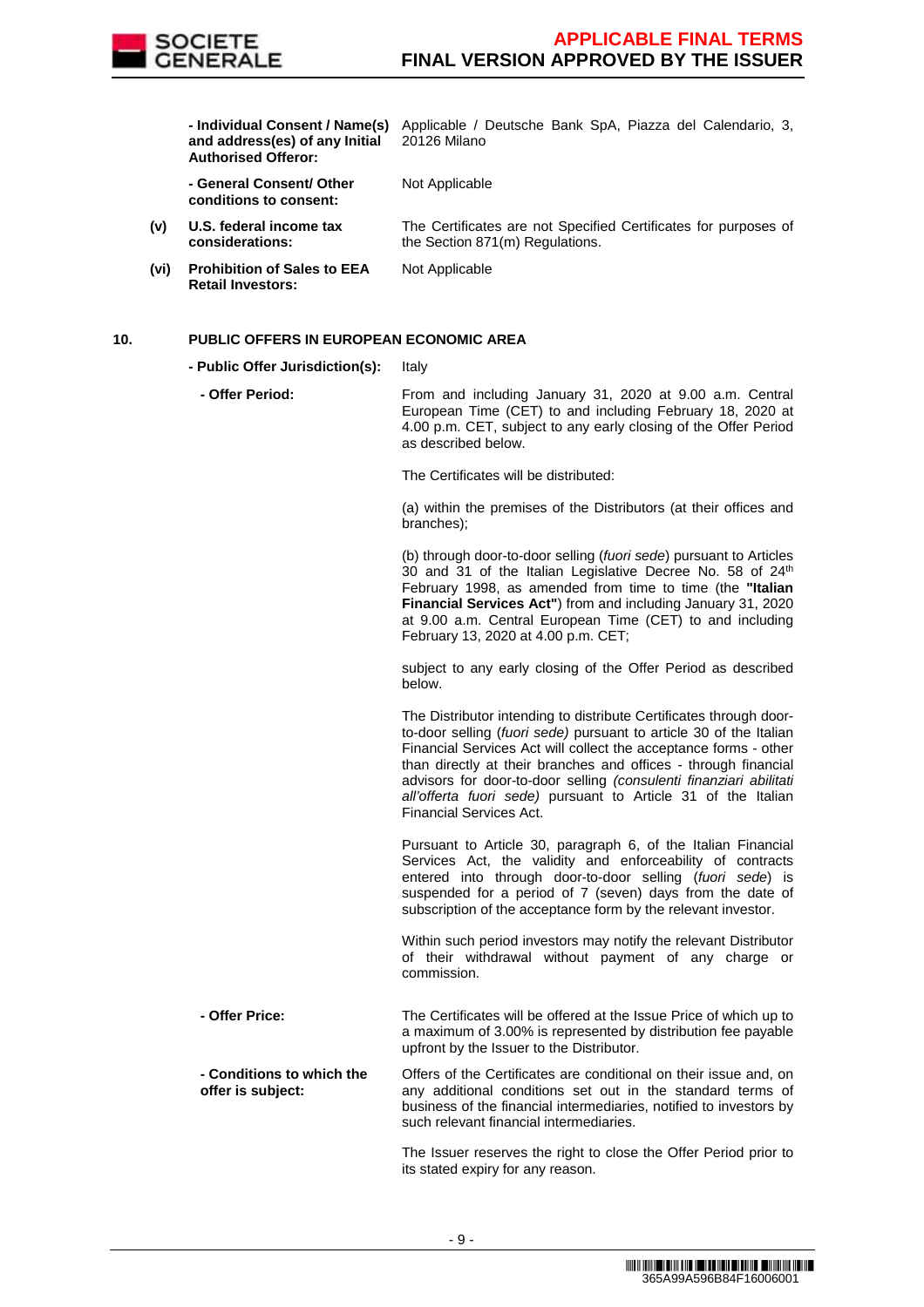| | | |
|---|---|---|
| | **- Individual Consent / Name(s) and address(es) of any Initial Authorised Offeror:** | Applicable / Deutsche Bank SpA, Piazza del Calendario, 3, 20126 Milano |
| | **- General Consent/ Other conditions to consent:** | Not Applicable |
| **(v)** | **U.S. federal income tax considerations:** | The Certificates are not Specified Certificates for purposes of the Section 871(m) Regulations. |
| **(vi)** | **Prohibition of Sales to EEA Retail Investors:** | Not Applicable |

**10. PUBLIC OFFERS IN EUROPEAN ECONOMIC AREA**

| | |
|---|---|
| **- Public Offer Jurisdiction(s):** | Italy |
| **- Offer Period:** | From and including January 31, 2020 at 9.00 a.m. Central European Time (CET) to and including February 18, 2020 at 4.00 p.m. CET, subject to any early closing of the Offer Period as described below.<br><br>The Certificates will be distributed:<br><br>(a) within the premises of the Distributors (at their offices and branches);<br><br>(b) through door-to-door selling (*fuori sede*) pursuant to Articles 30 and 31 of the Italian Legislative Decree No. 58 of 24th February 1998, as amended from time to time (the **"Italian Financial Services Act"**) from and including January 31, 2020 at 9.00 a.m. Central European Time (CET) to and including February 13, 2020 at 4.00 p.m. CET;<br><br>subject to any early closing of the Offer Period as described below.<br><br>The Distributor intending to distribute Certificates through door-to-door selling (*fuori sede)* pursuant to article 30 of the Italian Financial Services Act will collect the acceptance forms - other than directly at their branches and offices - through financial advisors for door-to-door selling *(consulenti finanziari abilitati all'offerta fuori sede)* pursuant to Article 31 of the Italian Financial Services Act.<br><br>Pursuant to Article 30, paragraph 6, of the Italian Financial Services Act, the validity and enforceability of contracts entered into through door-to-door selling (*fuori sede*) is suspended for a period of 7 (seven) days from the date of subscription of the acceptance form by the relevant investor.<br><br>Within such period investors may notify the relevant Distributor of their withdrawal without payment of any charge or commission. |
| **- Offer Price:** | The Certificates will be offered at the Issue Price of which up to a maximum of 3.00% is represented by distribution fee payable upfront by the Issuer to the Distributor. |
| **- Conditions to which the offer is subject:** | Offers of the Certificates are conditional on their issue and, on any additional conditions set out in the standard terms of business of the financial intermediaries, notified to investors by such relevant financial intermediaries.<br><br>The Issuer reserves the right to close the Offer Period prior to its stated expiry for any reason. |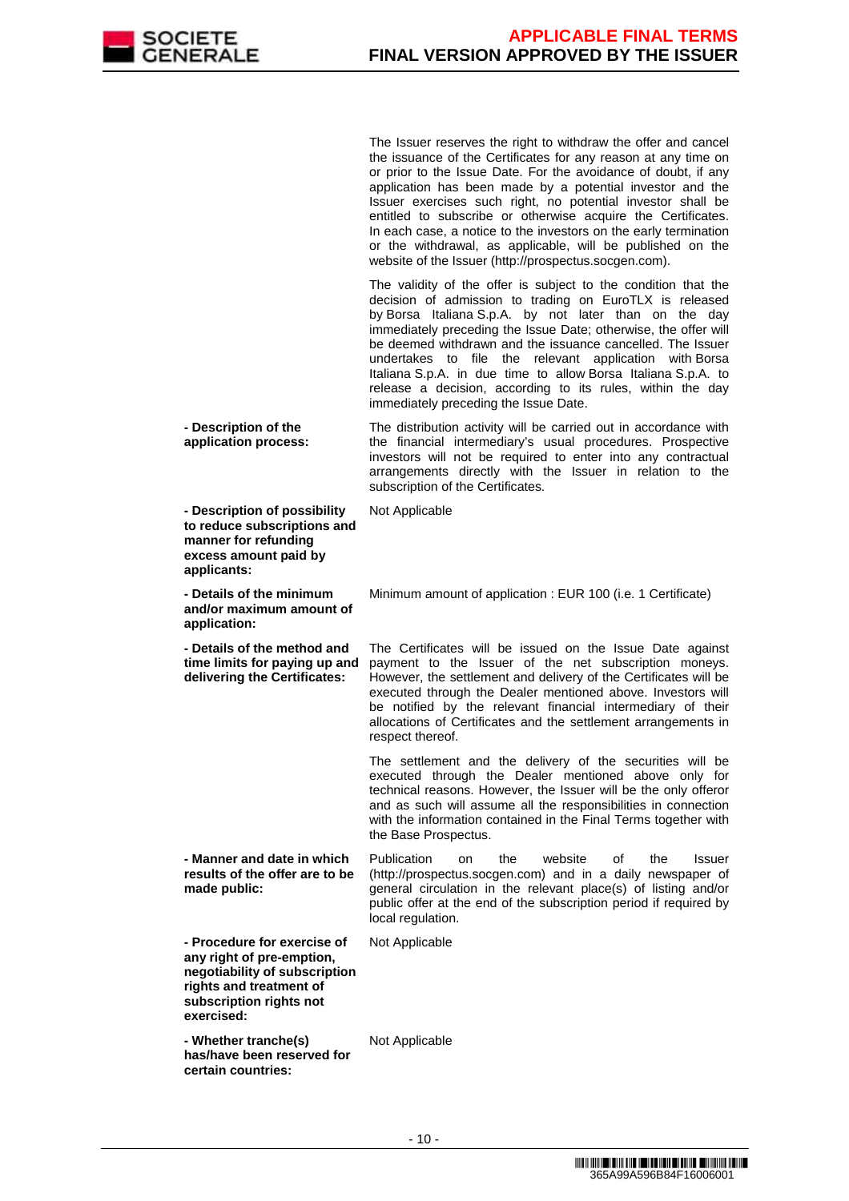| | |
|---|---|
| | The Issuer reserves the right to withdraw the offer and cancel the issuance of the Certificates for any reason at any time on or prior to the Issue Date. For the avoidance of doubt, if any application has been made by a potential investor and the Issuer exercises such right, no potential investor shall be entitled to subscribe or otherwise acquire the Certificates. In each case, a notice to the investors on the early termination or the withdrawal, as applicable, will be published on the website of the Issuer (http://prospectus.socgen.com).<br><br>The validity of the offer is subject to the condition that the decision of admission to trading on EuroTLX is released by Borsa Italiana S.p.A. by not later than on the day immediately preceding the Issue Date; otherwise, the offer will be deemed withdrawn and the issuance cancelled. The Issuer undertakes to file the relevant application with Borsa Italiana S.p.A. in due time to allow Borsa Italiana S.p.A. to release a decision, according to its rules, within the day immediately preceding the Issue Date. |
| **- Description of the application process:** | The distribution activity will be carried out in accordance with the financial intermediary's usual procedures. Prospective investors will not be required to enter into any contractual arrangements directly with the Issuer in relation to the subscription of the Certificates. |
| **- Description of possibility to reduce subscriptions and manner for refunding excess amount paid by applicants:** | Not Applicable |
| **- Details of the minimum and/or maximum amount of application:** | Minimum amount of application : EUR 100 (i.e. 1 Certificate) |
| **- Details of the method and time limits for paying up and delivering the Certificates:** | The Certificates will be issued on the Issue Date against payment to the Issuer of the net subscription moneys. However, the settlement and delivery of the Certificates will be executed through the Dealer mentioned above. Investors will be notified by the relevant financial intermediary of their allocations of Certificates and the settlement arrangements in respect thereof.<br><br>The settlement and the delivery of the securities will be executed through the Dealer mentioned above only for technical reasons. However, the Issuer will be the only offeror and as such will assume all the responsibilities in connection with the information contained in the Final Terms together with the Base Prospectus. |
| **- Manner and date in which results of the offer are to be made public:** | Publication on the website of the Issuer (http://prospectus.socgen.com) and in a daily newspaper of general circulation in the relevant place(s) of listing and/or public offer at the end of the subscription period if required by local regulation. |
| **- Procedure for exercise of any right of pre-emption, negotiability of subscription rights and treatment of subscription rights not exercised:** | Not Applicable |
| **- Whether tranche(s) has/have been reserved for certain countries:** | Not Applicable |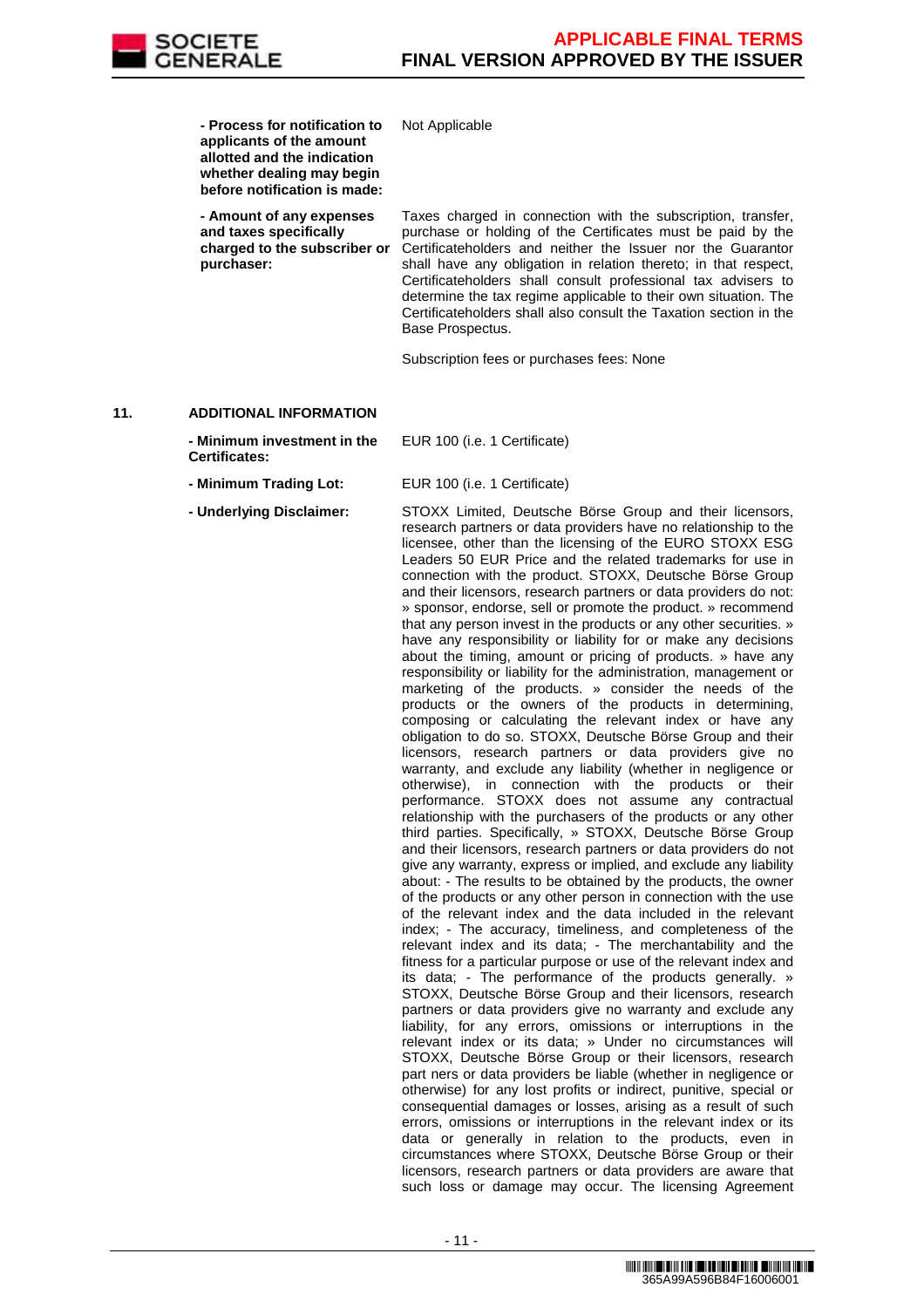| | |
|---|---|
| **- Process for notification to applicants of the amount allotted and the indication whether dealing may begin before notification is made:** | Not Applicable |
| **- Amount of any expenses and taxes specifically charged to the subscriber or purchaser:** | Taxes charged in connection with the subscription, transfer, purchase or holding of the Certificates must be paid by the Certificateholders and neither the Issuer nor the Guarantor shall have any obligation in relation thereto; in that respect, Certificateholders shall consult professional tax advisers to determine the tax regime applicable to their own situation. The Certificateholders shall also consult the Taxation section in the Base Prospectus.<br><br>Subscription fees or purchases fees: None |

## 11. ADDITIONAL INFORMATION

| | |
|---|---|
| **- Minimum investment in the Certificates:** | EUR 100 (i.e. 1 Certificate) |
| **- Minimum Trading Lot:** | EUR 100 (i.e. 1 Certificate) |
| **- Underlying Disclaimer:** | STOXX Limited, Deutsche Börse Group and their licensors, research partners or data providers have no relationship to the licensee, other than the licensing of the EURO STOXX ESG Leaders 50 EUR Price and the related trademarks for use in connection with the product. STOXX, Deutsche Börse Group and their licensors, research partners or data providers do not: » sponsor, endorse, sell or promote the product. » recommend that any person invest in the products or any other securities. » have any responsibility or liability for or make any decisions about the timing, amount or pricing of products. » have any responsibility or liability for the administration, management or marketing of the products. » consider the needs of the products or the owners of the products in determining, composing or calculating the relevant index or have any obligation to do so. STOXX, Deutsche Börse Group and their licensors, research partners or data providers give no warranty, and exclude any liability (whether in negligence or otherwise), in connection with the products or their performance. STOXX does not assume any contractual relationship with the purchasers of the products or any other third parties. Specifically, » STOXX, Deutsche Börse Group and their licensors, research partners or data providers do not give any warranty, express or implied, and exclude any liability about: - The results to be obtained by the products, the owner of the products or any other person in connection with the use of the relevant index and the data included in the relevant index; - The accuracy, timeliness, and completeness of the relevant index and its data; - The merchantability and the fitness for a particular purpose or use of the relevant index and its data; - The performance of the products generally. » STOXX, Deutsche Börse Group and their licensors, research partners or data providers give no warranty and exclude any liability, for any errors, omissions or interruptions in the relevant index or its data; » Under no circumstances will STOXX, Deutsche Börse Group or their licensors, research part ners or data providers be liable (whether in negligence or otherwise) for any lost profits or indirect, punitive, special or consequential damages or losses, arising as a result of such errors, omissions or interruptions in the relevant index or its data or generally in relation to the products, even in circumstances where STOXX, Deutsche Börse Group or their licensors, research partners or data providers are aware that such loss or damage may occur. The licensing Agreement |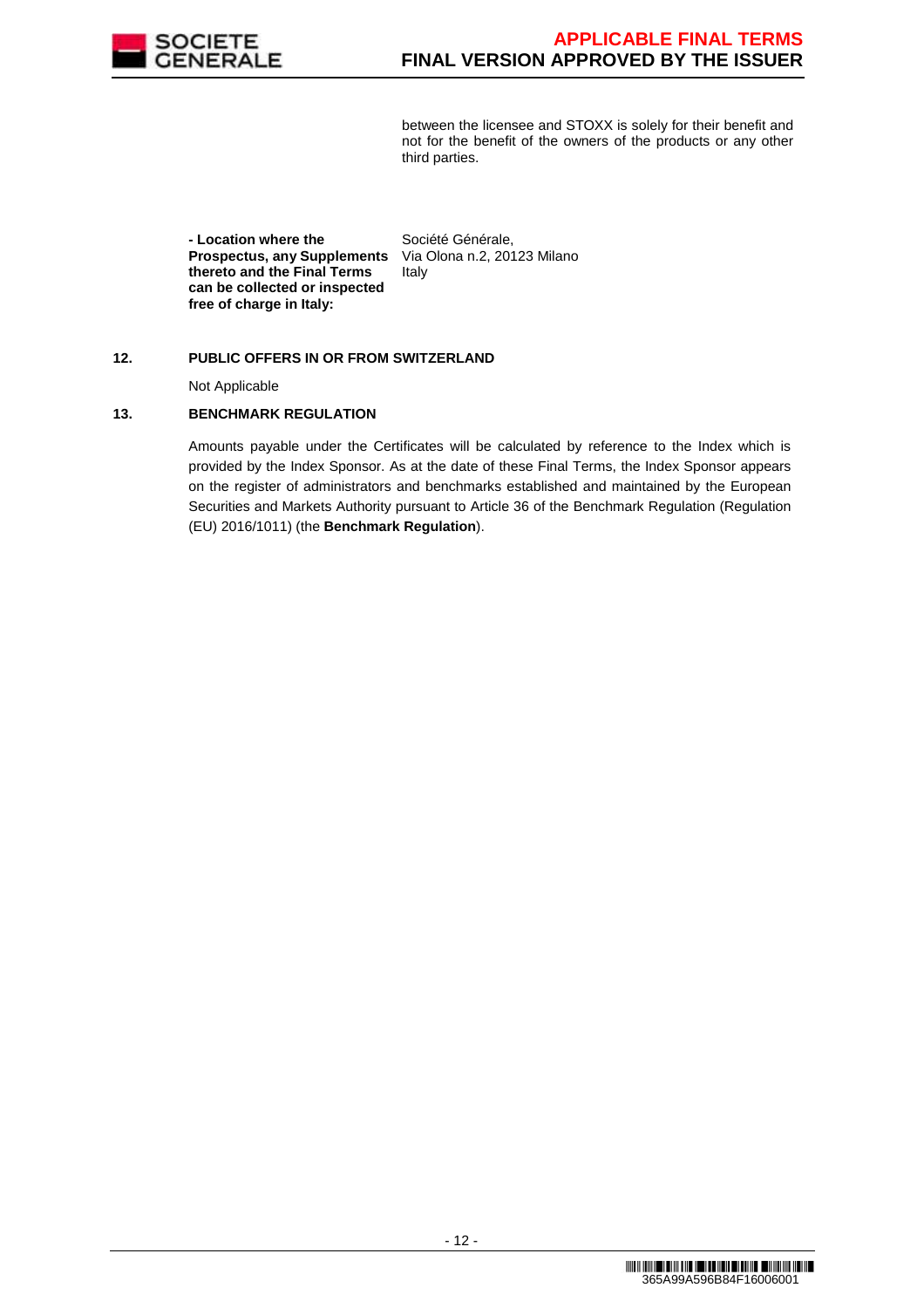between the licensee and STOXX is solely for their benefit and not for the benefit of the owners of the products or any other third parties.

| | |
|---|---|
| **- Location where the Prospectus, any Supplements thereto and the Final Terms can be collected or inspected free of charge in Italy:** | Société Générale, Via Olona n.2, 20123 Milano Italy |

**12. PUBLIC OFFERS IN OR FROM SWITZERLAND**

Not Applicable

**13. BENCHMARK REGULATION**

Amounts payable under the Certificates will be calculated by reference to the Index which is provided by the Index Sponsor. As at the date of these Final Terms, the Index Sponsor appears on the register of administrators and benchmarks established and maintained by the European Securities and Markets Authority pursuant to Article 36 of the Benchmark Regulation (Regulation (EU) 2016/1011) (the **Benchmark Regulation**).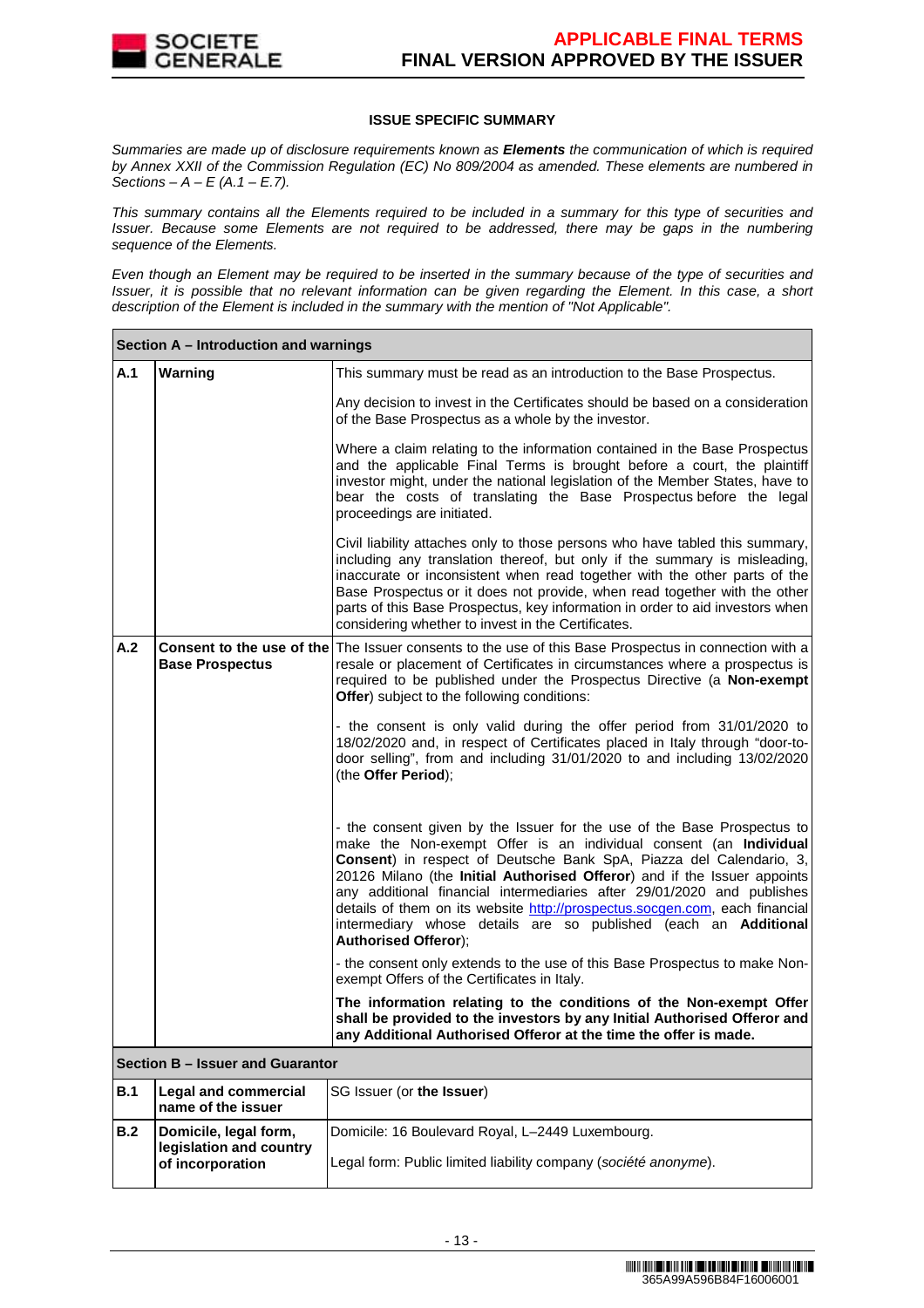## ISSUE SPECIFIC SUMMARY

*Summaries are made up of disclosure requirements known as **Elements** the communication of which is required by Annex XXII of the Commission Regulation (EC) No 809/2004 as amended. These elements are numbered in Sections – A – E (A.1 – E.7).*

*This summary contains all the Elements required to be included in a summary for this type of securities and Issuer. Because some Elements are not required to be addressed, there may be gaps in the numbering sequence of the Elements.*

*Even though an Element may be required to be inserted in the summary because of the type of securities and Issuer, it is possible that no relevant information can be given regarding the Element. In this case, a short description of the Element is included in the summary with the mention of "Not Applicable".*

| **Section A – Introduction and warnings** | | |
|---|---|---|
| **A.1** | **Warning** | This summary must be read as an introduction to the Base Prospectus.<br><br>Any decision to invest in the Certificates should be based on a consideration of the Base Prospectus as a whole by the investor.<br><br>Where a claim relating to the information contained in the Base Prospectus and the applicable Final Terms is brought before a court, the plaintiff investor might, under the national legislation of the Member States, have to bear the costs of translating the Base Prospectus before the legal proceedings are initiated.<br><br>Civil liability attaches only to those persons who have tabled this summary, including any translation thereof, but only if the summary is misleading, inaccurate or inconsistent when read together with the other parts of the Base Prospectus or it does not provide, when read together with the other parts of this Base Prospectus, key information in order to aid investors when considering whether to invest in the Certificates. |
| **A.2** | **Consent to the use of the Base Prospectus** | The Issuer consents to the use of this Base Prospectus in connection with a resale or placement of Certificates in circumstances where a prospectus is required to be published under the Prospectus Directive (a **Non-exempt Offer**) subject to the following conditions:<br><br>- the consent is only valid during the offer period from 31/01/2020 to 18/02/2020 and, in respect of Certificates placed in Italy through "door-to-door selling", from and including 31/01/2020 to and including 13/02/2020 (the **Offer Period**);<br><br>- the consent given by the Issuer for the use of the Base Prospectus to make the Non-exempt Offer is an individual consent (an **Individual Consent**) in respect of Deutsche Bank SpA, Piazza del Calendario, 3, 20126 Milano (the **Initial Authorised Offeror**) and if the Issuer appoints any additional financial intermediaries after 29/01/2020 and publishes details of them on its website http://prospectus.socgen.com, each financial intermediary whose details are so published (each an **Additional Authorised Offeror**);<br><br>- the consent only extends to the use of this Base Prospectus to make Non-exempt Offers of the Certificates in Italy.<br><br>**The information relating to the conditions of the Non-exempt Offer shall be provided to the investors by any Initial Authorised Offeror and any Additional Authorised Offeror at the time the offer is made.** |
| **Section B – Issuer and Guarantor** | | |
| **B.1** | **Legal and commercial name of the issuer** | SG Issuer (or **the Issuer**) |
| **B.2** | **Domicile, legal form, legislation and country of incorporation** | Domicile: 16 Boulevard Royal, L–2449 Luxembourg.<br><br>Legal form: Public limited liability company (*société anonyme*). |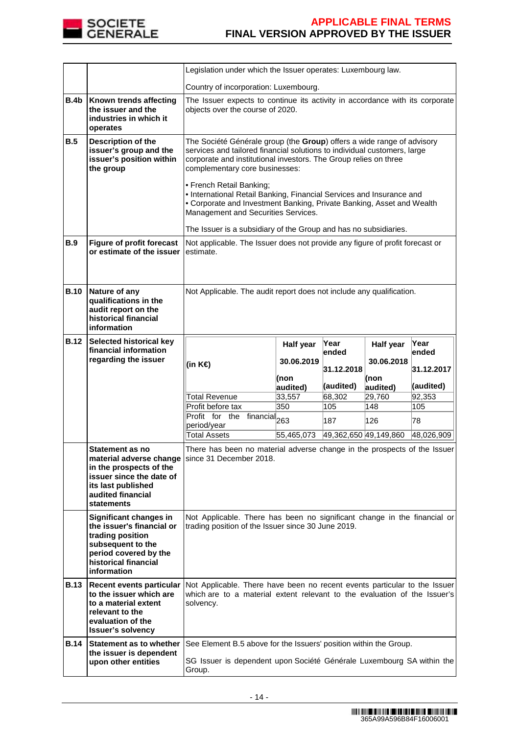| | | |
|---|---|---|
| | | Legislation under which the Issuer operates: Luxembourg law.<br><br>Country of incorporation: Luxembourg. |
| **B.4b** | **Known trends affecting the issuer and the industries in which it operates** | The Issuer expects to continue its activity in accordance with its corporate objects over the course of 2020. |
| **B.5** | **Description of the issuer's group and the issuer's position within the group** | The Société Générale group (the **Group**) offers a wide range of advisory services and tailored financial solutions to individual customers, large corporate and institutional investors. The Group relies on three complementary core businesses:<br><br>• French Retail Banking;<br>• International Retail Banking, Financial Services and Insurance and<br>• Corporate and Investment Banking, Private Banking, Asset and Wealth Management and Securities Services.<br><br>The Issuer is a subsidiary of the Group and has no subsidiaries. |
| **B.9** | **Figure of profit forecast or estimate of the issuer** | Not applicable. The Issuer does not provide any figure of profit forecast or estimate. |
| **B.10** | **Nature of any qualifications in the audit report on the historical financial information** | Not Applicable. The audit report does not include any qualification. |
| **B.12** | **Selected historical key financial information regarding the issuer** | (see table below) |
| | **Statement as no material adverse change in the prospects of the issuer since the date of its last published audited financial statements** | There has been no material adverse change in the prospects of the Issuer since 31 December 2018. |
| | **Significant changes in the issuer's financial or trading position subsequent to the period covered by the historical financial information** | Not Applicable. There has been no significant change in the financial or trading position of the Issuer since 30 June 2019. |
| **B.13** | **Recent events particular to the issuer which are to a material extent relevant to the evaluation of the Issuer's solvency** | Not Applicable. There have been no recent events particular to the Issuer which are to a material extent relevant to the evaluation of the Issuer's solvency. |
| **B.14** | **Statement as to whether the issuer is dependent upon other entities** | See Element B.5 above for the Issuers' position within the Group.<br><br>SG Issuer is dependent upon Société Générale Luxembourg SA within the Group. |

B.12 – Selected historical key financial information regarding the issuer:

| **(in K€)** | **Half year 30.06.2019 (non audited)** | **Year ended 31.12.2018 (audited)** | **Half year 30.06.2018 (non audited)** | **Year ended 31.12.2017 (audited)** |
|---|---|---|---|---|
| Total Revenue | 33,557 | 68,302 | 29,760 | 92,353 |
| Profit before tax | 350 | 105 | 148 | 105 |
| Profit for the financial period/year | 263 | 187 | 126 | 78 |
| Total Assets | 55,465,073 | 49,362,650 | 49,149,860 | 48,026,909 |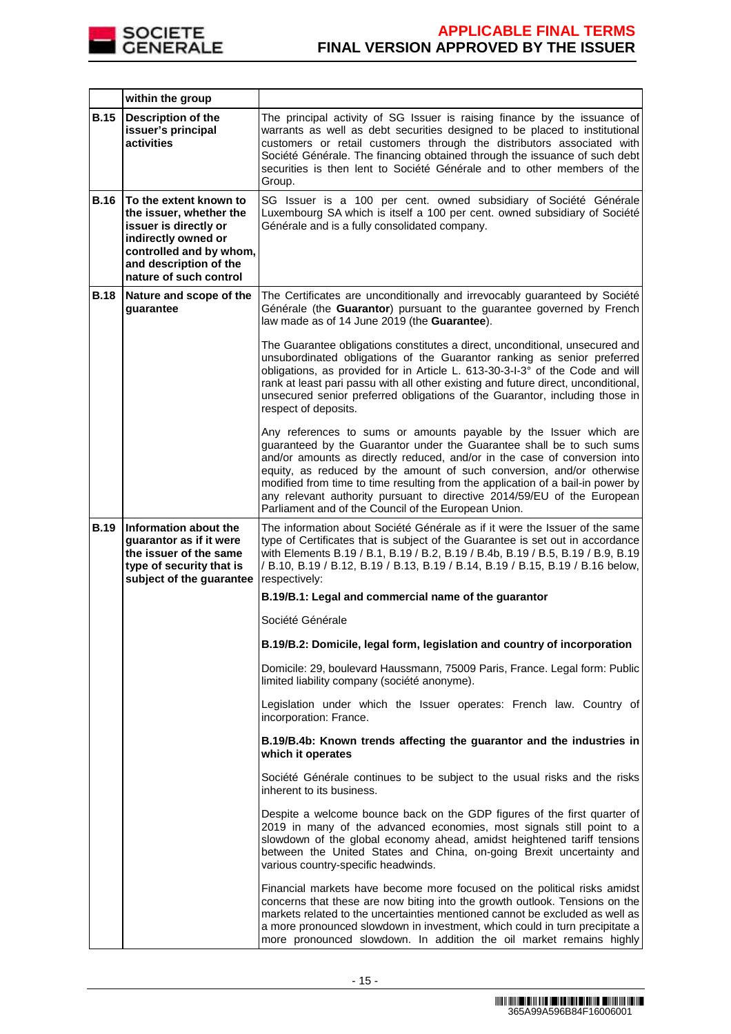| | within the group | |
|---|---|---|
| **B.15** | **Description of the issuer's principal activities** | The principal activity of SG Issuer is raising finance by the issuance of warrants as well as debt securities designed to be placed to institutional customers or retail customers through the distributors associated with Société Générale. The financing obtained through the issuance of such debt securities is then lent to Société Générale and to other members of the Group. |
| **B.16** | **To the extent known to the issuer, whether the issuer is directly or indirectly owned or controlled and by whom, and description of the nature of such control** | SG Issuer is a 100 per cent. owned subsidiary of Société Générale Luxembourg SA which is itself a 100 per cent. owned subsidiary of Société Générale and is a fully consolidated company. |
| **B.18** | **Nature and scope of the guarantee** | The Certificates are unconditionally and irrevocably guaranteed by Société Générale (the **Guarantor**) pursuant to the guarantee governed by French law made as of 14 June 2019 (the **Guarantee**).<br><br>The Guarantee obligations constitutes a direct, unconditional, unsecured and unsubordinated obligations of the Guarantor ranking as senior preferred obligations, as provided for in Article L. 613-30-3-I-3° of the Code and will rank at least pari passu with all other existing and future direct, unconditional, unsecured senior preferred obligations of the Guarantor, including those in respect of deposits.<br><br>Any references to sums or amounts payable by the Issuer which are guaranteed by the Guarantor under the Guarantee shall be to such sums and/or amounts as directly reduced, and/or in the case of conversion into equity, as reduced by the amount of such conversion, and/or otherwise modified from time to time resulting from the application of a bail-in power by any relevant authority pursuant to directive 2014/59/EU of the European Parliament and of the Council of the European Union. |
| **B.19** | **Information about the guarantor as if it were the issuer of the same type of security that is subject of the guarantee** | The information about Société Générale as if it were the Issuer of the same type of Certificates that is subject of the Guarantee is set out in accordance with Elements B.19 / B.1, B.19 / B.2, B.19 / B.4b, B.19 / B.5, B.19 / B.9, B.19 / B.10, B.19 / B.12, B.19 / B.13, B.19 / B.14, B.19 / B.15, B.19 / B.16 below, respectively:<br><br>**B.19/B.1: Legal and commercial name of the guarantor**<br><br>Société Générale<br><br>**B.19/B.2: Domicile, legal form, legislation and country of incorporation**<br><br>Domicile: 29, boulevard Haussmann, 75009 Paris, France. Legal form: Public limited liability company (société anonyme).<br><br>Legislation under which the Issuer operates: French law. Country of incorporation: France.<br><br>**B.19/B.4b: Known trends affecting the guarantor and the industries in which it operates**<br><br>Société Générale continues to be subject to the usual risks and the risks inherent to its business.<br><br>Despite a welcome bounce back on the GDP figures of the first quarter of 2019 in many of the advanced economies, most signals still point to a slowdown of the global economy ahead, amidst heightened tariff tensions between the United States and China, on-going Brexit uncertainty and various country-specific headwinds.<br><br>Financial markets have become more focused on the political risks amidst concerns that these are now biting into the growth outlook. Tensions on the markets related to the uncertainties mentioned cannot be excluded as well as a more pronounced slowdown in investment, which could in turn precipitate a more pronounced slowdown. In addition the oil market remains highly |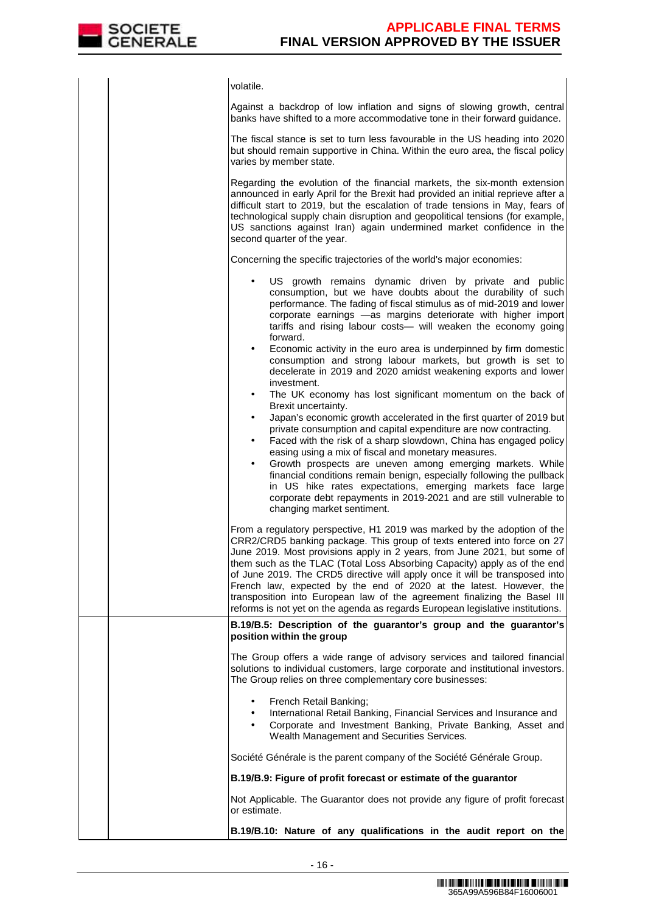volatile.

Against a backdrop of low inflation and signs of slowing growth, central banks have shifted to a more accommodative tone in their forward guidance.

The fiscal stance is set to turn less favourable in the US heading into 2020 but should remain supportive in China. Within the euro area, the fiscal policy varies by member state.

Regarding the evolution of the financial markets, the six-month extension announced in early April for the Brexit had provided an initial reprieve after a difficult start to 2019, but the escalation of trade tensions in May, fears of technological supply chain disruption and geopolitical tensions (for example, US sanctions against Iran) again undermined market confidence in the second quarter of the year.

Concerning the specific trajectories of the world's major economies:

- US growth remains dynamic driven by private and public consumption, but we have doubts about the durability of such performance. The fading of fiscal stimulus as of mid-2019 and lower corporate earnings —as margins deteriorate with higher import tariffs and rising labour costs— will weaken the economy going forward.
- Economic activity in the euro area is underpinned by firm domestic consumption and strong labour markets, but growth is set to decelerate in 2019 and 2020 amidst weakening exports and lower investment.
- The UK economy has lost significant momentum on the back of Brexit uncertainty.
- Japan's economic growth accelerated in the first quarter of 2019 but private consumption and capital expenditure are now contracting.
- Faced with the risk of a sharp slowdown, China has engaged policy easing using a mix of fiscal and monetary measures.
- Growth prospects are uneven among emerging markets. While financial conditions remain benign, especially following the pullback in US hike rates expectations, emerging markets face large corporate debt repayments in 2019-2021 and are still vulnerable to changing market sentiment.

From a regulatory perspective, H1 2019 was marked by the adoption of the CRR2/CRD5 banking package. This group of texts entered into force on 27 June 2019. Most provisions apply in 2 years, from June 2021, but some of them such as the TLAC (Total Loss Absorbing Capacity) apply as of the end of June 2019. The CRD5 directive will apply once it will be transposed into French law, expected by the end of 2020 at the latest. However, the transposition into European law of the agreement finalizing the Basel III reforms is not yet on the agenda as regards European legislative institutions.

**B.19/B.5: Description of the guarantor's group and the guarantor's position within the group**

The Group offers a wide range of advisory services and tailored financial solutions to individual customers, large corporate and institutional investors. The Group relies on three complementary core businesses:

- French Retail Banking;
- International Retail Banking, Financial Services and Insurance and
- Corporate and Investment Banking, Private Banking, Asset and Wealth Management and Securities Services.

Société Générale is the parent company of the Société Générale Group.

**B.19/B.9: Figure of profit forecast or estimate of the guarantor**

Not Applicable. The Guarantor does not provide any figure of profit forecast or estimate.

**B.19/B.10: Nature of any qualifications in the audit report on the**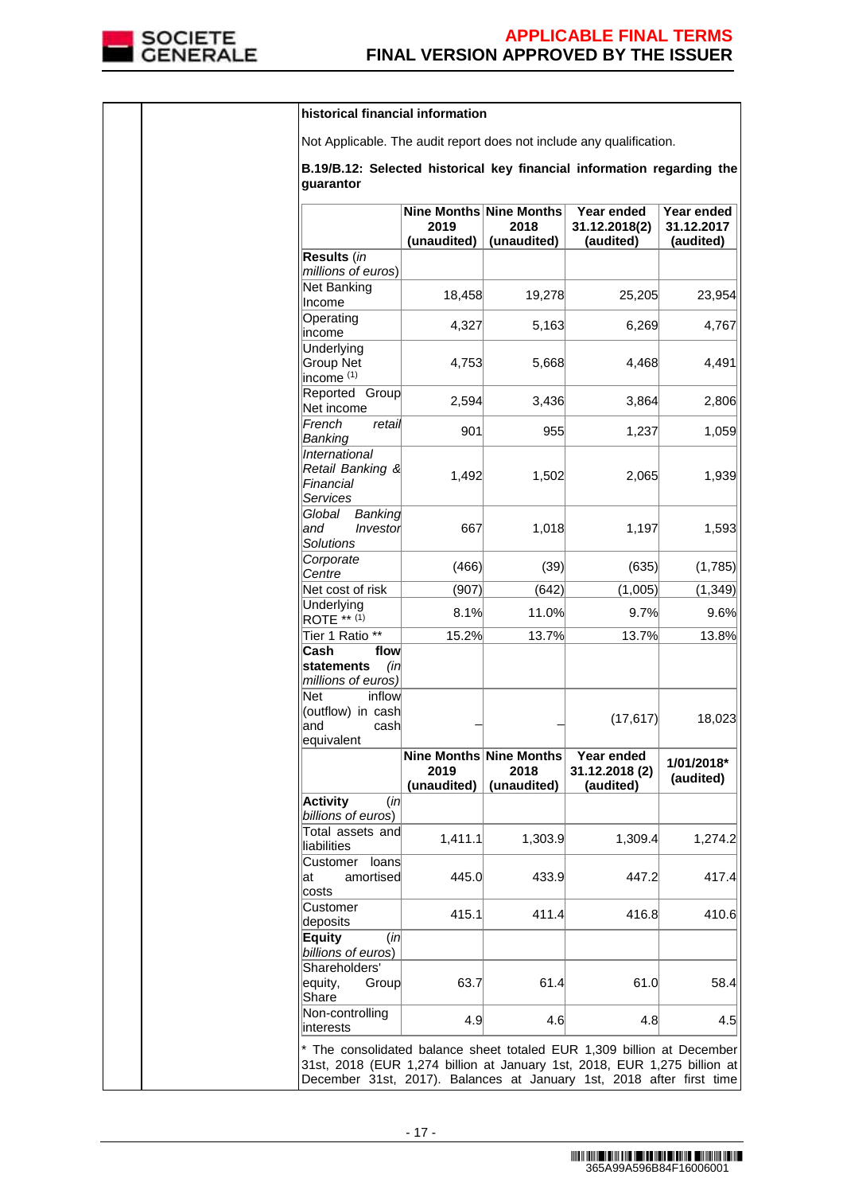historical financial information

Not Applicable. The audit report does not include any qualification.

**B.19/B.12: Selected historical key financial information regarding the guarantor**

| | **Nine Months 2019 (unaudited)** | **Nine Months 2018 (unaudited)** | **Year ended 31.12.2018(2) (audited)** | **Year ended 31.12.2017 (audited)** |
|---|---|---|---|---|
| **Results** (*in millions of euros*) | | | | |
| Net Banking Income | 18,458 | 19,278 | 25,205 | 23,954 |
| Operating income | 4,327 | 5,163 | 6,269 | 4,767 |
| Underlying Group Net income (1) | 4,753 | 5,668 | 4,468 | 4,491 |
| Reported Group Net income | 2,594 | 3,436 | 3,864 | 2,806 |
| *French retail Banking* | 901 | 955 | 1,237 | 1,059 |
| *International Retail Banking & Financial Services* | 1,492 | 1,502 | 2,065 | 1,939 |
| *Global Banking and Investor Solutions* | 667 | 1,018 | 1,197 | 1,593 |
| *Corporate Centre* | (466) | (39) | (635) | (1,785) |
| Net cost of risk | (907) | (642) | (1,005) | (1,349) |
| Underlying ROTE ** (1) | 8.1% | 11.0% | 9.7% | 9.6% |
| Tier 1 Ratio ** | 15.2% | 13.7% | 13.7% | 13.8% |
| **Cash flow statements** (*in millions of euros*) | | | | |
| Net inflow (outflow) in cash and cash equivalent | – | – | (17,617) | 18,023 |
| | **Nine Months 2019 (unaudited)** | **Nine Months 2018 (unaudited)** | **Year ended 31.12.2018 (2) (audited)** | **1/01/2018* (audited)** |
| **Activity** (*in billions of euros*) | | | | |
| Total assets and liabilities | 1,411.1 | 1,303.9 | 1,309.4 | 1,274.2 |
| Customer loans at amortised costs | 445.0 | 433.9 | 447.2 | 417.4 |
| Customer deposits | 415.1 | 411.4 | 416.8 | 410.6 |
| **Equity** (*in billions of euros*) | | | | |
| Shareholders' equity, Group Share | 63.7 | 61.4 | 61.0 | 58.4 |
| Non-controlling interests | 4.9 | 4.6 | 4.8 | 4.5 |

* The consolidated balance sheet totaled EUR 1,309 billion at December 31st, 2018 (EUR 1,274 billion at January 1st, 2018, EUR 1,275 billion at December 31st, 2017). Balances at January 1st, 2018 after first time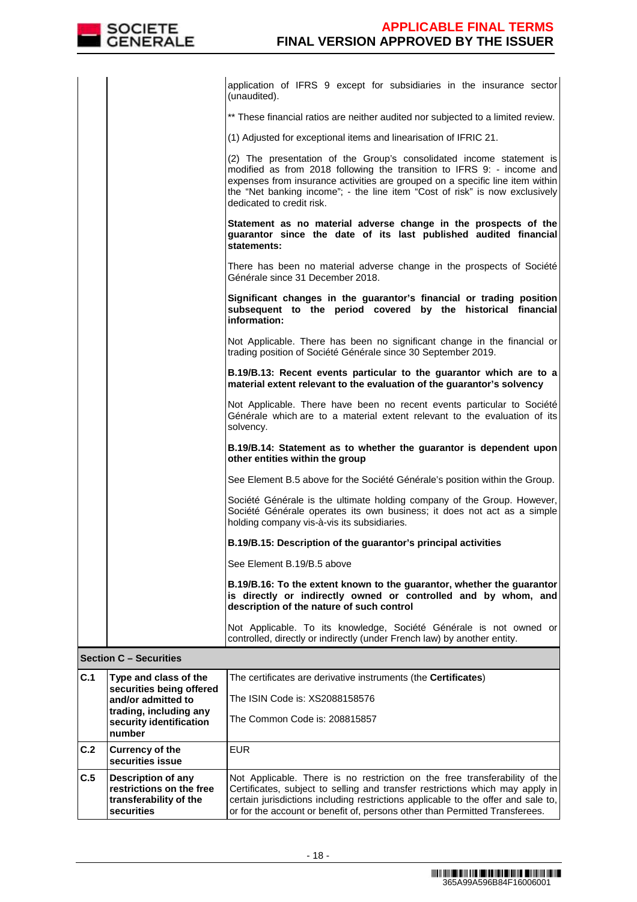| | | |
|---|---|---|
| | | application of IFRS 9 except for subsidiaries in the insurance sector (unaudited).<br><br>** These financial ratios are neither audited nor subjected to a limited review.<br><br>(1) Adjusted for exceptional items and linearisation of IFRIC 21.<br><br>(2) The presentation of the Group's consolidated income statement is modified as from 2018 following the transition to IFRS 9: - income and expenses from insurance activities are grouped on a specific line item within the "Net banking income"; - the line item "Cost of risk" is now exclusively dedicated to credit risk.<br><br>**Statement as no material adverse change in the prospects of the guarantor since the date of its last published audited financial statements:**<br><br>There has been no material adverse change in the prospects of Société Générale since 31 December 2018.<br><br>**Significant changes in the guarantor's financial or trading position subsequent to the period covered by the historical financial information:**<br><br>Not Applicable. There has been no significant change in the financial or trading position of Société Générale since 30 September 2019.<br><br>**B.19/B.13: Recent events particular to the guarantor which are to a material extent relevant to the evaluation of the guarantor's solvency**<br><br>Not Applicable. There have been no recent events particular to Société Générale which are to a material extent relevant to the evaluation of its solvency.<br><br>**B.19/B.14: Statement as to whether the guarantor is dependent upon other entities within the group**<br><br>See Element B.5 above for the Société Générale's position within the Group.<br><br>Société Générale is the ultimate holding company of the Group. However, Société Générale operates its own business; it does not act as a simple holding company vis-à-vis its subsidiaries.<br><br>**B.19/B.15: Description of the guarantor's principal activities**<br><br>See Element B.19/B.5 above<br><br>**B.19/B.16: To the extent known to the guarantor, whether the guarantor is directly or indirectly owned or controlled and by whom, and description of the nature of such control**<br><br>Not Applicable. To its knowledge, Société Générale is not owned or controlled, directly or indirectly (under French law) by another entity. |
| **Section C – Securities** | | |
| **C.1** | **Type and class of the securities being offered and/or admitted to trading, including any security identification number** | The certificates are derivative instruments (the **Certificates**)<br><br>The ISIN Code is: XS2088158576<br><br>The Common Code is: 208815857 |
| **C.2** | **Currency of the securities issue** | EUR |
| **C.5** | **Description of any restrictions on the free transferability of the securities** | Not Applicable. There is no restriction on the free transferability of the Certificates, subject to selling and transfer restrictions which may apply in certain jurisdictions including restrictions applicable to the offer and sale to, or for the account or benefit of, persons other than Permitted Transferees. |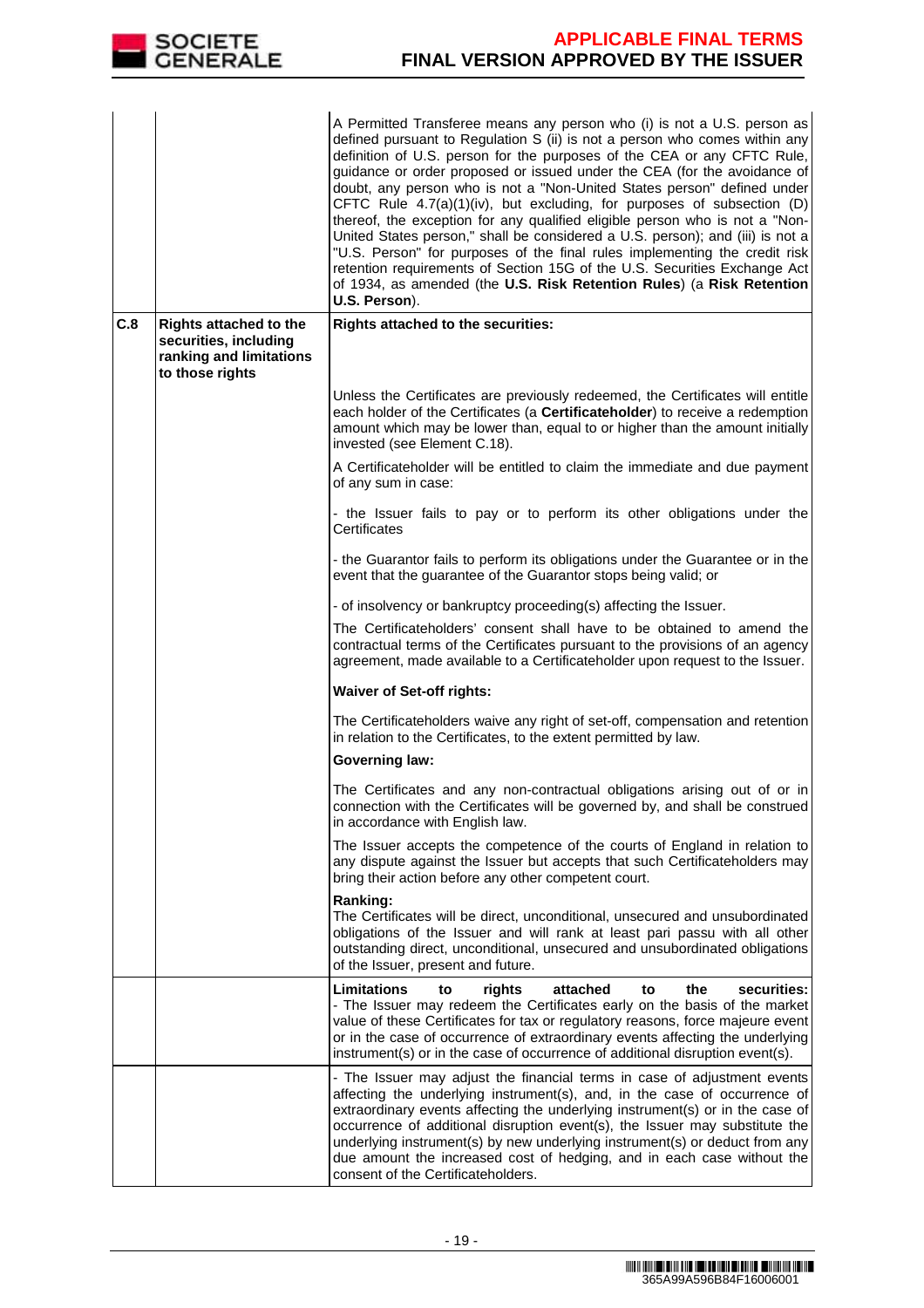| | | |
|---|---|---|
| | | A Permitted Transferee means any person who (i) is not a U.S. person as defined pursuant to Regulation S (ii) is not a person who comes within any definition of U.S. person for the purposes of the CEA or any CFTC Rule, guidance or order proposed or issued under the CEA (for the avoidance of doubt, any person who is not a "Non-United States person" defined under CFTC Rule 4.7(a)(1)(iv), but excluding, for purposes of subsection (D) thereof, the exception for any qualified eligible person who is not a "Non-United States person," shall be considered a U.S. person); and (iii) is not a "U.S. Person" for purposes of the final rules implementing the credit risk retention requirements of Section 15G of the U.S. Securities Exchange Act of 1934, as amended (the **U.S. Risk Retention Rules**) (a **Risk Retention U.S. Person**). |
| **C.8** | **Rights attached to the securities, including ranking and limitations to those rights** | **Rights attached to the securities:**<br><br>Unless the Certificates are previously redeemed, the Certificates will entitle each holder of the Certificates (a **Certificateholder**) to receive a redemption amount which may be lower than, equal to or higher than the amount initially invested (see Element C.18).<br><br>A Certificateholder will be entitled to claim the immediate and due payment of any sum in case:<br><br>- the Issuer fails to pay or to perform its other obligations under the Certificates<br><br>- the Guarantor fails to perform its obligations under the Guarantee or in the event that the guarantee of the Guarantor stops being valid; or<br><br>- of insolvency or bankruptcy proceeding(s) affecting the Issuer.<br><br>The Certificateholders' consent shall have to be obtained to amend the contractual terms of the Certificates pursuant to the provisions of an agency agreement, made available to a Certificateholder upon request to the Issuer.<br><br>**Waiver of Set-off rights:**<br><br>The Certificateholders waive any right of set-off, compensation and retention in relation to the Certificates, to the extent permitted by law.<br><br>**Governing law:**<br><br>The Certificates and any non-contractual obligations arising out of or in connection with the Certificates will be governed by, and shall be construed in accordance with English law.<br><br>The Issuer accepts the competence of the courts of England in relation to any dispute against the Issuer but accepts that such Certificateholders may bring their action before any other competent court.<br><br>**Ranking:**<br>The Certificates will be direct, unconditional, unsecured and unsubordinated obligations of the Issuer and will rank at least pari passu with all other outstanding direct, unconditional, unsecured and unsubordinated obligations of the Issuer, present and future. |
| | | **Limitations to rights attached to the securities:**<br>- The Issuer may redeem the Certificates early on the basis of the market value of these Certificates for tax or regulatory reasons, force majeure event or in the case of occurrence of extraordinary events affecting the underlying instrument(s) or in the case of occurrence of additional disruption event(s). |
| | | - The Issuer may adjust the financial terms in case of adjustment events affecting the underlying instrument(s), and, in the case of occurrence of extraordinary events affecting the underlying instrument(s) or in the case of occurrence of additional disruption event(s), the Issuer may substitute the underlying instrument(s) by new underlying instrument(s) or deduct from any due amount the increased cost of hedging, and in each case without the consent of the Certificateholders. |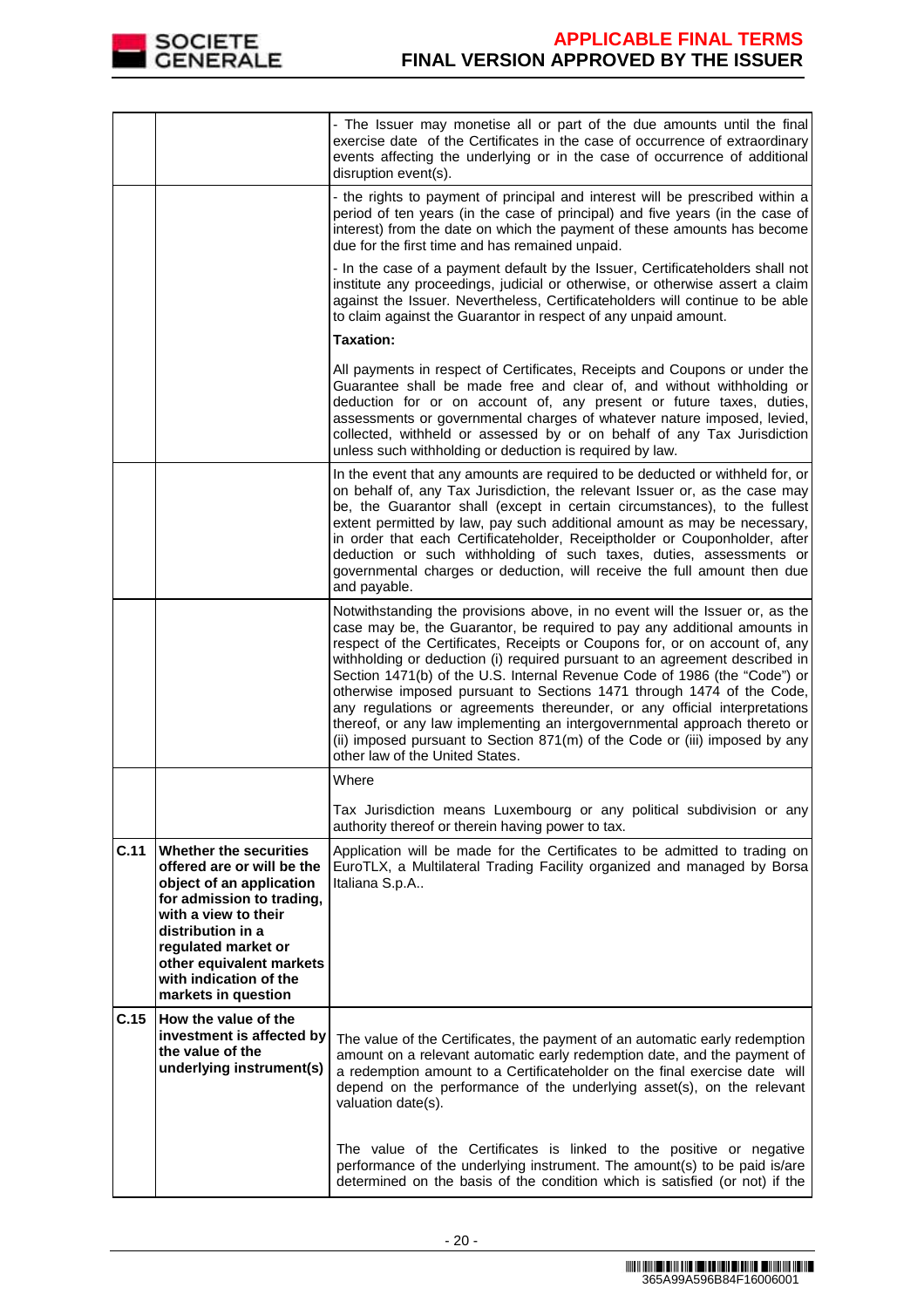| | | |
|---|---|---|
| | | - The Issuer may monetise all or part of the due amounts until the final exercise date of the Certificates in the case of occurrence of extraordinary events affecting the underlying or in the case of occurrence of additional disruption event(s). |
| | | - the rights to payment of principal and interest will be prescribed within a period of ten years (in the case of principal) and five years (in the case of interest) from the date on which the payment of these amounts has become due for the first time and has remained unpaid.<br><br>- In the case of a payment default by the Issuer, Certificateholders shall not institute any proceedings, judicial or otherwise, or otherwise assert a claim against the Issuer. Nevertheless, Certificateholders will continue to be able to claim against the Guarantor in respect of any unpaid amount.<br><br>**Taxation:**<br><br>All payments in respect of Certificates, Receipts and Coupons or under the Guarantee shall be made free and clear of, and without withholding or deduction for or on account of, any present or future taxes, duties, assessments or governmental charges of whatever nature imposed, levied, collected, withheld or assessed by or on behalf of any Tax Jurisdiction unless such withholding or deduction is required by law. |
| | | In the event that any amounts are required to be deducted or withheld for, or on behalf of, any Tax Jurisdiction, the relevant Issuer or, as the case may be, the Guarantor shall (except in certain circumstances), to the fullest extent permitted by law, pay such additional amount as may be necessary, in order that each Certificateholder, Receiptholder or Couponholder, after deduction or such withholding of such taxes, duties, assessments or governmental charges or deduction, will receive the full amount then due and payable. |
| | | Notwithstanding the provisions above, in no event will the Issuer or, as the case may be, the Guarantor, be required to pay any additional amounts in respect of the Certificates, Receipts or Coupons for, or on account of, any withholding or deduction (i) required pursuant to an agreement described in Section 1471(b) of the U.S. Internal Revenue Code of 1986 (the "Code") or otherwise imposed pursuant to Sections 1471 through 1474 of the Code, any regulations or agreements thereunder, or any official interpretations thereof, or any law implementing an intergovernmental approach thereto or (ii) imposed pursuant to Section 871(m) of the Code or (iii) imposed by any other law of the United States. |
| | | Where<br><br>Tax Jurisdiction means Luxembourg or any political subdivision or any authority thereof or therein having power to tax. |
| **C.11** | **Whether the securities offered are or will be the object of an application for admission to trading, with a view to their distribution in a regulated market or other equivalent markets with indication of the markets in question** | Application will be made for the Certificates to be admitted to trading on EuroTLX, a Multilateral Trading Facility organized and managed by Borsa Italiana S.p.A.. |
| **C.15** | **How the value of the investment is affected by the value of the underlying instrument(s)** | The value of the Certificates, the payment of an automatic early redemption amount on a relevant automatic early redemption date, and the payment of a redemption amount to a Certificateholder on the final exercise date will depend on the performance of the underlying asset(s), on the relevant valuation date(s).<br><br>The value of the Certificates is linked to the positive or negative performance of the underlying instrument. The amount(s) to be paid is/are determined on the basis of the condition which is satisfied (or not) if the |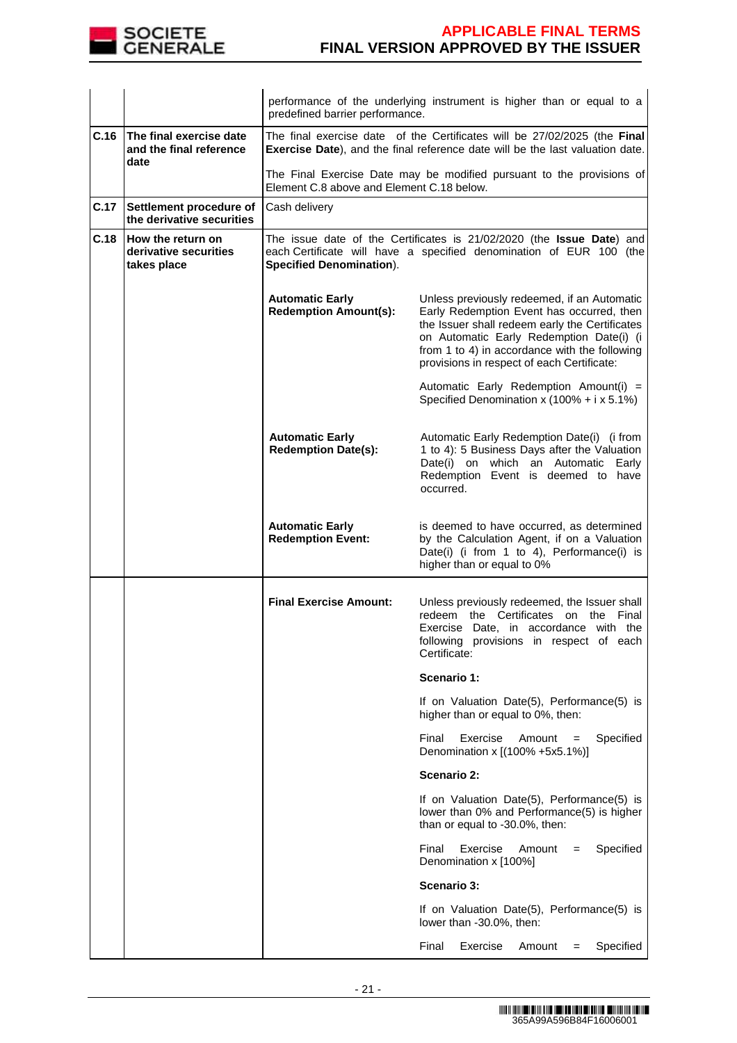| | | |
|---|---|---|
| | | performance of the underlying instrument is higher than or equal to a predefined barrier performance. |
| **C.16** | **The final exercise date and the final reference date** | The final exercise date of the Certificates will be 27/02/2025 (the **Final Exercise Date**), and the final reference date will be the last valuation date.<br><br>The Final Exercise Date may be modified pursuant to the provisions of Element C.8 above and Element C.18 below. |
| **C.17** | **Settlement procedure of the derivative securities** | Cash delivery |
| **C.18** | **How the return on derivative securities takes place** | The issue date of the Certificates is 21/02/2020 (the **Issue Date**) and each Certificate will have a specified denomination of EUR 100 (the **Specified Denomination**).<br><br>**Automatic Early Redemption Amount(s):** Unless previously redeemed, if an Automatic Early Redemption Event has occurred, then the Issuer shall redeem early the Certificates on Automatic Early Redemption Date(i) (i from 1 to 4) in accordance with the following provisions in respect of each Certificate:<br><br>Automatic Early Redemption Amount(i) = Specified Denomination x (100% + i x 5.1%)<br><br>**Automatic Early Redemption Date(s):** Automatic Early Redemption Date(i) (i from 1 to 4): 5 Business Days after the Valuation Date(i) on which an Automatic Early Redemption Event is deemed to have occurred.<br><br>**Automatic Early Redemption Event:** is deemed to have occurred, as determined by the Calculation Agent, if on a Valuation Date(i) (i from 1 to 4), Performance(i) is higher than or equal to 0% |
| | | **Final Exercise Amount:** Unless previously redeemed, the Issuer shall redeem the Certificates on the Final Exercise Date, in accordance with the following provisions in respect of each Certificate:<br><br>**Scenario 1:**<br><br>If on Valuation Date(5), Performance(5) is higher than or equal to 0%, then:<br><br>Final Exercise Amount = Specified Denomination x [(100% +5x5.1%)]<br><br>**Scenario 2:**<br><br>If on Valuation Date(5), Performance(5) is lower than 0% and Performance(5) is higher than or equal to -30.0%, then:<br><br>Final Exercise Amount = Specified Denomination x [100%]<br><br>**Scenario 3:**<br><br>If on Valuation Date(5), Performance(5) is lower than -30.0%, then:<br><br>Final Exercise Amount = Specified |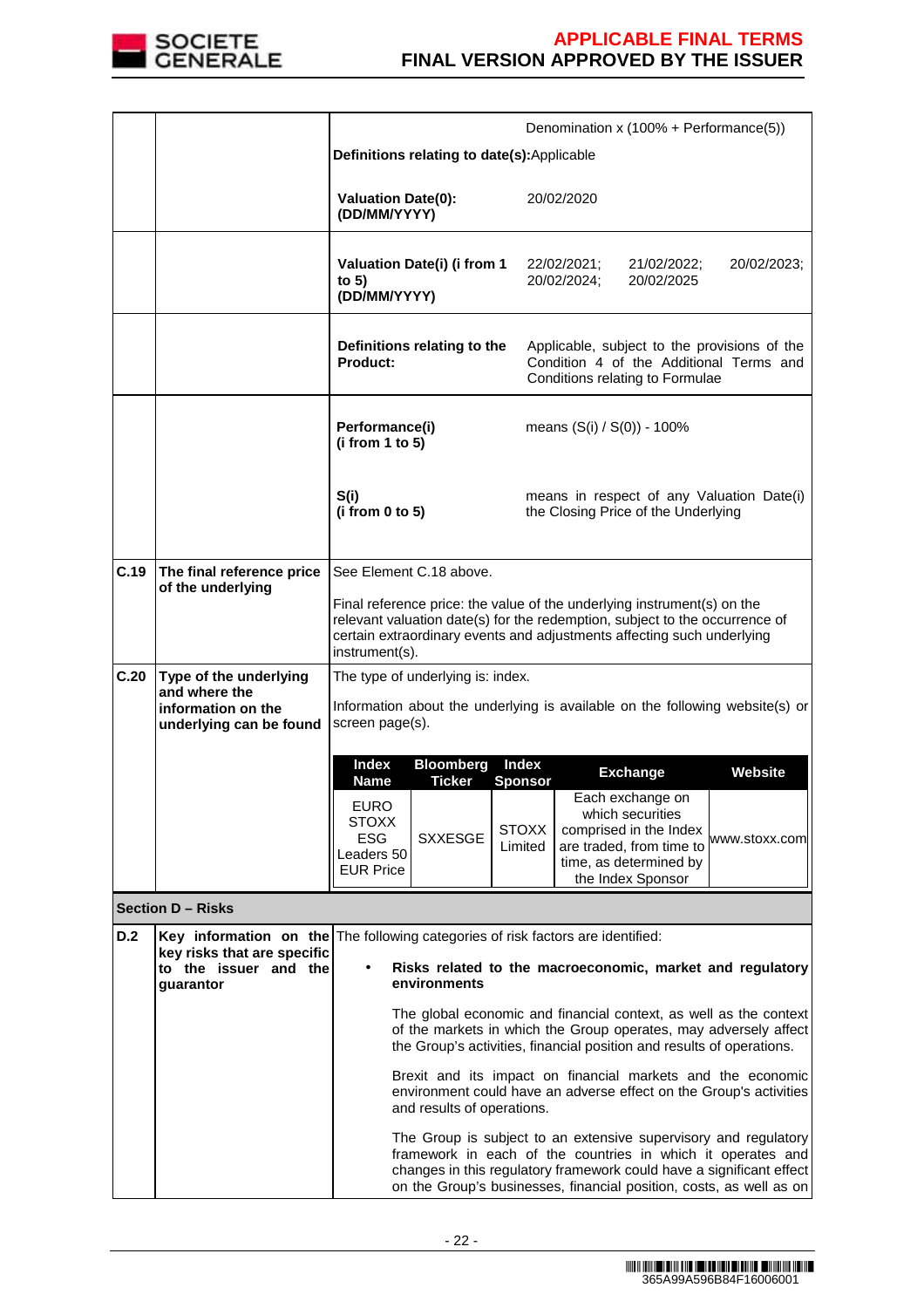| | | | |
|---|---|---|---|
| | | | Denomination x (100% + Performance(5)) |
| | | **Definitions relating to date(s):** Applicable | |
| | | **Valuation Date(0): (DD/MM/YYYY)** | 20/02/2020 |
| | | **Valuation Date(i) (i from 1 to 5) (DD/MM/YYYY)** | 22/02/2021; 21/02/2022; 20/02/2023; 20/02/2024; 20/02/2025 |
| | | **Definitions relating to the Product:** | Applicable, subject to the provisions of the Condition 4 of the Additional Terms and Conditions relating to Formulae |
| | | **Performance(i) (i from 1 to 5)** | means (S(i) / S(0)) - 100% |
| | | **S(i) (i from 0 to 5)** | means in respect of any Valuation Date(i) the Closing Price of the Underlying |
| **C.19** | **The final reference price of the underlying** | See Element C.18 above.<br><br>Final reference price: the value of the underlying instrument(s) on the relevant valuation date(s) for the redemption, subject to the occurrence of certain extraordinary events and adjustments affecting such underlying instrument(s). | |
| **C.20** | **Type of the underlying and where the information on the underlying can be found** | The type of underlying is: index.<br><br>Information about the underlying is available on the following website(s) or screen page(s). | |

| Index Name | Bloomberg Ticker | Index Sponsor | Exchange | Website |
|---|---|---|---|---|
| EURO STOXX ESG Leaders 50 EUR Price | SXXESGE | STOXX Limited | Each exchange on which securities comprised in the Index are traded, from time to time, as determined by the Index Sponsor | www.stoxx.com |

**Section D – Risks**

| | | |
|---|---|---|
| **D.2** | **Key information on the key risks that are specific to the issuer and the guarantor** | The following categories of risk factors are identified:<br><br>• **Risks related to the macroeconomic, market and regulatory environments**<br><br>The global economic and financial context, as well as the context of the markets in which the Group operates, may adversely affect the Group's activities, financial position and results of operations.<br><br>Brexit and its impact on financial markets and the economic environment could have an adverse effect on the Group's activities and results of operations.<br><br>The Group is subject to an extensive supervisory and regulatory framework in each of the countries in which it operates and changes in this regulatory framework could have a significant effect on the Group's businesses, financial position, costs, as well as on |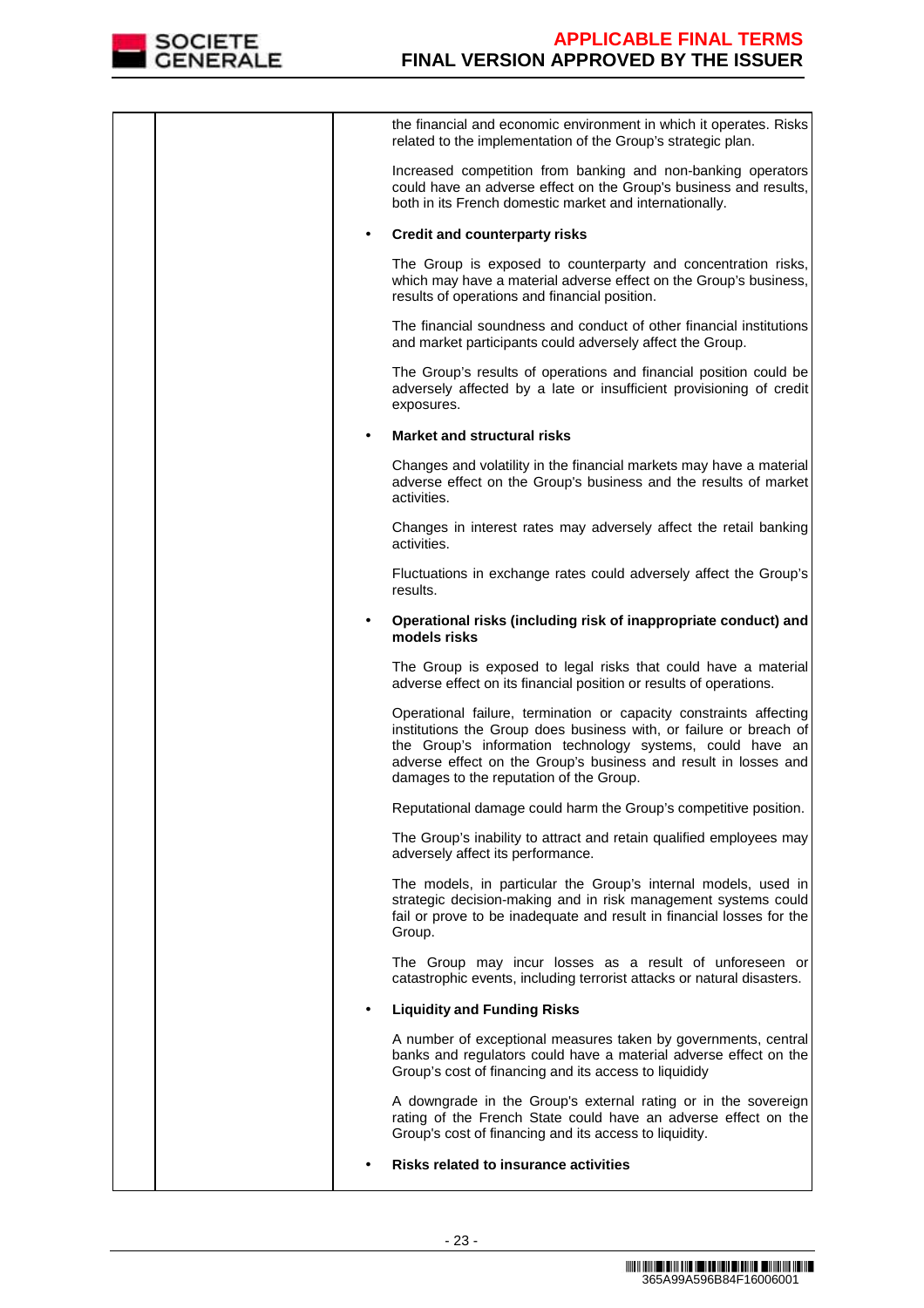| | | the financial and economic environment in which it operates. Risks related to the implementation of the Group's strategic plan.<br><br>Increased competition from banking and non-banking operators could have an adverse effect on the Group's business and results, both in its French domestic market and internationally.<br><br>• **Credit and counterparty risks**<br><br>The Group is exposed to counterparty and concentration risks, which may have a material adverse effect on the Group's business, results of operations and financial position.<br><br>The financial soundness and conduct of other financial institutions and market participants could adversely affect the Group.<br><br>The Group's results of operations and financial position could be adversely affected by a late or insufficient provisioning of credit exposures.<br><br>• **Market and structural risks**<br><br>Changes and volatility in the financial markets may have a material adverse effect on the Group's business and the results of market activities.<br><br>Changes in interest rates may adversely affect the retail banking activities.<br><br>Fluctuations in exchange rates could adversely affect the Group's results.<br><br>• **Operational risks (including risk of inappropriate conduct) and models risks**<br><br>The Group is exposed to legal risks that could have a material adverse effect on its financial position or results of operations.<br><br>Operational failure, termination or capacity constraints affecting institutions the Group does business with, or failure or breach of the Group's information technology systems, could have an adverse effect on the Group's business and result in losses and damages to the reputation of the Group.<br><br>Reputational damage could harm the Group's competitive position.<br><br>The Group's inability to attract and retain qualified employees may adversely affect its performance.<br><br>The models, in particular the Group's internal models, used in strategic decision-making and in risk management systems could fail or prove to be inadequate and result in financial losses for the Group.<br><br>The Group may incur losses as a result of unforeseen or catastrophic events, including terrorist attacks or natural disasters.<br><br>• **Liquidity and Funding Risks**<br><br>A number of exceptional measures taken by governments, central banks and regulators could have a material adverse effect on the Group's cost of financing and its access to liquididy<br><br>A downgrade in the Group's external rating or in the sovereign rating of the French State could have an adverse effect on the Group's cost of financing and its access to liquidity.<br><br>• **Risks related to insurance activities** |
|---|---|---|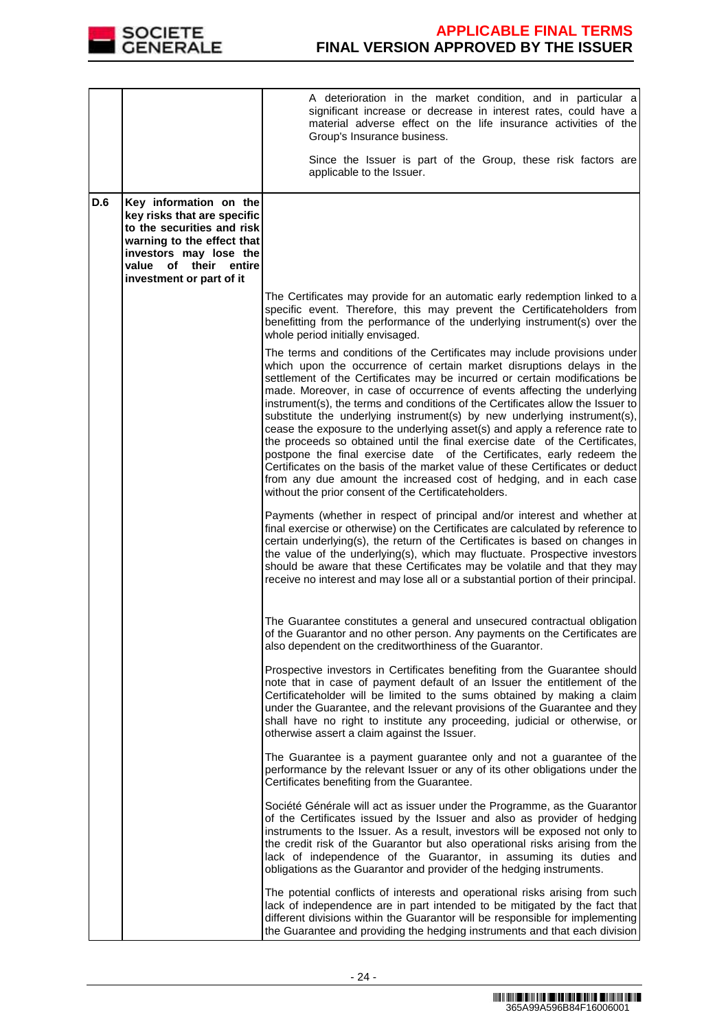| | | |
|---|---|---|
| | | A deterioration in the market condition, and in particular a significant increase or decrease in interest rates, could have a material adverse effect on the life insurance activities of the Group's Insurance business.<br><br>Since the Issuer is part of the Group, these risk factors are applicable to the Issuer. |
| **D.6** | **Key information on the key risks that are specific to the securities and risk warning to the effect that investors may lose the value of their entire investment or part of it** | |
| | | The Certificates may provide for an automatic early redemption linked to a specific event. Therefore, this may prevent the Certificateholders from benefitting from the performance of the underlying instrument(s) over the whole period initially envisaged.<br><br>The terms and conditions of the Certificates may include provisions under which upon the occurrence of certain market disruptions delays in the settlement of the Certificates may be incurred or certain modifications be made. Moreover, in case of occurrence of events affecting the underlying instrument(s), the terms and conditions of the Certificates allow the Issuer to substitute the underlying instrument(s) by new underlying instrument(s), cease the exposure to the underlying asset(s) and apply a reference rate to the proceeds so obtained until the final exercise date of the Certificates, postpone the final exercise date of the Certificates, early redeem the Certificates on the basis of the market value of these Certificates or deduct from any due amount the increased cost of hedging, and in each case without the prior consent of the Certificateholders.<br><br>Payments (whether in respect of principal and/or interest and whether at final exercise or otherwise) on the Certificates are calculated by reference to certain underlying(s), the return of the Certificates is based on changes in the value of the underlying(s), which may fluctuate. Prospective investors should be aware that these Certificates may be volatile and that they may receive no interest and may lose all or a substantial portion of their principal.<br><br>The Guarantee constitutes a general and unsecured contractual obligation of the Guarantor and no other person. Any payments on the Certificates are also dependent on the creditworthiness of the Guarantor.<br><br>Prospective investors in Certificates benefiting from the Guarantee should note that in case of payment default of an Issuer the entitlement of the Certificateholder will be limited to the sums obtained by making a claim under the Guarantee, and the relevant provisions of the Guarantee and they shall have no right to institute any proceeding, judicial or otherwise, or otherwise assert a claim against the Issuer.<br><br>The Guarantee is a payment guarantee only and not a guarantee of the performance by the relevant Issuer or any of its other obligations under the Certificates benefiting from the Guarantee.<br><br>Société Générale will act as issuer under the Programme, as the Guarantor of the Certificates issued by the Issuer and also as provider of hedging instruments to the Issuer. As a result, investors will be exposed not only to the credit risk of the Guarantor but also operational risks arising from the lack of independence of the Guarantor, in assuming its duties and obligations as the Guarantor and provider of the hedging instruments.<br><br>The potential conflicts of interests and operational risks arising from such lack of independence are in part intended to be mitigated by the fact that different divisions within the Guarantor will be responsible for implementing the Guarantee and providing the hedging instruments and that each division |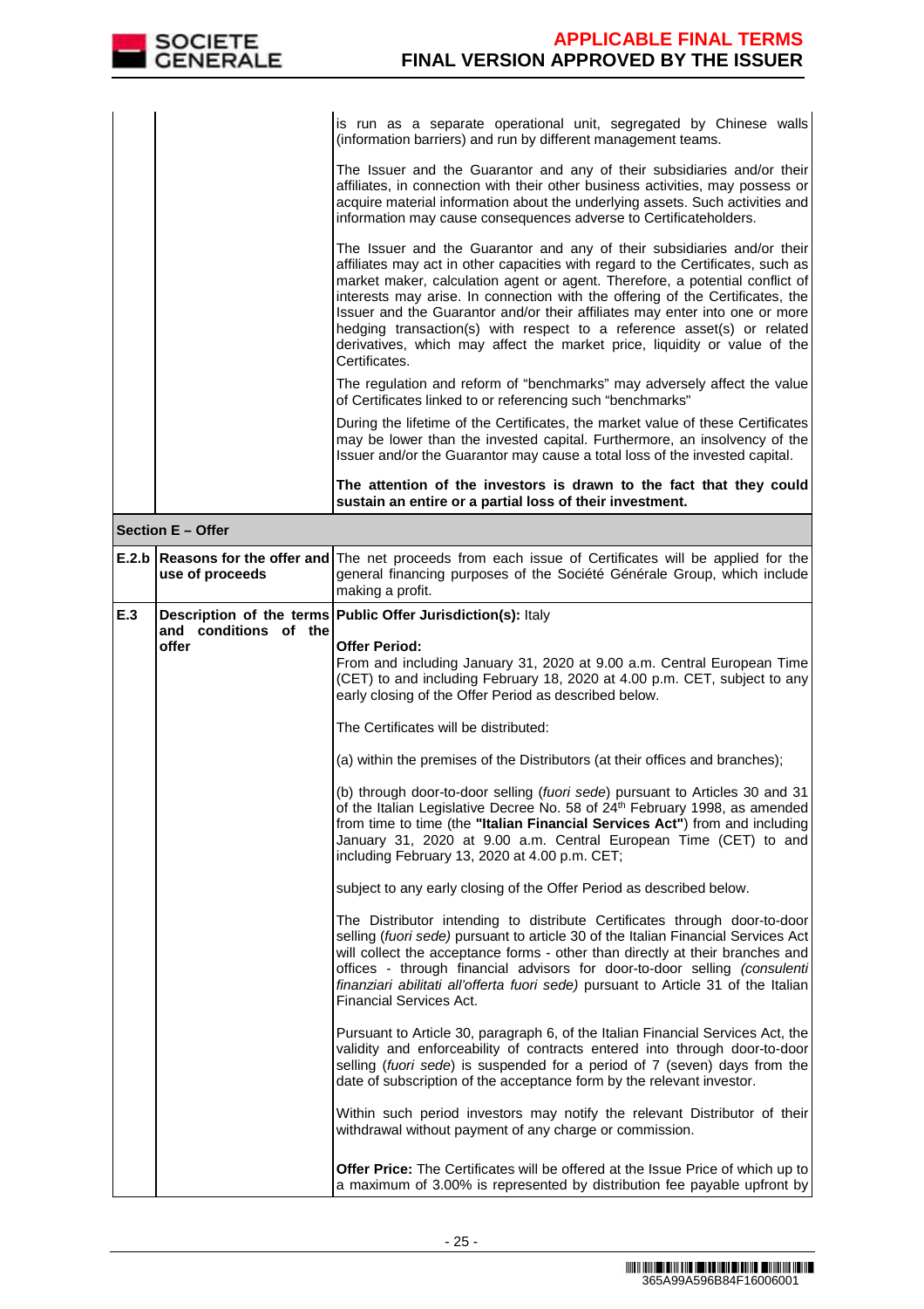| | | |
|---|---|---|
| | | is run as a separate operational unit, segregated by Chinese walls (information barriers) and run by different management teams.<br><br>The Issuer and the Guarantor and any of their subsidiaries and/or their affiliates, in connection with their other business activities, may possess or acquire material information about the underlying assets. Such activities and information may cause consequences adverse to Certificateholders.<br><br>The Issuer and the Guarantor and any of their subsidiaries and/or their affiliates may act in other capacities with regard to the Certificates, such as market maker, calculation agent or agent. Therefore, a potential conflict of interests may arise. In connection with the offering of the Certificates, the Issuer and the Guarantor and/or their affiliates may enter into one or more hedging transaction(s) with respect to a reference asset(s) or related derivatives, which may affect the market price, liquidity or value of the Certificates.<br><br>The regulation and reform of "benchmarks" may adversely affect the value of Certificates linked to or referencing such "benchmarks"<br><br>During the lifetime of the Certificates, the market value of these Certificates may be lower than the invested capital. Furthermore, an insolvency of the Issuer and/or the Guarantor may cause a total loss of the invested capital.<br><br>**The attention of the investors is drawn to the fact that they could sustain an entire or a partial loss of their investment.** |
| **Section E – Offer** | | |
| **E.2.b** | **Reasons for the offer and use of proceeds** | The net proceeds from each issue of Certificates will be applied for the general financing purposes of the Société Générale Group, which include making a profit. |
| **E.3** | **Description of the terms and conditions of the offer** | **Public Offer Jurisdiction(s):** Italy<br><br>**Offer Period:**<br>From and including January 31, 2020 at 9.00 a.m. Central European Time (CET) to and including February 18, 2020 at 4.00 p.m. CET, subject to any early closing of the Offer Period as described below.<br><br>The Certificates will be distributed:<br><br>(a) within the premises of the Distributors (at their offices and branches);<br><br>(b) through door-to-door selling (*fuori sede*) pursuant to Articles 30 and 31 of the Italian Legislative Decree No. 58 of 24th February 1998, as amended from time to time (the **"Italian Financial Services Act"**) from and including January 31, 2020 at 9.00 a.m. Central European Time (CET) to and including February 13, 2020 at 4.00 p.m. CET;<br><br>subject to any early closing of the Offer Period as described below.<br><br>The Distributor intending to distribute Certificates through door-to-door selling (*fuori sede)* pursuant to article 30 of the Italian Financial Services Act will collect the acceptance forms - other than directly at their branches and offices - through financial advisors for door-to-door selling *(consulenti finanziari abilitati all'offerta fuori sede)* pursuant to Article 31 of the Italian Financial Services Act.<br><br>Pursuant to Article 30, paragraph 6, of the Italian Financial Services Act, the validity and enforceability of contracts entered into through door-to-door selling (*fuori sede*) is suspended for a period of 7 (seven) days from the date of subscription of the acceptance form by the relevant investor.<br><br>Within such period investors may notify the relevant Distributor of their withdrawal without payment of any charge or commission.<br><br>**Offer Price:** The Certificates will be offered at the Issue Price of which up to a maximum of 3.00% is represented by distribution fee payable upfront by |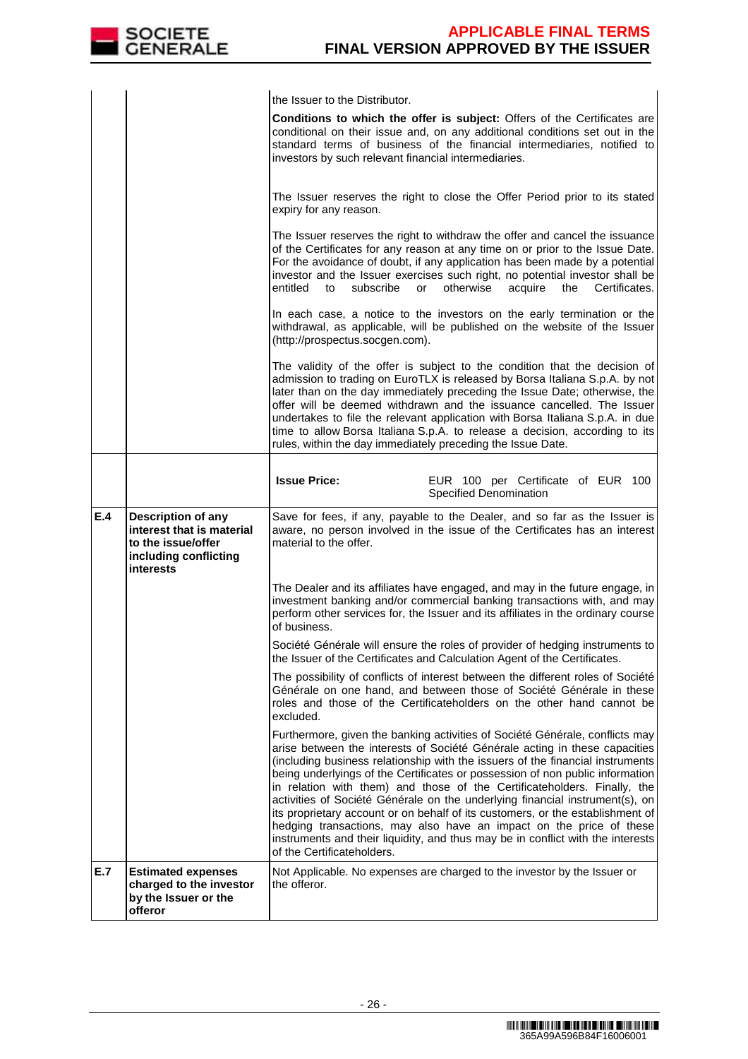| | | |
|---|---|---|
| | | the Issuer to the Distributor.<br><br>**Conditions to which the offer is subject:** Offers of the Certificates are conditional on their issue and, on any additional conditions set out in the standard terms of business of the financial intermediaries, notified to investors by such relevant financial intermediaries.<br><br>The Issuer reserves the right to close the Offer Period prior to its stated expiry for any reason.<br><br>The Issuer reserves the right to withdraw the offer and cancel the issuance of the Certificates for any reason at any time on or prior to the Issue Date. For the avoidance of doubt, if any application has been made by a potential investor and the Issuer exercises such right, no potential investor shall be entitled to subscribe or otherwise acquire the Certificates.<br><br>In each case, a notice to the investors on the early termination or the withdrawal, as applicable, will be published on the website of the Issuer (http://prospectus.socgen.com).<br><br>The validity of the offer is subject to the condition that the decision of admission to trading on EuroTLX is released by Borsa Italiana S.p.A. by not later than on the day immediately preceding the Issue Date; otherwise, the offer will be deemed withdrawn and the issuance cancelled. The Issuer undertakes to file the relevant application with Borsa Italiana S.p.A. in due time to allow Borsa Italiana S.p.A. to release a decision, according to its rules, within the day immediately preceding the Issue Date. |
| | | **Issue Price:** EUR 100 per Certificate of EUR 100 Specified Denomination |
| **E.4** | **Description of any interest that is material to the issue/offer including conflicting interests** | Save for fees, if any, payable to the Dealer, and so far as the Issuer is aware, no person involved in the issue of the Certificates has an interest material to the offer.<br><br>The Dealer and its affiliates have engaged, and may in the future engage, in investment banking and/or commercial banking transactions with, and may perform other services for, the Issuer and its affiliates in the ordinary course of business.<br><br>Société Générale will ensure the roles of provider of hedging instruments to the Issuer of the Certificates and Calculation Agent of the Certificates.<br><br>The possibility of conflicts of interest between the different roles of Société Générale on one hand, and between those of Société Générale in these roles and those of the Certificateholders on the other hand cannot be excluded.<br><br>Furthermore, given the banking activities of Société Générale, conflicts may arise between the interests of Société Générale acting in these capacities (including business relationship with the issuers of the financial instruments being underlyings of the Certificates or possession of non public information in relation with them) and those of the Certificateholders. Finally, the activities of Société Générale on the underlying financial instrument(s), on its proprietary account or on behalf of its customers, or the establishment of hedging transactions, may also have an impact on the price of these instruments and their liquidity, and thus may be in conflict with the interests of the Certificateholders. |
| **E.7** | **Estimated expenses charged to the investor by the Issuer or the offeror** | Not Applicable. No expenses are charged to the investor by the Issuer or the offeror. |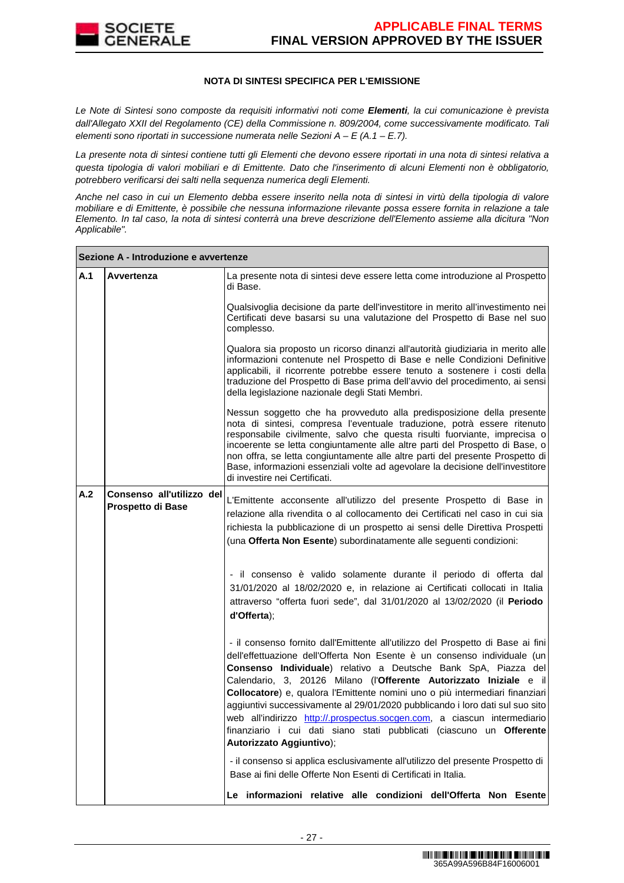**NOTA DI SINTESI SPECIFICA PER L'EMISSIONE**

*Le Note di Sintesi sono composte da requisiti informativi noti come* ***Elementi****, la cui comunicazione è prevista dall'Allegato XXII del Regolamento (CE) della Commissione n. 809/2004, come successivamente modificato. Tali elementi sono riportati in successione numerata nelle Sezioni A – E (A.1 – E.7).*

*La presente nota di sintesi contiene tutti gli Elementi che devono essere riportati in una nota di sintesi relativa a questa tipologia di valori mobiliari e di Emittente. Dato che l'inserimento di alcuni Elementi non è obbligatorio, potrebbero verificarsi dei salti nella sequenza numerica degli Elementi.*

*Anche nel caso in cui un Elemento debba essere inserito nella nota di sintesi in virtù della tipologia di valore mobiliare e di Emittente, è possibile che nessuna informazione rilevante possa essere fornita in relazione a tale Elemento. In tal caso, la nota di sintesi conterrà una breve descrizione dell'Elemento assieme alla dicitura "Non Applicabile".*

| **Sezione A - Introduzione e avvertenze** | | |
|---|---|---|
| **A.1** | **Avvertenza** | La presente nota di sintesi deve essere letta come introduzione al Prospetto di Base.<br><br>Qualsivoglia decisione da parte dell'investitore in merito all'investimento nei Certificati deve basarsi su una valutazione del Prospetto di Base nel suo complesso.<br><br>Qualora sia proposto un ricorso dinanzi all'autorità giudiziaria in merito alle informazioni contenute nel Prospetto di Base e nelle Condizioni Definitive applicabili, il ricorrente potrebbe essere tenuto a sostenere i costi della traduzione del Prospetto di Base prima dell'avvio del procedimento, ai sensi della legislazione nazionale degli Stati Membri.<br><br>Nessun soggetto che ha provveduto alla predisposizione della presente nota di sintesi, compresa l'eventuale traduzione, potrà essere ritenuto responsabile civilmente, salvo che questa risulti fuorviante, imprecisa o incoerente se letta congiuntamente alle altre parti del Prospetto di Base, o non offra, se letta congiuntamente alle altre parti del presente Prospetto di Base, informazioni essenziali volte ad agevolare la decisione dell'investitore di investire nei Certificati. |
| **A.2** | **Consenso all'utilizzo del Prospetto di Base** | L'Emittente acconsente all'utilizzo del presente Prospetto di Base in relazione alla rivendita o al collocamento dei Certificati nel caso in cui sia richiesta la pubblicazione di un prospetto ai sensi delle Direttiva Prospetti (una **Offerta Non Esente**) subordinatamente alle seguenti condizioni:<br><br>- il consenso è valido solamente durante il periodo di offerta dal 31/01/2020 al 18/02/2020 e, in relazione ai Certificati collocati in Italia attraverso "offerta fuori sede", dal 31/01/2020 al 13/02/2020 (il **Periodo d'Offerta**);<br><br>- il consenso fornito dall'Emittente all'utilizzo del Prospetto di Base ai fini dell'effettuazione dell'Offerta Non Esente è un consenso individuale (un **Consenso Individuale**) relativo a Deutsche Bank SpA, Piazza del Calendario, 3, 20126 Milano (l'**Offerente Autorizzato Iniziale** e il **Collocatore**) e, qualora l'Emittente nomini uno o più intermediari finanziari aggiuntivi successivamente al 29/01/2020 pubblicando i loro dati sul suo sito web all'indirizzo http://.prospectus.socgen.com, a ciascun intermediario finanziario i cui dati siano stati pubblicati (ciascuno un **Offerente Autorizzato Aggiuntivo**);<br><br>- il consenso si applica esclusivamente all'utilizzo del presente Prospetto di Base ai fini delle Offerte Non Esenti di Certificati in Italia.<br><br>**Le informazioni relative alle condizioni dell'Offerta Non Esente** |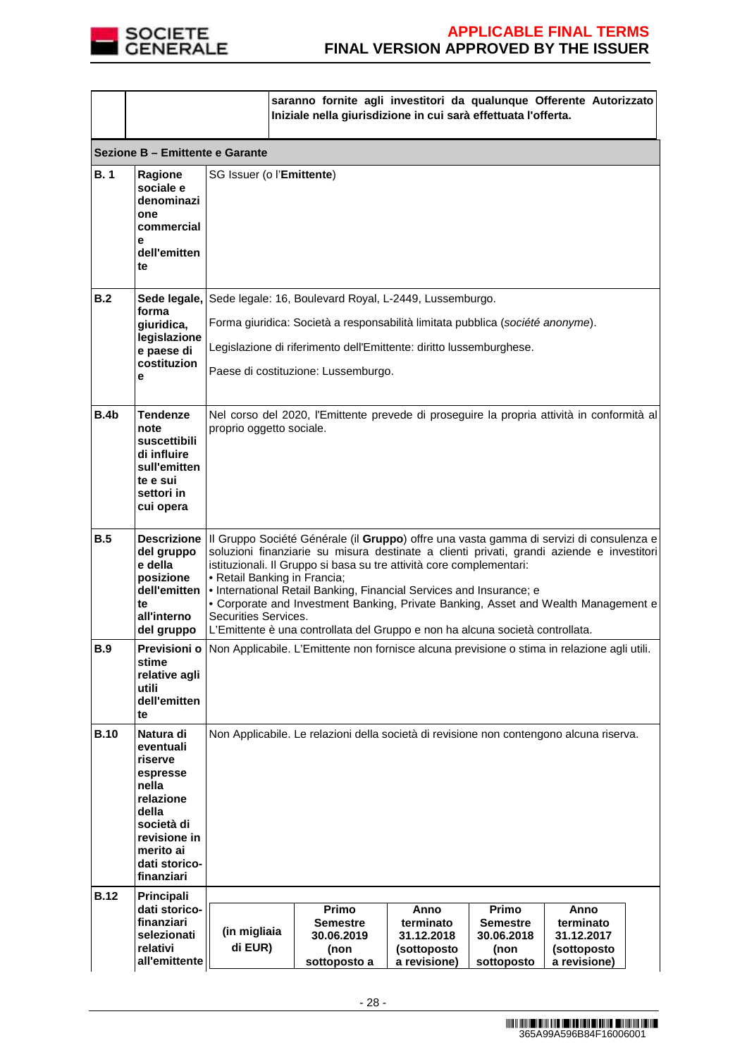| | | |
|---|---|---|
| | | **saranno fornite agli investitori da qualunque Offerente Autorizzato Iniziale nella giurisdizione in cui sarà effettuata l'offerta.** |

**Sezione B – Emittente e Garante**

| | | |
|---|---|---|
| **B. 1** | **Ragione sociale e denominazione commerciale dell'emittente** | SG Issuer (o l'**Emittente**) |
| **B.2** | **Sede legale, forma giuridica, legislazione e paese di costituzione** | Sede legale: 16, Boulevard Royal, L-2449, Lussemburgo.<br><br>Forma giuridica: Società a responsabilità limitata pubblica (*société anonyme*).<br><br>Legislazione di riferimento dell'Emittente: diritto lussemburghese.<br><br>Paese di costituzione: Lussemburgo. |
| **B.4b** | **Tendenze note suscettibili di influire sull'emittente e sui settori in cui opera** | Nel corso del 2020, l'Emittente prevede di proseguire la propria attività in conformità al proprio oggetto sociale. |
| **B.5** | **Descrizione del gruppo e della posizione dell'emittente all'interno del gruppo** | Il Gruppo Société Générale (il **Gruppo**) offre una vasta gamma di servizi di consulenza e soluzioni finanziarie su misura destinate a clienti privati, grandi aziende e investitori istituzionali. Il Gruppo si basa su tre attività core complementari:<br>• Retail Banking in Francia;<br>• International Retail Banking, Financial Services and Insurance; e<br>• Corporate and Investment Banking, Private Banking, Asset and Wealth Management e Securities Services.<br>L'Emittente è una controllata del Gruppo e non ha alcuna società controllata. |
| **B.9** | **Previsioni o stime relative agli utili dell'emittente** | Non Applicabile. L'Emittente non fornisce alcuna previsione o stima in relazione agli utili. |
| **B.10** | **Natura di eventuali riserve espresse nella relazione della società di revisione in merito ai dati storico-finanziari** | Non Applicabile. Le relazioni della società di revisione non contengono alcuna riserva. |
| **B.12** | **Principali dati storico-finanziari selezionati relativi all'emittente** | |

| (in migliaia di EUR) | Primo Semestre 30.06.2019 (non sottoposto a | Anno terminato 31.12.2018 (sottoposto a revisione) | Primo Semestre 30.06.2018 (non sottoposto | Anno terminato 31.12.2017 (sottoposto a revisione) |
|---|---|---|---|---|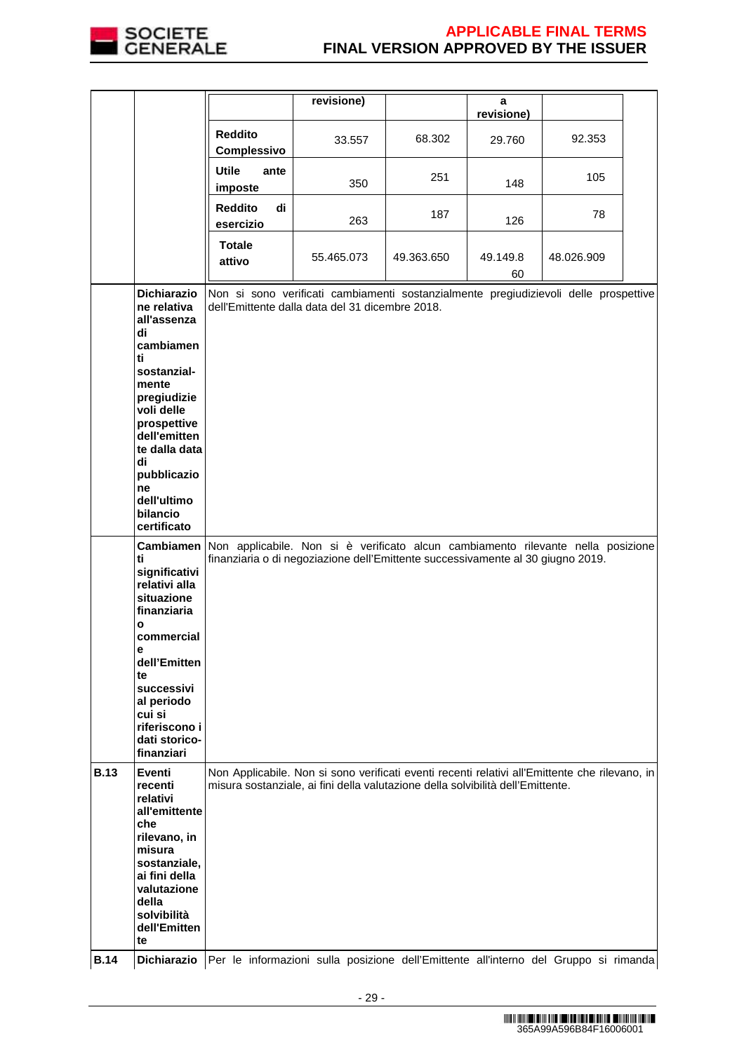| | | | | | | |
|---|---|---|---|---|---|---|
| | | | revisione) | | a revisione) | |
| | | **Reddito Complessivo** | 33.557 | 68.302 | 29.760 | 92.353 |
| | | **Utile ante imposte** | 350 | 251 | 148 | 105 |
| | | **Reddito di esercizio** | 263 | 187 | 126 | 78 |
| | | **Totale attivo** | 55.465.073 | 49.363.650 | 49.149.860 | 48.026.909 |
| | **Dichiarazione relativa all'assenza di cambiamenti sostanzialmente pregiudizievoli delle prospettive dell'emittente dalla data di pubblicazione dell'ultimo bilancio certificato** | Non si sono verificati cambiamenti sostanzialmente pregiudizievoli delle prospettive dell'Emittente dalla data del 31 dicembre 2018. | | | | |
| | **Cambiamenti significativi relativi alla situazione finanziaria o commerciale dell'Emittente successivi al periodo cui si riferiscono i dati storico-finanziari** | Non applicabile. Non si è verificato alcun cambiamento rilevante nella posizione finanziaria o di negoziazione dell'Emittente successivamente al 30 giugno 2019. | | | | |
| **B.13** | **Eventi recenti relativi all'emittente che rilevano, in misura sostanziale, ai fini della valutazione della solvibilità dell'Emittente** | Non Applicabile. Non si sono verificati eventi recenti relativi all'Emittente che rilevano, in misura sostanziale, ai fini della valutazione della solvibilità dell'Emittente. | | | | |
| **B.14** | **Dichiarazio** | Per le informazioni sulla posizione dell'Emittente all'interno del Gruppo si rimanda | | | | |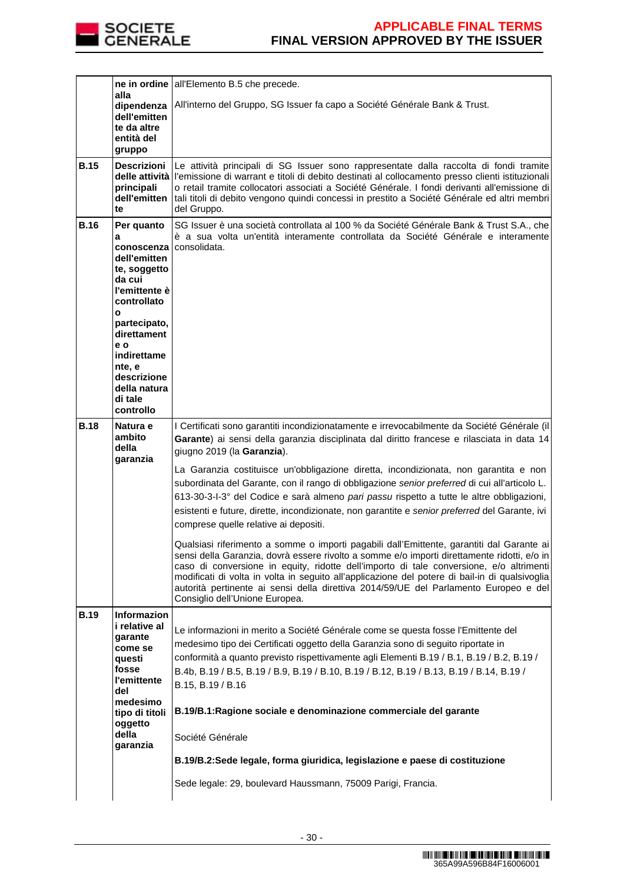| | | |
|---|---|---|
| | **ne in ordine alla dipendenza dell'emittente da altre entità del gruppo** | all'Elemento B.5 che precede.<br><br>All'interno del Gruppo, SG Issuer fa capo a Société Générale Bank & Trust. |
| **B.15** | **Descrizioni delle attività principali dell'emittente** | Le attività principali di SG Issuer sono rappresentate dalla raccolta di fondi tramite l'emissione di warrant e titoli di debito destinati al collocamento presso clienti istituzionali o retail tramite collocatori associati a Société Générale. I fondi derivanti all'emissione di tali titoli di debito vengono quindi concessi in prestito a Société Générale ed altri membri del Gruppo. |
| **B.16** | **Per quanto a conoscenza dell'emittente, soggetto da cui l'emittente è controllato o partecipato, direttamente o indirettamente, e descrizione della natura di tale controllo** | SG Issuer è una società controllata al 100 % da Société Générale Bank & Trust S.A., che è a sua volta un'entità interamente controllata da Société Générale e interamente consolidata. |
| **B.18** | **Natura e ambito della garanzia** | I Certificati sono garantiti incondizionatamente e irrevocabilmente da Société Générale (il **Garante**) ai sensi della garanzia disciplinata dal diritto francese e rilasciata in data 14 giugno 2019 (la **Garanzia**).<br><br>La Garanzia costituisce un'obbligazione diretta, incondizionata, non garantita e non subordinata del Garante, con il rango di obbligazione *senior preferred* di cui all'articolo L. 613-30-3-I-3° del Codice e sarà almeno *pari passu* rispetto a tutte le altre obbligazioni, esistenti e future, dirette, incondizionate, non garantite e *senior preferred* del Garante, ivi comprese quelle relative ai depositi.<br><br>Qualsiasi riferimento a somme o importi pagabili dall'Emittente, garantiti dal Garante ai sensi della Garanzia, dovrà essere rivolto a somme e/o importi direttamente ridotti, e/o in caso di conversione in equity, ridotte dell'importo di tale conversione, e/o altrimenti modificati di volta in volta in seguito all'applicazione del potere di bail-in di qualsivoglia autorità pertinente ai sensi della direttiva 2014/59/UE del Parlamento Europeo e del Consiglio dell'Unione Europea. |
| **B.19** | **Informazioni relative al garante come se questi fosse l'emittente del medesimo tipo di titoli oggetto della garanzia** | Le informazioni in merito a Société Générale come se questa fosse l'Emittente del medesimo tipo dei Certificati oggetto della Garanzia sono di seguito riportate in conformità a quanto previsto rispettivamente agli Elementi B.19 / B.1, B.19 / B.2, B.19 / B.4b, B.19 / B.5, B.19 / B.9, B.19 / B.10, B.19 / B.12, B.19 / B.13, B.19 / B.14, B.19 / B.15, B.19 / B.16<br><br>**B.19/B.1:Ragione sociale e denominazione commerciale del garante**<br><br>Société Générale<br><br>**B.19/B.2:Sede legale, forma giuridica, legislazione e paese di costituzione**<br><br>Sede legale: 29, boulevard Haussmann, 75009 Parigi, Francia. |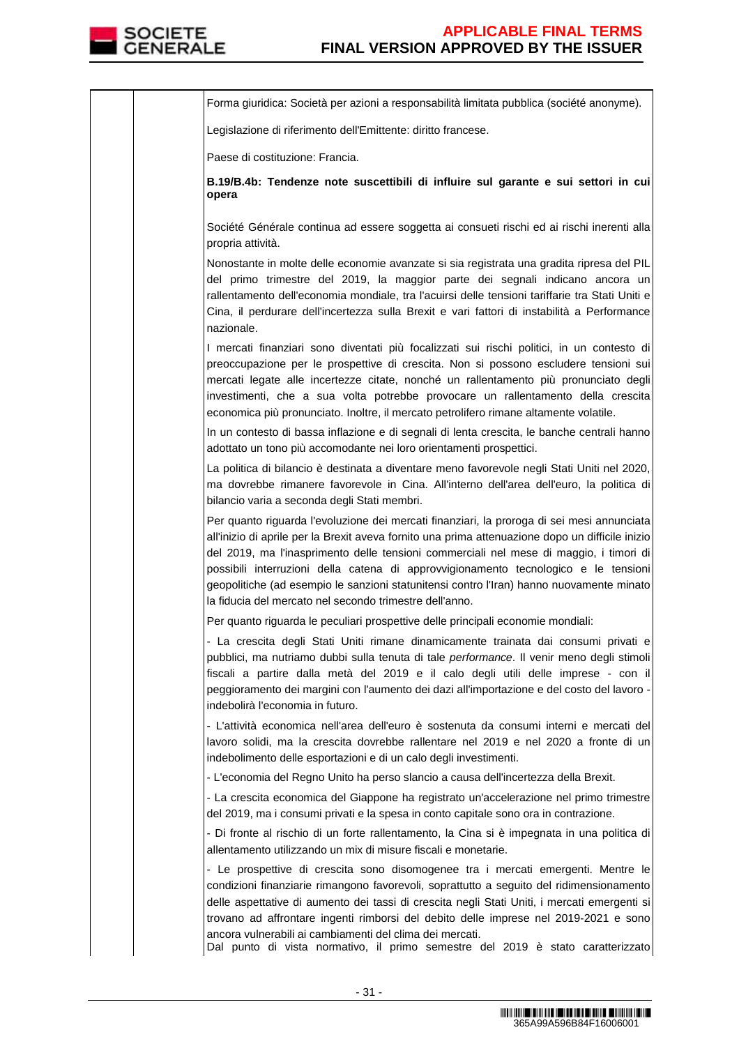Forma giuridica: Società per azioni a responsabilità limitata pubblica (société anonyme).

Legislazione di riferimento dell'Emittente: diritto francese.

Paese di costituzione: Francia.

**B.19/B.4b: Tendenze note suscettibili di influire sul garante e sui settori in cui opera**

Société Générale continua ad essere soggetta ai consueti rischi ed ai rischi inerenti alla propria attività.

Nonostante in molte delle economie avanzate si sia registrata una gradita ripresa del PIL del primo trimestre del 2019, la maggior parte dei segnali indicano ancora un rallentamento dell'economia mondiale, tra l'acuirsi delle tensioni tariffarie tra Stati Uniti e Cina, il perdurare dell'incertezza sulla Brexit e vari fattori di instabilità a Performance nazionale.

I mercati finanziari sono diventati più focalizzati sui rischi politici, in un contesto di preoccupazione per le prospettive di crescita. Non si possono escludere tensioni sui mercati legate alle incertezze citate, nonché un rallentamento più pronunciato degli investimenti, che a sua volta potrebbe provocare un rallentamento della crescita economica più pronunciato. Inoltre, il mercato petrolifero rimane altamente volatile.

In un contesto di bassa inflazione e di segnali di lenta crescita, le banche centrali hanno adottato un tono più accomodante nei loro orientamenti prospettici.

La politica di bilancio è destinata a diventare meno favorevole negli Stati Uniti nel 2020, ma dovrebbe rimanere favorevole in Cina. All'interno dell'area dell'euro, la politica di bilancio varia a seconda degli Stati membri.

Per quanto riguarda l'evoluzione dei mercati finanziari, la proroga di sei mesi annunciata all'inizio di aprile per la Brexit aveva fornito una prima attenuazione dopo un difficile inizio del 2019, ma l'inasprimento delle tensioni commerciali nel mese di maggio, i timori di possibili interruzioni della catena di approvvigionamento tecnologico e le tensioni geopolitiche (ad esempio le sanzioni statunitensi contro l'Iran) hanno nuovamente minato la fiducia del mercato nel secondo trimestre dell'anno.

Per quanto riguarda le peculiari prospettive delle principali economie mondiali:

- La crescita degli Stati Uniti rimane dinamicamente trainata dai consumi privati e pubblici, ma nutriamo dubbi sulla tenuta di tale *performance*. Il venir meno degli stimoli fiscali a partire dalla metà del 2019 e il calo degli utili delle imprese - con il peggioramento dei margini con l'aumento dei dazi all'importazione e del costo del lavoro - indebolirà l'economia in futuro.

- L'attività economica nell'area dell'euro è sostenuta da consumi interni e mercati del lavoro solidi, ma la crescita dovrebbe rallentare nel 2019 e nel 2020 a fronte di un indebolimento delle esportazioni e di un calo degli investimenti.

- L'economia del Regno Unito ha perso slancio a causa dell'incertezza della Brexit.

- La crescita economica del Giappone ha registrato un'accelerazione nel primo trimestre del 2019, ma i consumi privati e la spesa in conto capitale sono ora in contrazione.

- Di fronte al rischio di un forte rallentamento, la Cina si è impegnata in una politica di allentamento utilizzando un mix di misure fiscali e monetarie.

- Le prospettive di crescita sono disomogenee tra i mercati emergenti. Mentre le condizioni finanziarie rimangono favorevoli, soprattutto a seguito del ridimensionamento delle aspettative di aumento dei tassi di crescita negli Stati Uniti, i mercati emergenti si trovano ad affrontare ingenti rimborsi del debito delle imprese nel 2019-2021 e sono ancora vulnerabili ai cambiamenti del clima dei mercati.

Dal punto di vista normativo, il primo semestre del 2019 è stato caratterizzato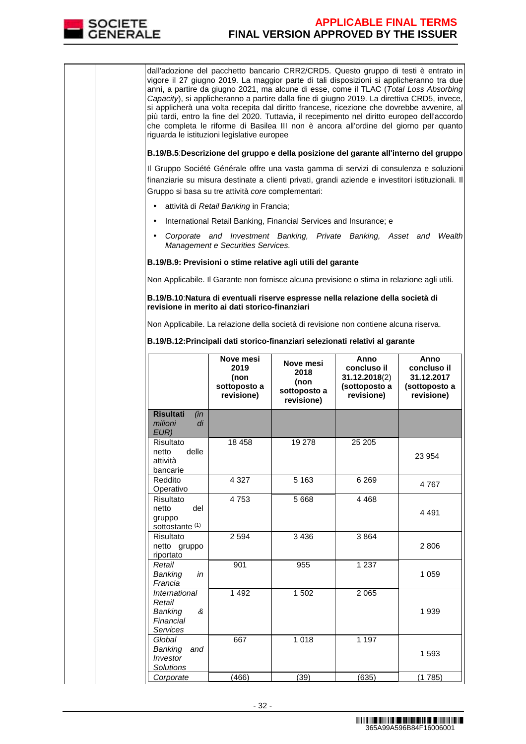dall'adozione del pacchetto bancario CRR2/CRD5. Questo gruppo di testi è entrato in vigore il 27 giugno 2019. La maggior parte di tali disposizioni si applicheranno tra due anni, a partire da giugno 2021, ma alcune di esse, come il TLAC (*Total Loss Absorbing Capacity*), si applicheranno a partire dalla fine di giugno 2019. La direttiva CRD5, invece, si applicherà una volta recepita dal diritto francese, ricezione che dovrebbe avvenire, al più tardi, entro la fine del 2020. Tuttavia, il recepimento nel diritto europeo dell'accordo che completa le riforme di Basilea III non è ancora all'ordine del giorno per quanto riguarda le istituzioni legislative europee

**B.19/B.5**:**Descrizione del gruppo e della posizione del garante all'interno del gruppo**

Il Gruppo Société Générale offre una vasta gamma di servizi di consulenza e soluzioni finanziarie su misura destinate a clienti privati, grandi aziende e investitori istituzionali. Il Gruppo si basa su tre attività *core* complementari:

- attività di *Retail Banking* in Francia;
- International Retail Banking, Financial Services and Insurance; e
- *Corporate and Investment Banking, Private Banking, Asset and Wealth Management e Securities Services.*

**B.19/B.9: Previsioni o stime relative agli utili del garante**

Non Applicabile. Il Garante non fornisce alcuna previsione o stima in relazione agli utili.

**B.19/B.10**:**Natura di eventuali riserve espresse nella relazione della società di revisione in merito ai dati storico-finanziari**

Non Applicabile. La relazione della società di revisione non contiene alcuna riserva.

**B.19/B.12**:**Principali dati storico-finanziari selezionati relativi al garante**

| | **Nove mesi 2019 (non sottoposto a revisione)** | **Nove mesi 2018 (non sottoposto a revisione)** | **Anno concluso il 31.12.2018**(2) **(sottoposto a revisione)** | **Anno concluso il 31.12.2017 (sottoposto a revisione)** |
|---|---|---|---|---|
| **Risultati** *(in milioni di EUR)* | | | | |
| Risultato netto delle attività bancarie | 18 458 | 19 278 | 25 205 | 23 954 |
| Reddito Operativo | 4 327 | 5 163 | 6 269 | 4 767 |
| Risultato netto del gruppo sottostante (1) | 4 753 | 5 668 | 4 468 | 4 491 |
| Risultato netto gruppo riportato | 2 594 | 3 436 | 3 864 | 2 806 |
| *Retail Banking in Francia* | 901 | 955 | 1 237 | 1 059 |
| *International Retail Banking & Financial Services* | 1 492 | 1 502 | 2 065 | 1 939 |
| *Global Banking and Investor Solutions* | 667 | 1 018 | 1 197 | 1 593 |
| *Corporate* | (466) | (39) | (635) | (1 785) |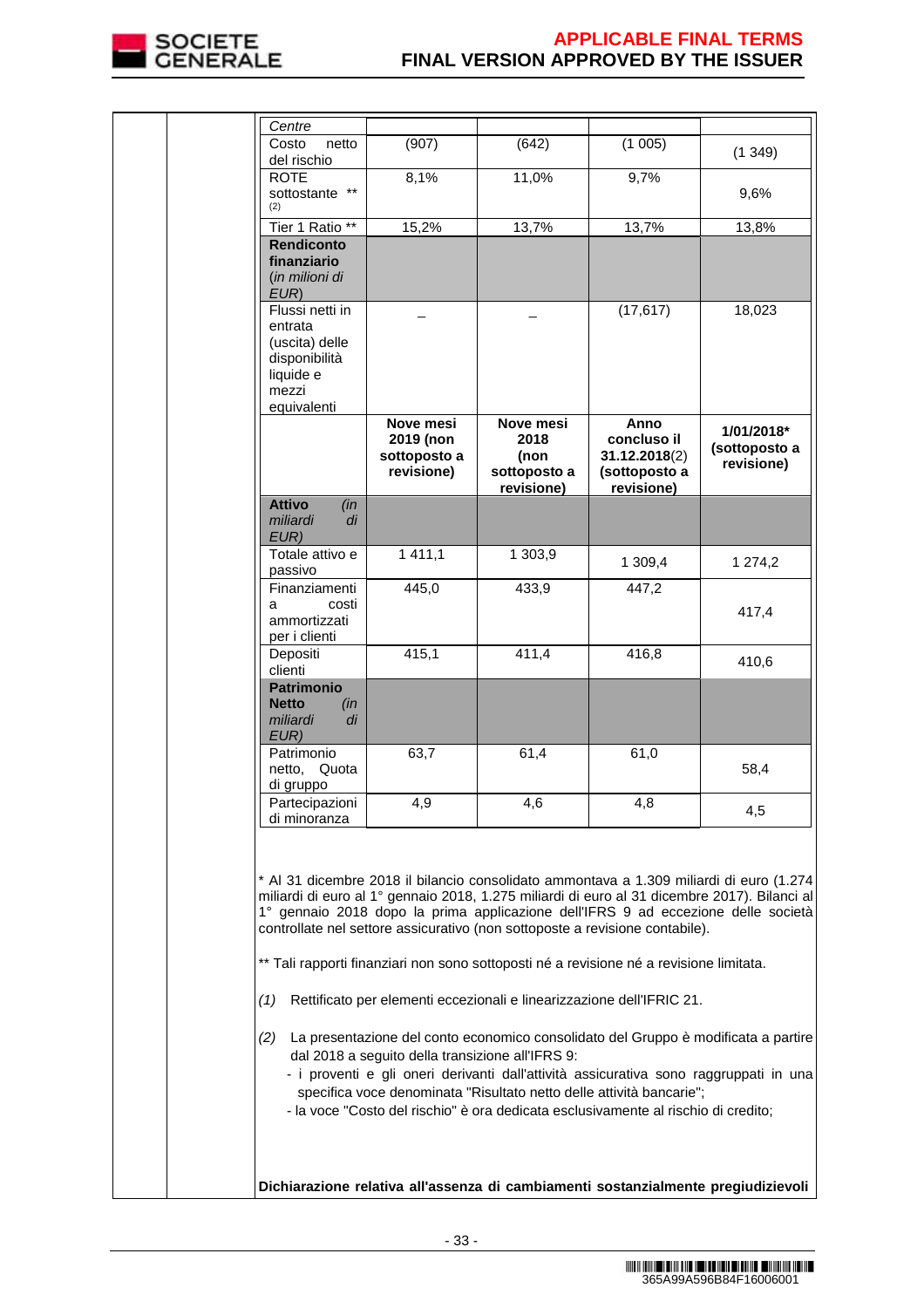| | | | | |
|---|---|---|---|---|
| *Centre* | | | | |
| Costo netto del rischio | (907) | (642) | (1 005) | (1 349) |
| ROTE sottostante ** (2) | 8,1% | 11,0% | 9,7% | 9,6% |
| Tier 1 Ratio ** | 15,2% | 13,7% | 13,7% | 13,8% |
| **Rendiconto finanziario** (*in milioni di EUR*) | | | | |
| Flussi netti in entrata (uscita) delle disponibilità liquide e mezzi equivalenti | _ | _ | (17,617) | 18,023 |
| | **Nove mesi 2019 (non sottoposto a revisione)** | **Nove mesi 2018 (non sottoposto a revisione)** | **Anno concluso il 31.12.2018**(2) **(sottoposto a revisione)** | **1/01/2018* (sottoposto a revisione)** |
| **Attivo** *(in miliardi di EUR)* | | | | |
| Totale attivo e passivo | 1 411,1 | 1 303,9 | 1 309,4 | 1 274,2 |
| Finanziamenti a costi ammortizzati per i clienti | 445,0 | 433,9 | 447,2 | 417,4 |
| Depositi clienti | 415,1 | 411,4 | 416,8 | 410,6 |
| **Patrimonio Netto** *(in miliardi di EUR)* | | | | |
| Patrimonio netto, Quota di gruppo | 63,7 | 61,4 | 61,0 | 58,4 |
| Partecipazioni di minoranza | 4,9 | 4,6 | 4,8 | 4,5 |

\* Al 31 dicembre 2018 il bilancio consolidato ammontava a 1.309 miliardi di euro (1.274 miliardi di euro al 1° gennaio 2018, 1.275 miliardi di euro al 31 dicembre 2017). Bilanci al 1° gennaio 2018 dopo la prima applicazione dell'IFRS 9 ad eccezione delle società controllate nel settore assicurativo (non sottoposte a revisione contabile).

\*\* Tali rapporti finanziari non sono sottoposti né a revisione né a revisione limitata.

*(1)* Rettificato per elementi eccezionali e linearizzazione dell'IFRIC 21.

*(2)* La presentazione del conto economico consolidato del Gruppo è modificata a partire dal 2018 a seguito della transizione all'IFRS 9:
- i proventi e gli oneri derivanti dall'attività assicurativa sono raggruppati in una specifica voce denominata "Risultato netto delle attività bancarie";
- la voce "Costo del rischio" è ora dedicata esclusivamente al rischio di credito;

**Dichiarazione relativa all'assenza di cambiamenti sostanzialmente pregiudizievoli**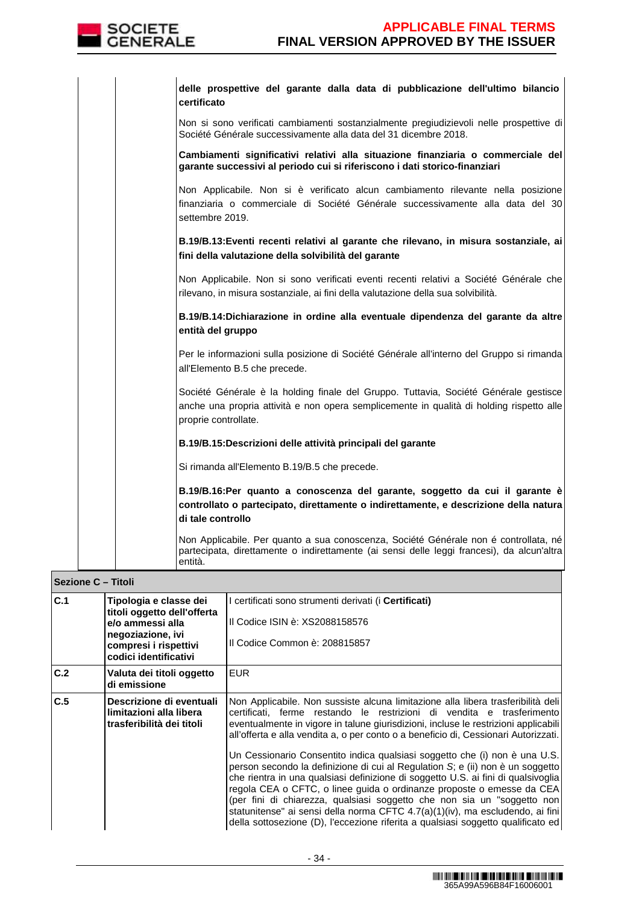| | | |
|---|---|---|
| | | **delle prospettive del garante dalla data di pubblicazione dell'ultimo bilancio certificato**<br><br>Non si sono verificati cambiamenti sostanzialmente pregiudizievoli nelle prospettive di Société Générale successivamente alla data del 31 dicembre 2018.<br><br>**Cambiamenti significativi relativi alla situazione finanziaria o commerciale del garante successivi al periodo cui si riferiscono i dati storico-finanziari**<br><br>Non Applicabile. Non si è verificato alcun cambiamento rilevante nella posizione finanziaria o commerciale di Société Générale successivamente alla data del 30 settembre 2019.<br><br>**B.19/B.13:Eventi recenti relativi al garante che rilevano, in misura sostanziale, ai fini della valutazione della solvibilità del garante**<br><br>Non Applicabile. Non si sono verificati eventi recenti relativi a Société Générale che rilevano, in misura sostanziale, ai fini della valutazione della sua solvibilità.<br><br>**B.19/B.14:Dichiarazione in ordine alla eventuale dipendenza del garante da altre entità del gruppo**<br><br>Per le informazioni sulla posizione di Société Générale all'interno del Gruppo si rimanda all'Elemento B.5 che precede.<br><br>Société Générale è la holding finale del Gruppo. Tuttavia, Société Générale gestisce anche una propria attività e non opera semplicemente in qualità di holding rispetto alle proprie controllate.<br><br>**B.19/B.15:Descrizioni delle attività principali del garante**<br><br>Si rimanda all'Elemento B.19/B.5 che precede.<br><br>**B.19/B.16:Per quanto a conoscenza del garante, soggetto da cui il garante è controllato o partecipato, direttamente o indirettamente, e descrizione della natura di tale controllo**<br><br>Non Applicabile. Per quanto a sua conoscenza, Société Générale non é controllata, né partecipata, direttamente o indirettamente (ai sensi delle leggi francesi), da alcun'altra entità. |

| **Sezione C – Titoli** | | |
|---|---|---|
| **C.1** | **Tipologia e classe dei titoli oggetto dell'offerta e/o ammessi alla negoziazione, ivi compresi i rispettivi codici identificativi** | I certificati sono strumenti derivati (i **Certificati**)<br><br>Il Codice ISIN è: XS2088158576<br><br>Il Codice Common è: 208815857 |
| **C.2** | **Valuta dei titoli oggetto di emissione** | EUR |
| **C.5** | **Descrizione di eventuali limitazioni alla libera trasferibilità dei titoli** | Non Applicabile. Non sussiste alcuna limitazione alla libera trasferibilità deli certificati, ferme restando le restrizioni di vendita e trasferimento eventualmente in vigore in talune giurisdizioni, incluse le restrizioni applicabili all'offerta e alla vendita a, o per conto o a beneficio di, Cessionari Autorizzati.<br><br>Un Cessionario Consentito indica qualsiasi soggetto che (i) non è una U.S. person secondo la definizione di cui al Regulation *S*; e (ii) non è un soggetto che rientra in una qualsiasi definizione di soggetto U.S. ai fini di qualsivoglia regola CEA o CFTC, o linee guida o ordinanze proposte o emesse da CEA (per fini di chiarezza, qualsiasi soggetto che non sia un "soggetto non statunitense" ai sensi della norma CFTC 4.7(a)(1)(iv), ma escludendo, ai fini della sottosezione (D), l'eccezione riferita a qualsiasi soggetto qualificato ed |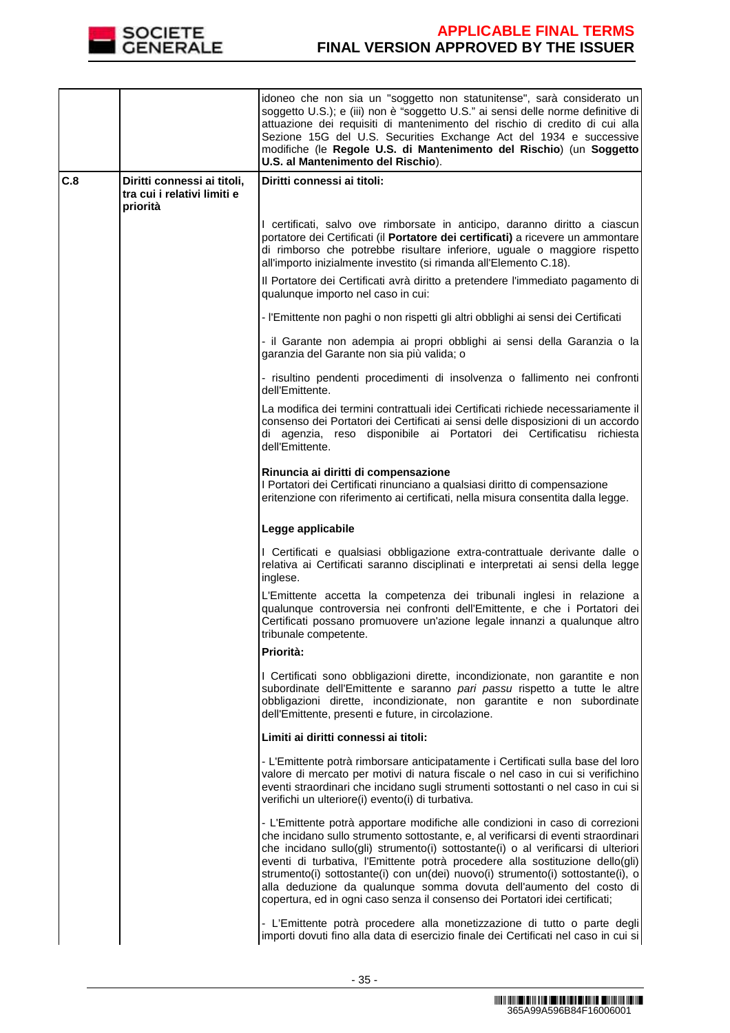| | | |
|---|---|---|
| | | idoneo che non sia un "soggetto non statunitense", sarà considerato un soggetto U.S.); e (iii) non è "soggetto U.S." ai sensi delle norme definitive di attuazione dei requisiti di mantenimento del rischio di credito di cui alla Sezione 15G del U.S. Securities Exchange Act del 1934 e successive modifiche (le **Regole U.S. di Mantenimento del Rischio**) (un **Soggetto U.S. al Mantenimento del Rischio**). |
| **C.8** | **Diritti connessi ai titoli, tra cui i relativi limiti e priorità** | **Diritti connessi ai titoli:**<br><br>I certificati, salvo ove rimborsate in anticipo, daranno diritto a ciascun portatore dei Certificati (il **Portatore dei certificati)** a ricevere un ammontare di rimborso che potrebbe risultare inferiore, uguale o maggiore rispetto all'importo inizialmente investito (si rimanda all'Elemento C.18).<br><br>Il Portatore dei Certificati avrà diritto a pretendere l'immediato pagamento di qualunque importo nel caso in cui:<br><br>- l'Emittente non paghi o non rispetti gli altri obblighi ai sensi dei Certificati<br><br>- il Garante non adempia ai propri obblighi ai sensi della Garanzia o la garanzia del Garante non sia più valida; o<br><br>- risultino pendenti procedimenti di insolvenza o fallimento nei confronti dell'Emittente.<br><br>La modifica dei termini contrattuali idei Certificati richiede necessariamente il consenso dei Portatori dei Certificati ai sensi delle disposizioni di un accordo di agenzia, reso disponibile ai Portatori dei Certificatisu richiesta dell'Emittente.<br><br>**Rinuncia ai diritti di compensazione**<br>I Portatori dei Certificati rinunciano a qualsiasi diritto di compensazione eritenzione con riferimento ai certificati, nella misura consentita dalla legge.<br><br>**Legge applicabile**<br><br>I Certificati e qualsiasi obbligazione extra-contrattuale derivante dalle o relativa ai Certificati saranno disciplinati e interpretati ai sensi della legge inglese.<br><br>L'Emittente accetta la competenza dei tribunali inglesi in relazione a qualunque controversia nei confronti dell'Emittente, e che i Portatori dei Certificati possano promuovere un'azione legale innanzi a qualunque altro tribunale competente.<br><br>**Priorità:**<br><br>I Certificati sono obbligazioni dirette, incondizionate, non garantite e non subordinate dell'Emittente e saranno *pari passu* rispetto a tutte le altre obbligazioni dirette, incondizionate, non garantite e non subordinate dell'Emittente, presenti e future, in circolazione.<br><br>**Limiti ai diritti connessi ai titoli:**<br><br>- L'Emittente potrà rimborsare anticipatamente i Certificati sulla base del loro valore di mercato per motivi di natura fiscale o nel caso in cui si verifichino eventi straordinari che incidano sugli strumenti sottostanti o nel caso in cui si verifichi un ulteriore(i) evento(i) di turbativa.<br><br>- L'Emittente potrà apportare modifiche alle condizioni in caso di correzioni che incidano sullo strumento sottostante, e, al verificarsi di eventi straordinari che incidano sullo(gli) strumento(i) sottostante(i) o al verificarsi di ulteriori eventi di turbativa, l'Emittente potrà procedere alla sostituzione dello(gli) strumento(i) sottostante(i) con un(dei) nuovo(i) strumento(i) sottostante(i), o alla deduzione da qualunque somma dovuta dell'aumento del costo di copertura, ed in ogni caso senza il consenso dei Portatori idei certificati;<br><br>- L'Emittente potrà procedere alla monetizzazione di tutto o parte degli importi dovuti fino alla data di esercizio finale dei Certificati nel caso in cui si |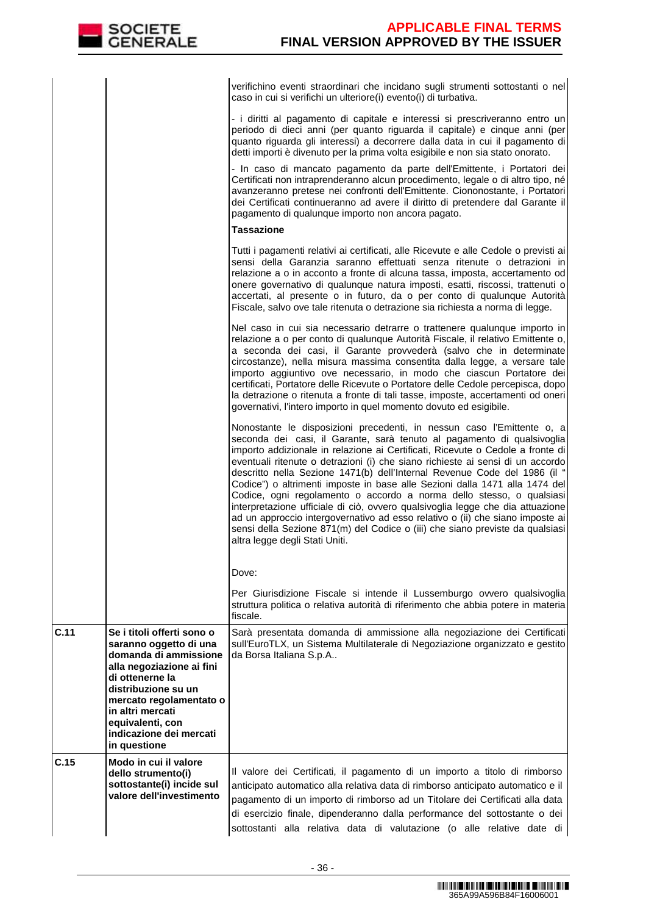| | | |
|---|---|---|
| | | verifichino eventi straordinari che incidano sugli strumenti sottostanti o nel caso in cui si verifichi un ulteriore(i) evento(i) di turbativa.<br><br>- i diritti al pagamento di capitale e interessi si prescriveranno entro un periodo di dieci anni (per quanto riguarda il capitale) e cinque anni (per quanto riguarda gli interessi) a decorrere dalla data in cui il pagamento di detti importi è divenuto per la prima volta esigibile e non sia stato onorato.<br><br>- In caso di mancato pagamento da parte dell'Emittente, i Portatori dei Certificati non intraprenderanno alcun procedimento, legale o di altro tipo, né avanzeranno pretese nei confronti dell'Emittente. Ciononostante, i Portatori dei Certificati continueranno ad avere il diritto di pretendere dal Garante il pagamento di qualunque importo non ancora pagato.<br><br>**Tassazione**<br><br>Tutti i pagamenti relativi ai certificati, alle Ricevute e alle Cedole o previsti ai sensi della Garanzia saranno effettuati senza ritenute o detrazioni in relazione a o in acconto a fronte di alcuna tassa, imposta, accertamento od onere governativo di qualunque natura imposti, esatti, riscossi, trattenuti o accertati, al presente o in futuro, da o per conto di qualunque Autorità Fiscale, salvo ove tale ritenuta o detrazione sia richiesta a norma di legge.<br><br>Nel caso in cui sia necessario detrarre o trattenere qualunque importo in relazione a o per conto di qualunque Autorità Fiscale, il relativo Emittente o, a seconda dei casi, il Garante provvederà (salvo che in determinate circostanze), nella misura massima consentita dalla legge, a versare tale importo aggiuntivo ove necessario, in modo che ciascun Portatore dei certificati, Portatore delle Ricevute o Portatore delle Cedole percepisca, dopo la detrazione o ritenuta a fronte di tali tasse, imposte, accertamenti od oneri governativi, l'intero importo in quel momento dovuto ed esigibile.<br><br>Nonostante le disposizioni precedenti, in nessun caso l'Emittente o, a seconda dei casi, il Garante, sarà tenuto al pagamento di qualsivoglia importo addizionale in relazione ai Certificati, Ricevute o Cedole a fronte di eventuali ritenute o detrazioni (i) che siano richieste ai sensi di un accordo descritto nella Sezione 1471(b) dell'Internal Revenue Code del 1986 (il " Codice") o altrimenti imposte in base alle Sezioni dalla 1471 alla 1474 del Codice, ogni regolamento o accordo a norma dello stesso, o qualsiasi interpretazione ufficiale di ciò, ovvero qualsivoglia legge che dia attuazione ad un approccio intergovernativo ad esso relativo o (ii) che siano imposte ai sensi della Sezione 871(m) del Codice o (iii) che siano previste da qualsiasi altra legge degli Stati Uniti.<br><br>Dove:<br><br>Per Giurisdizione Fiscale si intende il Lussemburgo ovvero qualsivoglia struttura politica o relativa autorità di riferimento che abbia potere in materia fiscale. |
| **C.11** | **Se i titoli offerti sono o saranno oggetto di una domanda di ammissione alla negoziazione ai fini di ottenerne la distribuzione su un mercato regolamentato o in altri mercati equivalenti, con indicazione dei mercati in questione** | Sarà presentata domanda di ammissione alla negoziazione dei Certificati sull'EuroTLX, un Sistema Multilaterale di Negoziazione organizzato e gestito da Borsa Italiana S.p.A.. |
| **C.15** | **Modo in cui il valore dello strumento(i) sottostante(i) incide sul valore dell'investimento** | Il valore dei Certificati, il pagamento di un importo a titolo di rimborso anticipato automatico alla relativa data di rimborso anticipato automatico e il pagamento di un importo di rimborso ad un Titolare dei Certificati alla data di esercizio finale, dipenderanno dalla performance del sottostante o dei sottostanti alla relativa data di valutazione (o alle relative date di |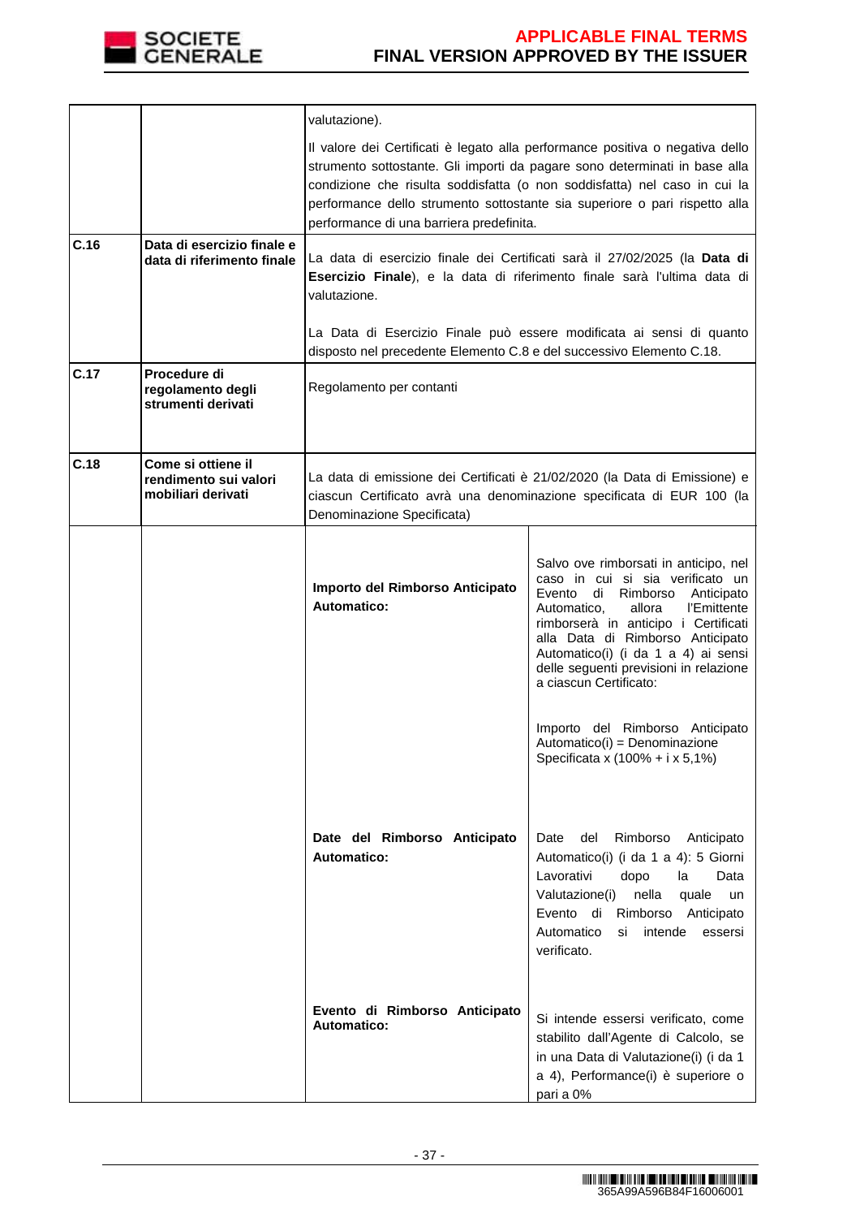| | | | |
|---|---|---|---|
| | | valutazione).<br><br>Il valore dei Certificati è legato alla performance positiva o negativa dello strumento sottostante. Gli importi da pagare sono determinati in base alla condizione che risulta soddisfatta (o non soddisfatta) nel caso in cui la performance dello strumento sottostante sia superiore o pari rispetto alla performance di una barriera predefinita. | |
| **C.16** | **Data di esercizio finale e data di riferimento finale** | La data di esercizio finale dei Certificati sarà il 27/02/2025 (la **Data di Esercizio Finale**), e la data di riferimento finale sarà l'ultima data di valutazione.<br><br>La Data di Esercizio Finale può essere modificata ai sensi di quanto disposto nel precedente Elemento C.8 e del successivo Elemento C.18. | |
| **C.17** | **Procedure di regolamento degli strumenti derivati** | Regolamento per contanti | |
| **C.18** | **Come si ottiene il rendimento sui valori mobiliari derivati** | La data di emissione dei Certificati è 21/02/2020 (la Data di Emissione) e ciascun Certificato avrà una denominazione specificata di EUR 100 (la Denominazione Specificata) | |
| | | **Importo del Rimborso Anticipato Automatico:** | Salvo ove rimborsati in anticipo, nel caso in cui si sia verificato un Evento di Rimborso Anticipato Automatico, allora l'Emittente rimborserà in anticipo i Certificati alla Data di Rimborso Anticipato Automatico(i) (i da 1 a 4) ai sensi delle seguenti previsioni in relazione a ciascun Certificato:<br><br>Importo del Rimborso Anticipato Automatico(i) = Denominazione Specificata x (100% + i x 5,1%) |
| | | **Date del Rimborso Anticipato Automatico:** | Date del Rimborso Anticipato Automatico(i) (i da 1 a 4): 5 Giorni Lavorativi dopo la Data Valutazione(i) nella quale un Evento di Rimborso Anticipato Automatico si intende essersi verificato. |
| | | **Evento di Rimborso Anticipato Automatico:** | Si intende essersi verificato, come stabilito dall'Agente di Calcolo, se in una Data di Valutazione(i) (i da 1 a 4), Performance(i) è superiore o pari a 0% |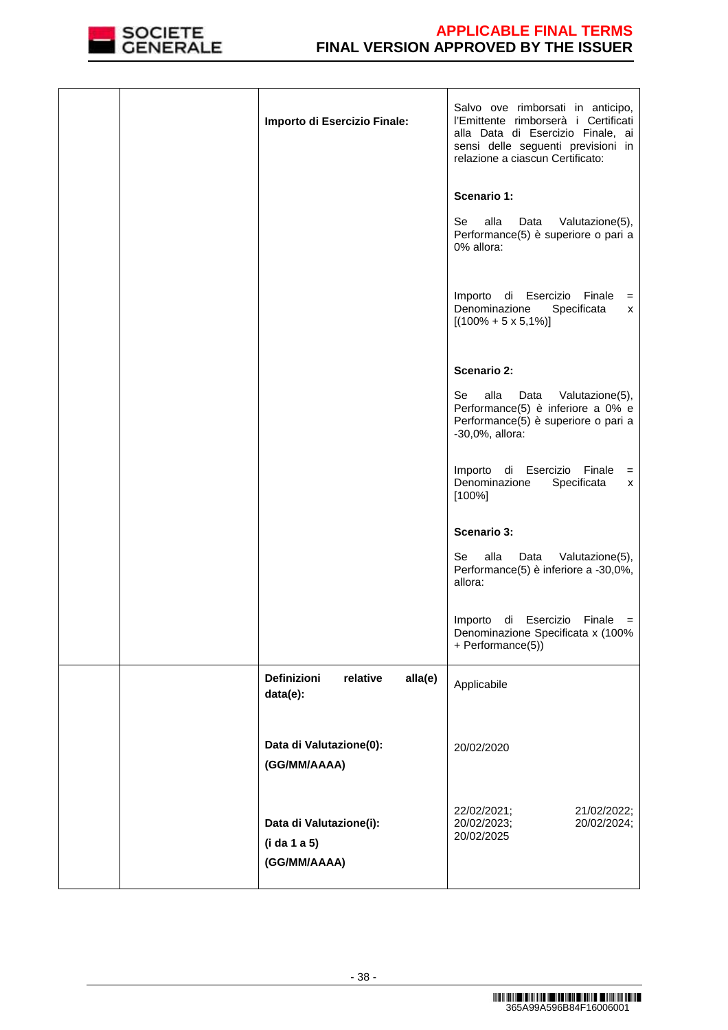| | | | |
|---|---|---|---|
| | | **Importo di Esercizio Finale:** | Salvo ove rimborsati in anticipo, l'Emittente rimborserà i Certificati alla Data di Esercizio Finale, ai sensi delle seguenti previsioni in relazione a ciascun Certificato:<br><br>**Scenario 1:**<br><br>Se alla Data Valutazione(5), Performance(5) è superiore o pari a 0% allora:<br><br>Importo di Esercizio Finale = Denominazione Specificata x [(100% + 5 x 5,1%)]<br><br>**Scenario 2:**<br><br>Se alla Data Valutazione(5), Performance(5) è inferiore a 0% e Performance(5) è superiore o pari a -30,0%, allora:<br><br>Importo di Esercizio Finale = Denominazione Specificata x [100%]<br><br>**Scenario 3:**<br><br>Se alla Data Valutazione(5), Performance(5) è inferiore a -30,0%, allora:<br><br>Importo di Esercizio Finale = Denominazione Specificata x (100% + Performance(5)) |
| | | **Definizioni relative alla(e) data(e):**<br><br>**Data di Valutazione(0): (GG/MM/AAAA)**<br><br>**Data di Valutazione(i): (i da 1 a 5) (GG/MM/AAAA)** | Applicabile<br><br>20/02/2020<br><br>22/02/2021; 21/02/2022; 20/02/2023; 20/02/2024; 20/02/2025 |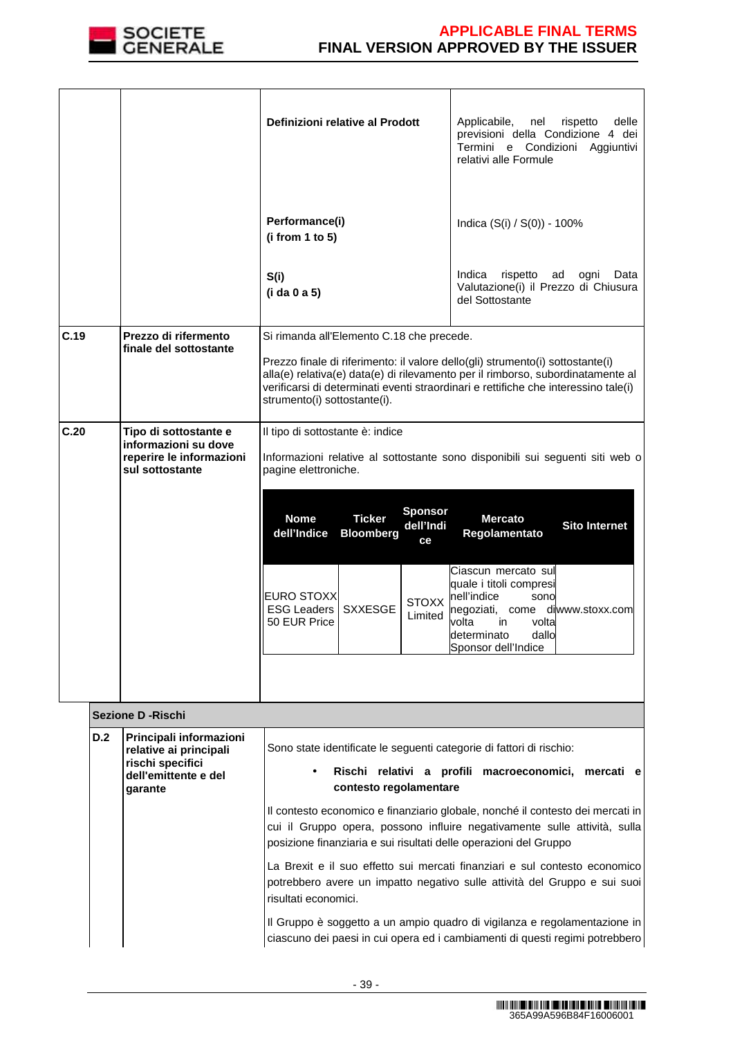| | | | |
|---|---|---|---|
| | | **Definizioni relative al Prodott** | Applicabile, nel rispetto delle previsioni della Condizione 4 dei Termini e Condizioni Aggiuntivi relativi alle Formule |
| | | **Performance(i)** **(i from 1 to 5)** | Indica (S(i) / S(0)) - 100% |
| | | **S(i)** **(i da 0 a 5)** | Indica rispetto ad ogni Data Valutazione(i) il Prezzo di Chiusura del Sottostante |
| **C.19** | **Prezzo di rifermento finale del sottostante** | Si rimanda all'Elemento C.18 che precede.<br><br>Prezzo finale di riferimento: il valore dello(gli) strumento(i) sottostante(i) alla(e) relativa(e) data(e) di rilevamento per il rimborso, subordinatamente al verificarsi di determinati eventi straordinari e rettifiche che interessino tale(i) strumento(i) sottostante(i). | |
| **C.20** | **Tipo di sottostante e informazioni su dove reperire le informazioni sul sottostante** | Il tipo di sottostante è: indice<br><br>Informazioni relative al sottostante sono disponibili sui seguenti siti web o pagine elettroniche. | |

| Nome dell'Indice | Ticker Bloomberg | Sponsor dell'Indice | Mercato Regolamentato | Sito Internet |
|---|---|---|---|---|
| EURO STOXX ESG Leaders 50 EUR Price | SXXESGE | STOXX Limited | Ciascun mercato sul quale i titoli compresi nell'indice sono negoziati, come di volta in volta determinato dallo Sponsor dell'Indice | www.stoxx.com |

**Sezione D -Rischi**

| | | |
|---|---|---|
| **D.2** | **Principali informazioni relative ai principali rischi specifici dell'emittente e del garante** | Sono state identificate le seguenti categorie di fattori di rischio:<br><br>• **Rischi relativi a profili macroeconomici, mercati e contesto regolamentare**<br><br>Il contesto economico e finanziario globale, nonché il contesto dei mercati in cui il Gruppo opera, possono influire negativamente sulle attività, sulla posizione finanziaria e sui risultati delle operazioni del Gruppo<br><br>La Brexit e il suo effetto sui mercati finanziari e sul contesto economico potrebbero avere un impatto negativo sulle attività del Gruppo e sui suoi risultati economici.<br><br>Il Gruppo è soggetto a un ampio quadro di vigilanza e regolamentazione in ciascuno dei paesi in cui opera ed i cambiamenti di questi regimi potrebbero |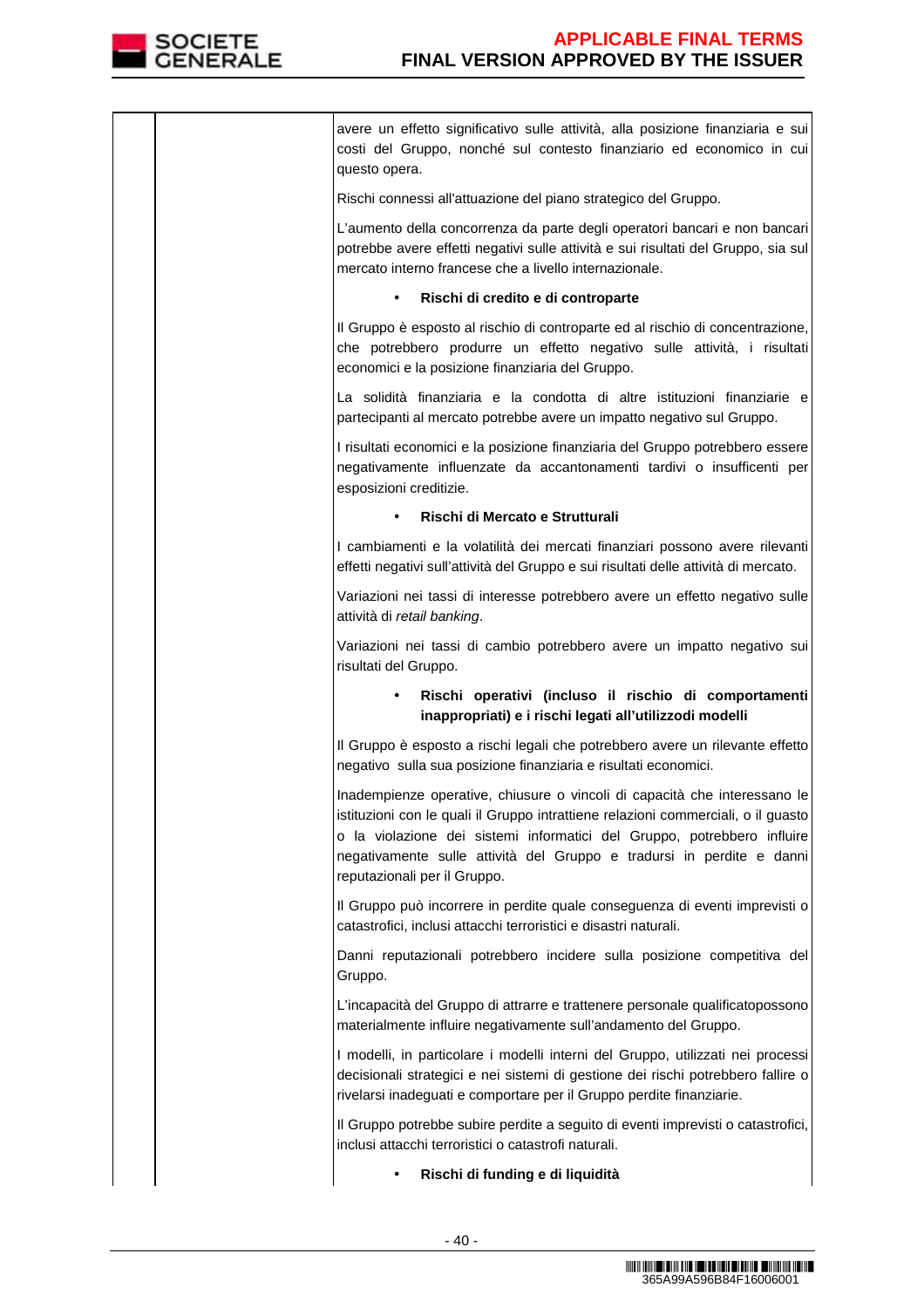| | | avere un effetto significativo sulle attività, alla posizione finanziaria e sui costi del Gruppo, nonché sul contesto finanziario ed economico in cui questo opera.<br><br>Rischi connessi all'attuazione del piano strategico del Gruppo.<br><br>L'aumento della concorrenza da parte degli operatori bancari e non bancari potrebbe avere effetti negativi sulle attività e sui risultati del Gruppo, sia sul mercato interno francese che a livello internazionale.<br><br>• **Rischi di credito e di controparte**<br><br>Il Gruppo è esposto al rischio di controparte ed al rischio di concentrazione, che potrebbero produrre un effetto negativo sulle attività, i risultati economici e la posizione finanziaria del Gruppo.<br><br>La solidità finanziaria e la condotta di altre istituzioni finanziarie e partecipanti al mercato potrebbe avere un impatto negativo sul Gruppo.<br><br>I risultati economici e la posizione finanziaria del Gruppo potrebbero essere negativamente influenzate da accantonamenti tardivi o insufficenti per esposizioni creditizie.<br><br>• **Rischi di Mercato e Strutturali**<br><br>I cambiamenti e la volatilità dei mercati finanziari possono avere rilevanti effetti negativi sull'attività del Gruppo e sui risultati delle attività di mercato.<br><br>Variazioni nei tassi di interesse potrebbero avere un effetto negativo sulle attività di *retail banking*.<br><br>Variazioni nei tassi di cambio potrebbero avere un impatto negativo sui risultati del Gruppo.<br><br>• **Rischi operativi (incluso il rischio di comportamenti inappropriati) e i rischi legati all'utilizzodi modelli**<br><br>Il Gruppo è esposto a rischi legali che potrebbero avere un rilevante effetto negativo sulla sua posizione finanziaria e risultati economici.<br><br>Inadempienze operative, chiusure o vincoli di capacità che interessano le istituzioni con le quali il Gruppo intrattiene relazioni commerciali, o il guasto o la violazione dei sistemi informatici del Gruppo, potrebbero influire negativamente sulle attività del Gruppo e tradursi in perdite e danni reputazionali per il Gruppo.<br><br>Il Gruppo può incorrere in perdite quale conseguenza di eventi imprevisti o catastrofici, inclusi attacchi terroristici e disastri naturali.<br><br>Danni reputazionali potrebbero incidere sulla posizione competitiva del Gruppo.<br><br>L'incapacità del Gruppo di attrarre e trattenere personale qualificatopossono materialmente influire negativamente sull'andamento del Gruppo.<br><br>I modelli, in particolare i modelli interni del Gruppo, utilizzati nei processi decisionali strategici e nei sistemi di gestione dei rischi potrebbero fallire o rivelarsi inadeguati e comportare per il Gruppo perdite finanziarie.<br><br>Il Gruppo potrebbe subire perdite a seguito di eventi imprevisti o catastrofici, inclusi attacchi terroristici o catastrofi naturali.<br><br>• **Rischi di funding e di liquidità** |
|---|---|---|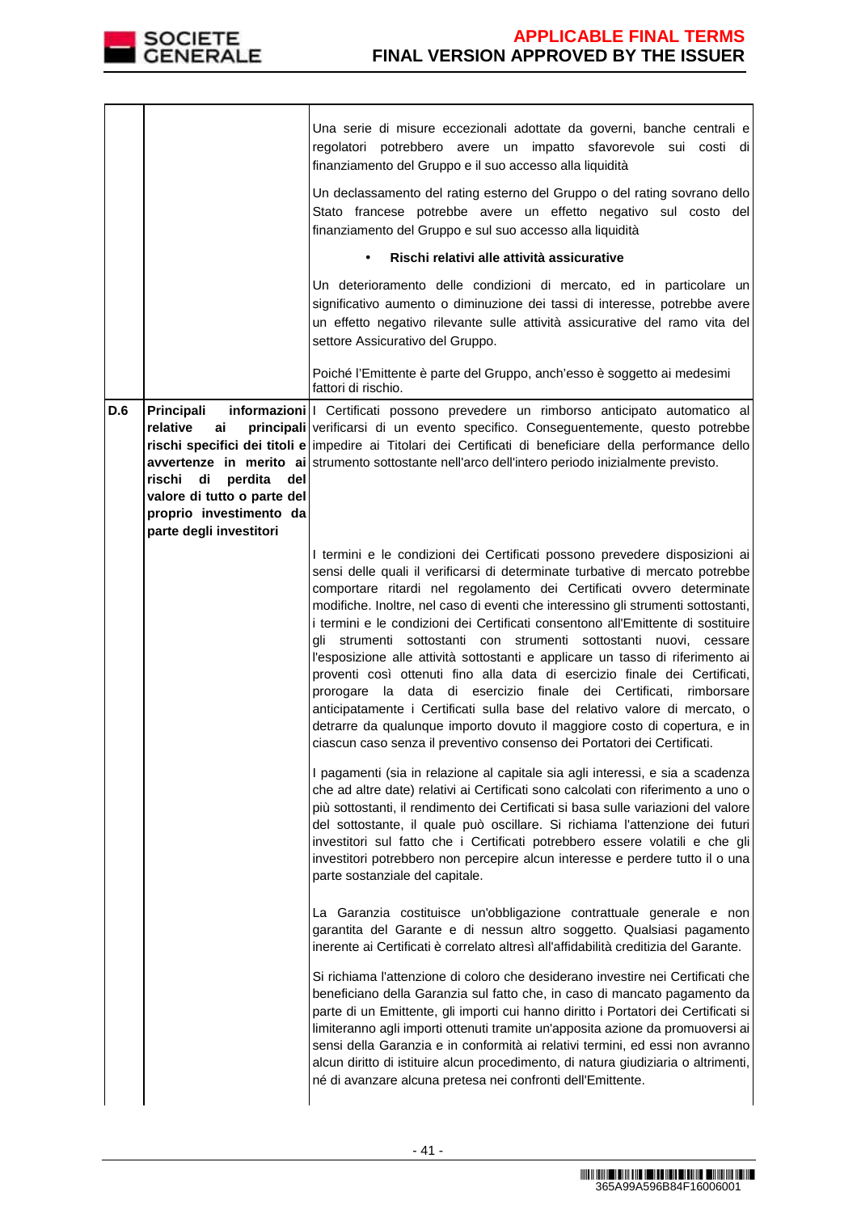| | | |
|---|---|---|
| | | Una serie di misure eccezionali adottate da governi, banche centrali e regolatori potrebbero avere un impatto sfavorevole sui costi di finanziamento del Gruppo e il suo accesso alla liquidità<br><br>Un declassamento del rating esterno del Gruppo o del rating sovrano dello Stato francese potrebbe avere un effetto negativo sul costo del finanziamento del Gruppo e sul suo accesso alla liquidità<br><br>• **Rischi relativi alle attività assicurative**<br><br>Un deterioramento delle condizioni di mercato, ed in particolare un significativo aumento o diminuzione dei tassi di interesse, potrebbe avere un effetto negativo rilevante sulle attività assicurative del ramo vita del settore Assicurativo del Gruppo.<br><br>Poiché l'Emittente è parte del Gruppo, anch'esso è soggetto ai medesimi fattori di rischio. |
| **D.6** | **Principali informazioni relative ai principali rischi specifici dei titoli e avvertenze in merito ai rischi di perdita del valore di tutto o parte del proprio investimento da parte degli investitori** | I Certificati possono prevedere un rimborso anticipato automatico al verificarsi di un evento specifico. Conseguentemente, questo potrebbe impedire ai Titolari dei Certificati di beneficiare della performance dello strumento sottostante nell'arco dell'intero periodo inizialmente previsto.<br><br>I termini e le condizioni dei Certificati possono prevedere disposizioni ai sensi delle quali il verificarsi di determinate turbative di mercato potrebbe comportare ritardi nel regolamento dei Certificati ovvero determinate modifiche. Inoltre, nel caso di eventi che interessino gli strumenti sottostanti, i termini e le condizioni dei Certificati consentono all'Emittente di sostituire gli strumenti sottostanti con strumenti sottostanti nuovi, cessare l'esposizione alle attività sottostanti e applicare un tasso di riferimento ai proventi così ottenuti fino alla data di esercizio finale dei Certificati, prorogare la data di esercizio finale dei Certificati, rimborsare anticipatamente i Certificati sulla base del relativo valore di mercato, o detrarre da qualunque importo dovuto il maggiore costo di copertura, e in ciascun caso senza il preventivo consenso dei Portatori dei Certificati.<br><br>I pagamenti (sia in relazione al capitale sia agli interessi, e sia a scadenza che ad altre date) relativi ai Certificati sono calcolati con riferimento a uno o più sottostanti, il rendimento dei Certificati si basa sulle variazioni del valore del sottostante, il quale può oscillare. Si richiama l'attenzione dei futuri investitori sul fatto che i Certificati potrebbero essere volatili e che gli investitori potrebbero non percepire alcun interesse e perdere tutto il o una parte sostanziale del capitale.<br><br>La Garanzia costituisce un'obbligazione contrattuale generale e non garantita del Garante e di nessun altro soggetto. Qualsiasi pagamento inerente ai Certificati è correlato altresì all'affidabilità creditizia del Garante.<br><br>Si richiama l'attenzione di coloro che desiderano investire nei Certificati che beneficiano della Garanzia sul fatto che, in caso di mancato pagamento da parte di un Emittente, gli importi cui hanno diritto i Portatori dei Certificati si limiteranno agli importi ottenuti tramite un'apposita azione da promuoversi ai sensi della Garanzia e in conformità ai relativi termini, ed essi non avranno alcun diritto di istituire alcun procedimento, di natura giudiziaria o altrimenti, né di avanzare alcuna pretesa nei confronti dell'Emittente. |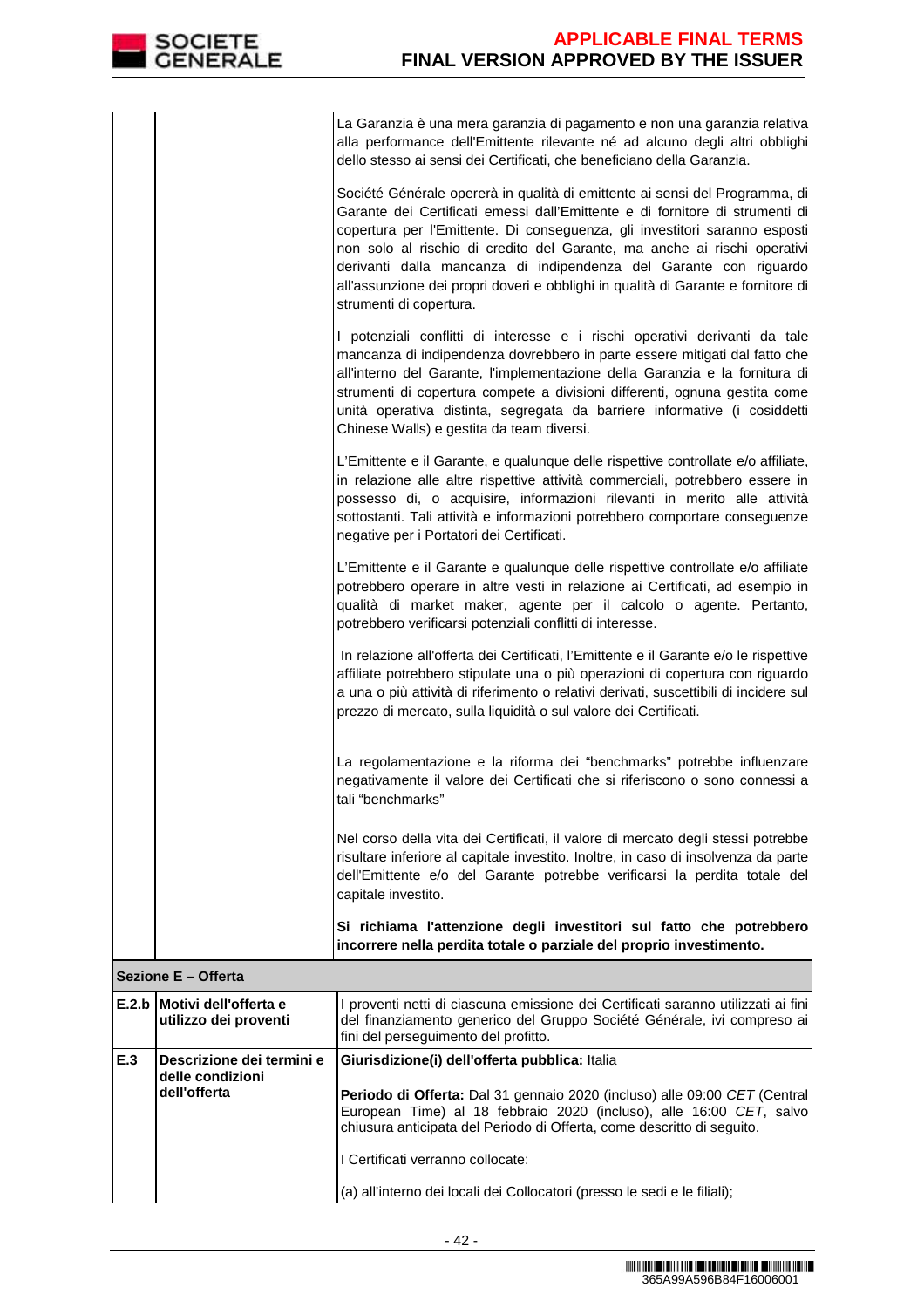| | | |
|---|---|---|
| | | La Garanzia è una mera garanzia di pagamento e non una garanzia relativa alla performance dell'Emittente rilevante né ad alcuno degli altri obblighi dello stesso ai sensi dei Certificati, che beneficiano della Garanzia.<br><br>Société Générale opererà in qualità di emittente ai sensi del Programma, di Garante dei Certificati emessi dall'Emittente e di fornitore di strumenti di copertura per l'Emittente. Di conseguenza, gli investitori saranno esposti non solo al rischio di credito del Garante, ma anche ai rischi operativi derivanti dalla mancanza di indipendenza del Garante con riguardo all'assunzione dei propri doveri e obblighi in qualità di Garante e fornitore di strumenti di copertura.<br><br>I potenziali conflitti di interesse e i rischi operativi derivanti da tale mancanza di indipendenza dovrebbero in parte essere mitigati dal fatto che all'interno del Garante, l'implementazione della Garanzia e la fornitura di strumenti di copertura compete a divisioni differenti, ognuna gestita come unità operativa distinta, segregata da barriere informative (i cosiddetti Chinese Walls) e gestita da team diversi.<br><br>L'Emittente e il Garante, e qualunque delle rispettive controllate e/o affiliate, in relazione alle altre rispettive attività commerciali, potrebbero essere in possesso di, o acquisire, informazioni rilevanti in merito alle attività sottostanti. Tali attività e informazioni potrebbero comportare conseguenze negative per i Portatori dei Certificati.<br><br>L'Emittente e il Garante e qualunque delle rispettive controllate e/o affiliate potrebbero operare in altre vesti in relazione ai Certificati, ad esempio in qualità di market maker, agente per il calcolo o agente. Pertanto, potrebbero verificarsi potenziali conflitti di interesse.<br><br>In relazione all'offerta dei Certificati, l'Emittente e il Garante e/o le rispettive affiliate potrebbero stipulate una o più operazioni di copertura con riguardo a una o più attività di riferimento o relativi derivati, suscettibili di incidere sul prezzo di mercato, sulla liquidità o sul valore dei Certificati.<br><br>La regolamentazione e la riforma dei "benchmarks" potrebbe influenzare negativamente il valore dei Certificati che si riferiscono o sono connessi a tali "benchmarks"<br><br>Nel corso della vita dei Certificati, il valore di mercato degli stessi potrebbe risultare inferiore al capitale investito. Inoltre, in caso di insolvenza da parte dell'Emittente e/o del Garante potrebbe verificarsi la perdita totale del capitale investito.<br><br>**Si richiama l'attenzione degli investitori sul fatto che potrebbero incorrere nella perdita totale o parziale del proprio investimento.** |
| **Sezione E – Offerta** | | |
| **E.2.b** | **Motivi dell'offerta e utilizzo dei proventi** | I proventi netti di ciascuna emissione dei Certificati saranno utilizzati ai fini del finanziamento generico del Gruppo Société Générale, ivi compreso ai fini del perseguimento del profitto. |
| **E.3** | **Descrizione dei termini e delle condizioni dell'offerta** | **Giurisdizione(i) dell'offerta pubblica:** Italia<br><br>**Periodo di Offerta:** Dal 31 gennaio 2020 (incluso) alle 09:00 *CET* (Central European Time) al 18 febbraio 2020 (incluso), alle 16:00 *CET*, salvo chiusura anticipata del Periodo di Offerta, come descritto di seguito.<br><br>I Certificati verranno collocate:<br><br>(a) all'interno dei locali dei Collocatori (presso le sedi e le filiali); |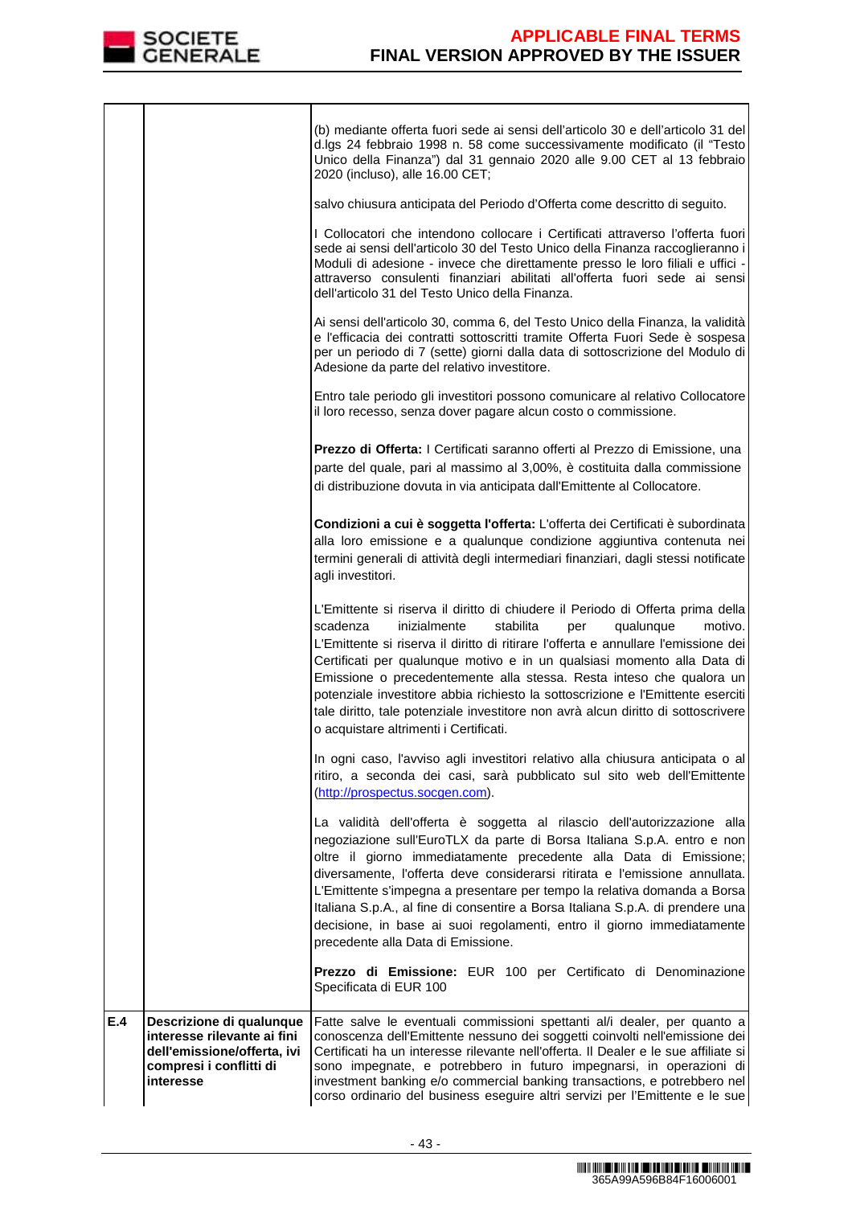| | | |
|---|---|---|
| | | (b) mediante offerta fuori sede ai sensi dell'articolo 30 e dell'articolo 31 del d.lgs 24 febbraio 1998 n. 58 come successivamente modificato (il "Testo Unico della Finanza") dal 31 gennaio 2020 alle 9.00 CET al 13 febbraio 2020 (incluso), alle 16.00 CET;<br><br>salvo chiusura anticipata del Periodo d'Offerta come descritto di seguito.<br><br>I Collocatori che intendono collocare i Certificati attraverso l'offerta fuori sede ai sensi dell'articolo 30 del Testo Unico della Finanza raccoglieranno i Moduli di adesione - invece che direttamente presso le loro filiali e uffici - attraverso consulenti finanziari abilitati all'offerta fuori sede ai sensi dell'articolo 31 del Testo Unico della Finanza.<br><br>Ai sensi dell'articolo 30, comma 6, del Testo Unico della Finanza, la validità e l'efficacia dei contratti sottoscritti tramite Offerta Fuori Sede è sospesa per un periodo di 7 (sette) giorni dalla data di sottoscrizione del Modulo di Adesione da parte del relativo investitore.<br><br>Entro tale periodo gli investitori possono comunicare al relativo Collocatore il loro recesso, senza dover pagare alcun costo o commissione.<br><br>**Prezzo di Offerta:** I Certificati saranno offerti al Prezzo di Emissione, una parte del quale, pari al massimo al 3,00%, è costituita dalla commissione di distribuzione dovuta in via anticipata dall'Emittente al Collocatore.<br><br>**Condizioni a cui è soggetta l'offerta:** L'offerta dei Certificati è subordinata alla loro emissione e a qualunque condizione aggiuntiva contenuta nei termini generali di attività degli intermediari finanziari, dagli stessi notificate agli investitori.<br><br>L'Emittente si riserva il diritto di chiudere il Periodo di Offerta prima della scadenza inizialmente stabilita per qualunque motivo. L'Emittente si riserva il diritto di ritirare l'offerta e annullare l'emissione dei Certificati per qualunque motivo e in un qualsiasi momento alla Data di Emissione o precedentemente alla stessa. Resta inteso che qualora un potenziale investitore abbia richiesto la sottoscrizione e l'Emittente eserciti tale diritto, tale potenziale investitore non avrà alcun diritto di sottoscrivere o acquistare altrimenti i Certificati.<br><br>In ogni caso, l'avviso agli investitori relativo alla chiusura anticipata o al ritiro, a seconda dei casi, sarà pubblicato sul sito web dell'Emittente (http://prospectus.socgen.com).<br><br>La validità dell'offerta è soggetta al rilascio dell'autorizzazione alla negoziazione sull'EuroTLX da parte di Borsa Italiana S.p.A. entro e non oltre il giorno immediatamente precedente alla Data di Emissione; diversamente, l'offerta deve considerarsi ritirata e l'emissione annullata. L'Emittente s'impegna a presentare per tempo la relativa domanda a Borsa Italiana S.p.A., al fine di consentire a Borsa Italiana S.p.A. di prendere una decisione, in base ai suoi regolamenti, entro il giorno immediatamente precedente alla Data di Emissione.<br><br>**Prezzo di Emissione:** EUR 100 per Certificato di Denominazione Specificata di EUR 100 |
| **E.4** | **Descrizione di qualunque interesse rilevante ai fini dell'emissione/offerta, ivi compresi i conflitti di interesse** | Fatte salve le eventuali commissioni spettanti al/i dealer, per quanto a conoscenza dell'Emittente nessuno dei soggetti coinvolti nell'emissione dei Certificati ha un interesse rilevante nell'offerta. Il Dealer e le sue affiliate si sono impegnate, e potrebbero in futuro impegnarsi, in operazioni di investment banking e/o commercial banking transactions, e potrebbero nel corso ordinario del business eseguire altri servizi per l'Emittente e le sue |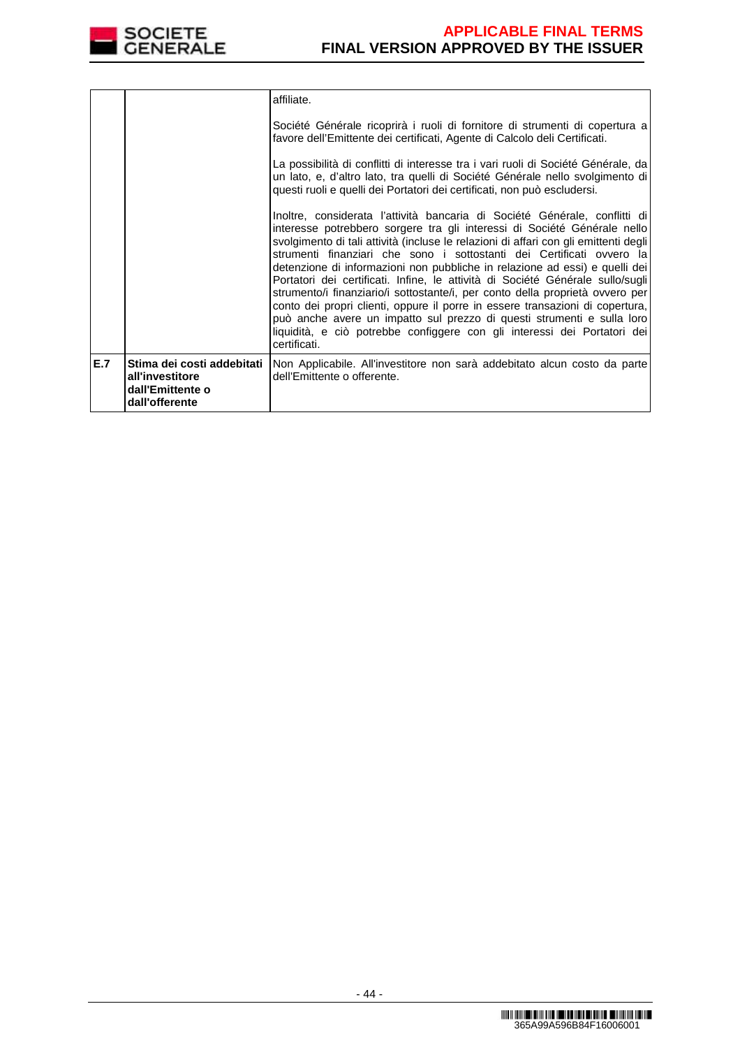| | | |
|---|---|---|
| | | affiliate.<br><br>Société Générale ricoprirà i ruoli di fornitore di strumenti di copertura a favore dell'Emittente dei certificati, Agente di Calcolo deli Certificati.<br><br>La possibilità di conflitti di interesse tra i vari ruoli di Société Générale, da un lato, e, d'altro lato, tra quelli di Société Générale nello svolgimento di questi ruoli e quelli dei Portatori dei certificati, non può escludersi.<br><br>Inoltre, considerata l'attività bancaria di Société Générale, conflitti di interesse potrebbero sorgere tra gli interessi di Société Générale nello svolgimento di tali attività (incluse le relazioni di affari con gli emittenti degli strumenti finanziari che sono i sottostanti dei Certificati ovvero la detenzione di informazioni non pubbliche in relazione ad essi) e quelli dei Portatori dei certificati. Infine, le attività di Société Générale sullo/sugli strumento/i finanziario/i sottostante/i, per conto della proprietà ovvero per conto dei propri clienti, oppure il porre in essere transazioni di copertura, può anche avere un impatto sul prezzo di questi strumenti e sulla loro liquidità, e ciò potrebbe configgere con gli interessi dei Portatori dei certificati. |
| **E.7** | **Stima dei costi addebitati all'investitore dall'Emittente o dall'offerente** | Non Applicabile. All'investitore non sarà addebitato alcun costo da parte dell'Emittente o offerente. |